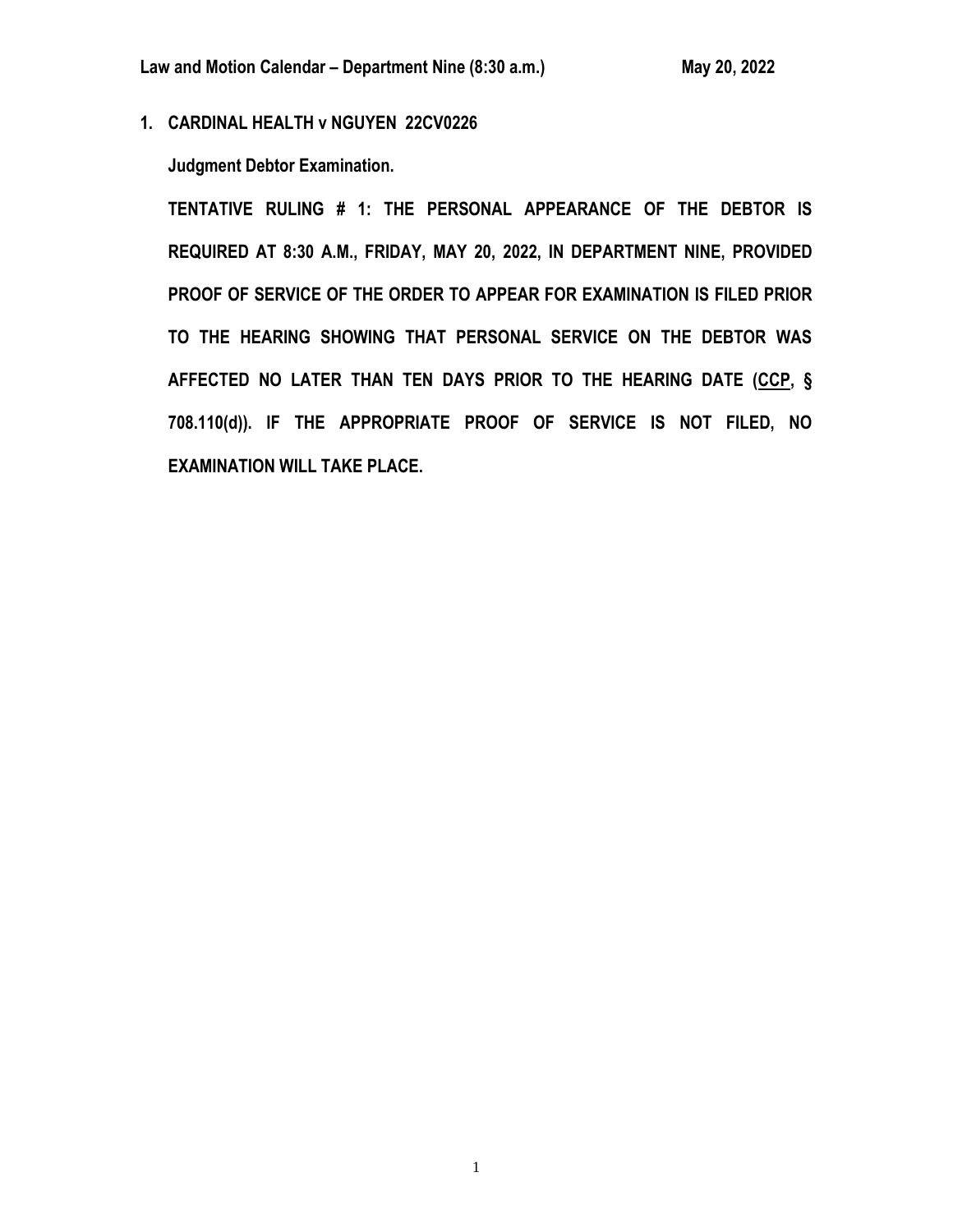**Law and Motion Calendar – Department Nine (8:30 a.m.) May 20, 2022**

**1. CARDINAL HEALTH v NGUYEN 22CV0226**

**Judgment Debtor Examination.**

**TENTATIVE RULING # 1: THE PERSONAL APPEARANCE OF THE DEBTOR IS REQUIRED AT 8:30 A.M., FRIDAY, MAY 20, 2022, IN DEPARTMENT NINE, PROVIDED PROOF OF SERVICE OF THE ORDER TO APPEAR FOR EXAMINATION IS FILED PRIOR TO THE HEARING SHOWING THAT PERSONAL SERVICE ON THE DEBTOR WAS AFFECTED NO LATER THAN TEN DAYS PRIOR TO THE HEARING DATE (CCP, § 708.110(d)). IF THE APPROPRIATE PROOF OF SERVICE IS NOT FILED, NO EXAMINATION WILL TAKE PLACE.**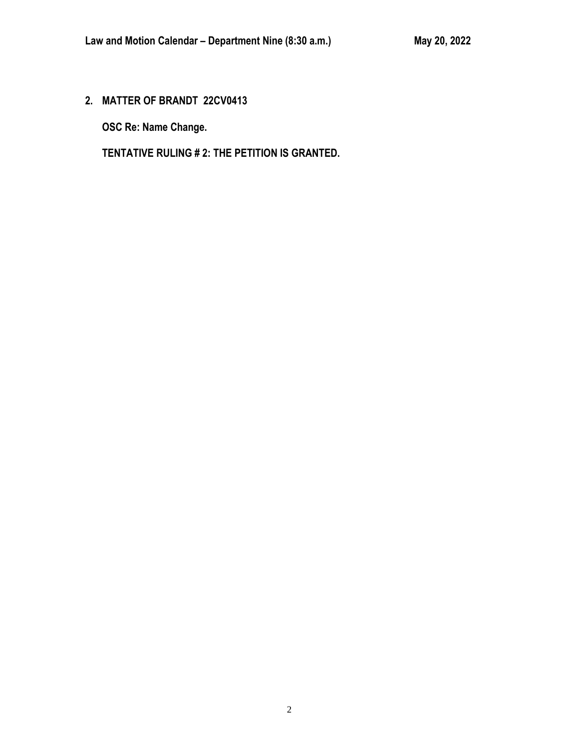## 2. MATTER OF BRANDT 22CV0413

**OSC Re: Name Change.**

**TENTATIVE RULING # 2: THE PETITION IS GRANTED.**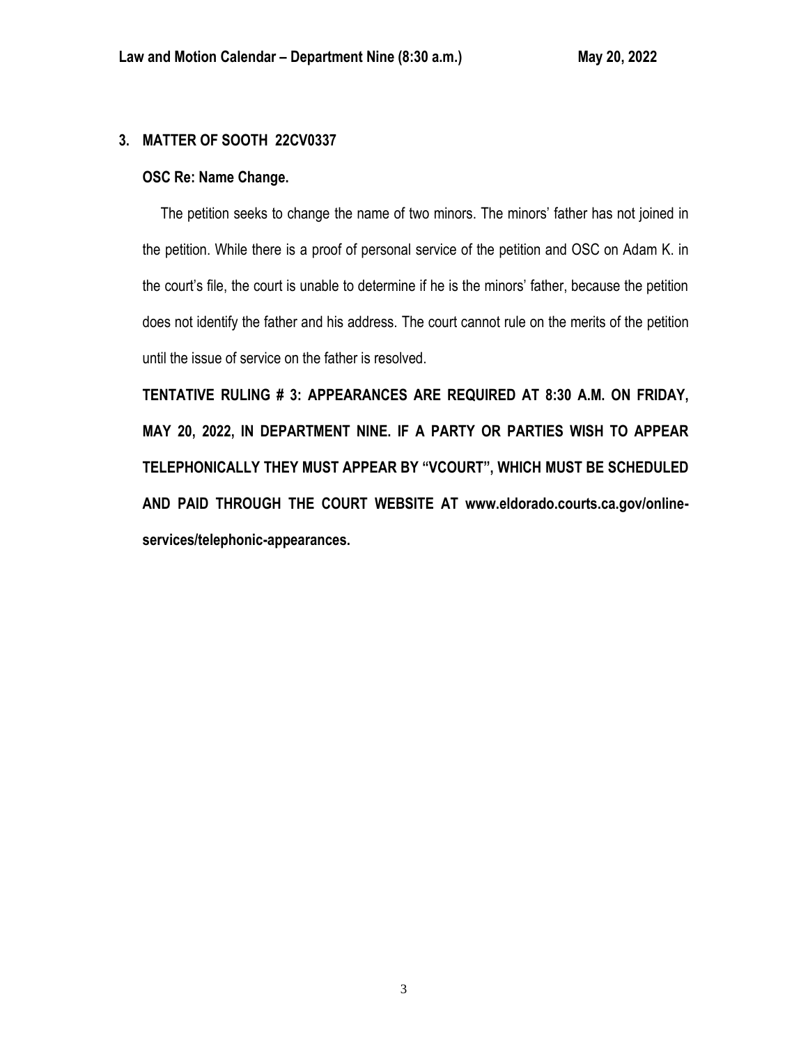## 3. MATTER OF SOOTH 22CV0337

**OSC Re: Name Change.**

The petition seeks to change the name of two minors. The minors' father has not joined in the petition. While there is a proof of personal service of the petition and OSC on Adam K. in the court's file, the court is unable to determine if he is the minors' father, because the petition does not identify the father and his address. The court cannot rule on the merits of the petition until the issue of service on the father is resolved.

**TENTATIVE RULING # 3: APPEARANCES ARE REQUIRED AT 8:30 A.M. ON FRIDAY, MAY 20, 2022, IN DEPARTMENT NINE. IF A PARTY OR PARTIES WISH TO APPEAR TELEPHONICALLY THEY MUST APPEAR BY "VCOURT", WHICH MUST BE SCHEDULED AND PAID THROUGH THE COURT WEBSITE AT www.eldorado.courts.ca.gov/online-services/telephonic-appearances.**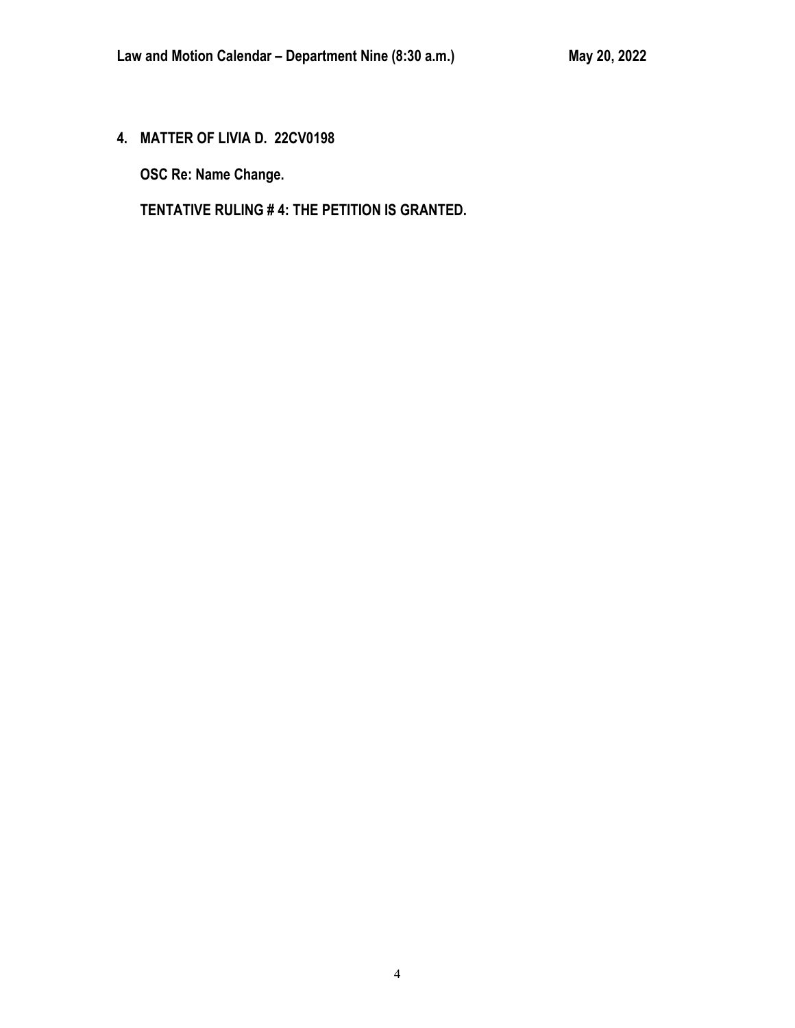**4. MATTER OF LIVIA D. 22CV0198**

**OSC Re: Name Change.**

**TENTATIVE RULING # 4: THE PETITION IS GRANTED.**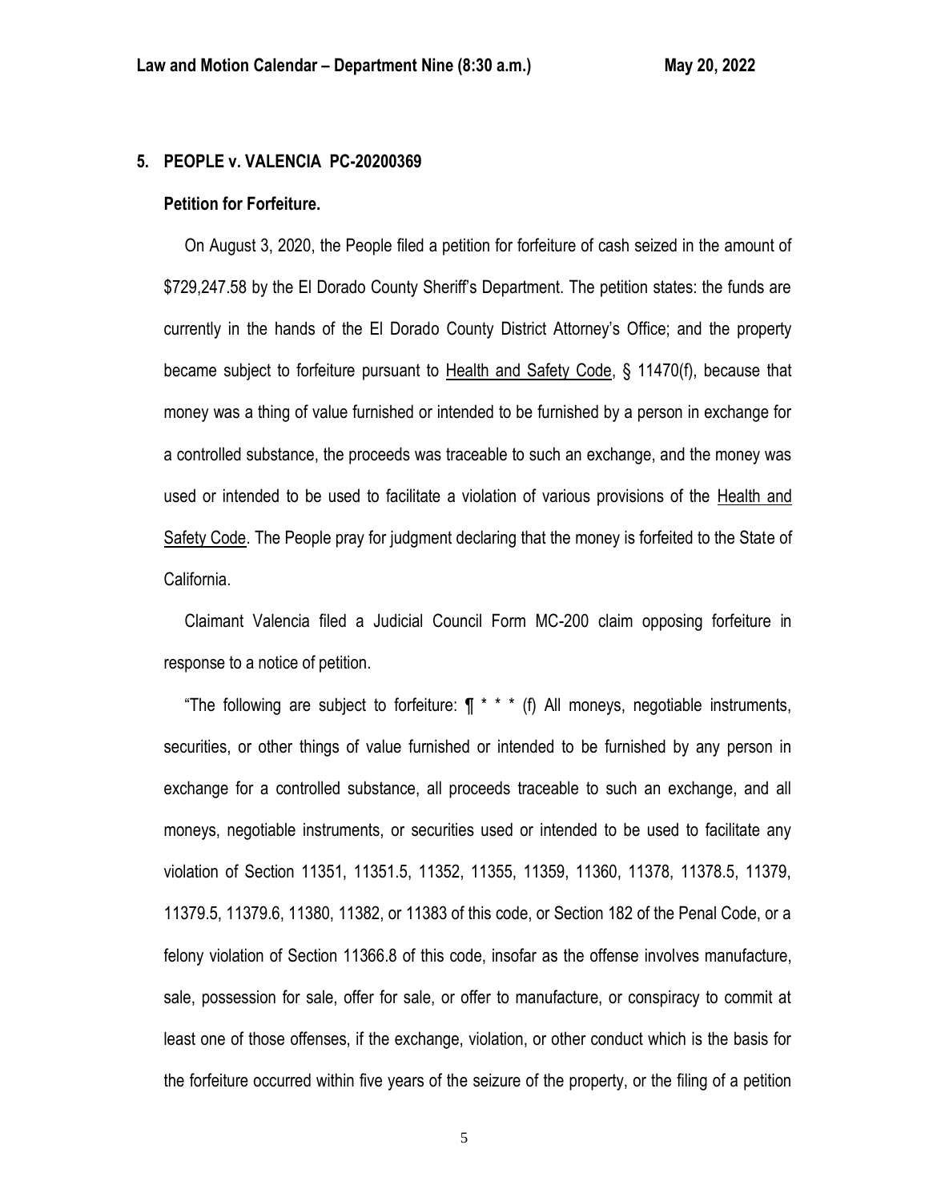## 5. PEOPLE v. VALENCIA PC-20200369

**Petition for Forfeiture.**

On August 3, 2020, the People filed a petition for forfeiture of cash seized in the amount of $729,247.58 by the El Dorado County Sheriff's Department. The petition states: the funds are currently in the hands of the El Dorado County District Attorney's Office; and the property became subject to forfeiture pursuant to Health and Safety Code, § 11470(f), because that money was a thing of value furnished or intended to be furnished by a person in exchange for a controlled substance, the proceeds was traceable to such an exchange, and the money was used or intended to be used to facilitate a violation of various provisions of the Health and Safety Code. The People pray for judgment declaring that the money is forfeited to the State of California.

Claimant Valencia filed a Judicial Council Form MC-200 claim opposing forfeiture in response to a notice of petition.

"The following are subject to forfeiture: ¶ * * * (f) All moneys, negotiable instruments, securities, or other things of value furnished or intended to be furnished by any person in exchange for a controlled substance, all proceeds traceable to such an exchange, and all moneys, negotiable instruments, or securities used or intended to be used to facilitate any violation of Section 11351, 11351.5, 11352, 11355, 11359, 11360, 11378, 11378.5, 11379, 11379.5, 11379.6, 11380, 11382, or 11383 of this code, or Section 182 of the Penal Code, or a felony violation of Section 11366.8 of this code, insofar as the offense involves manufacture, sale, possession for sale, offer for sale, or offer to manufacture, or conspiracy to commit at least one of those offenses, if the exchange, violation, or other conduct which is the basis for the forfeiture occurred within five years of the seizure of the property, or the filing of a petition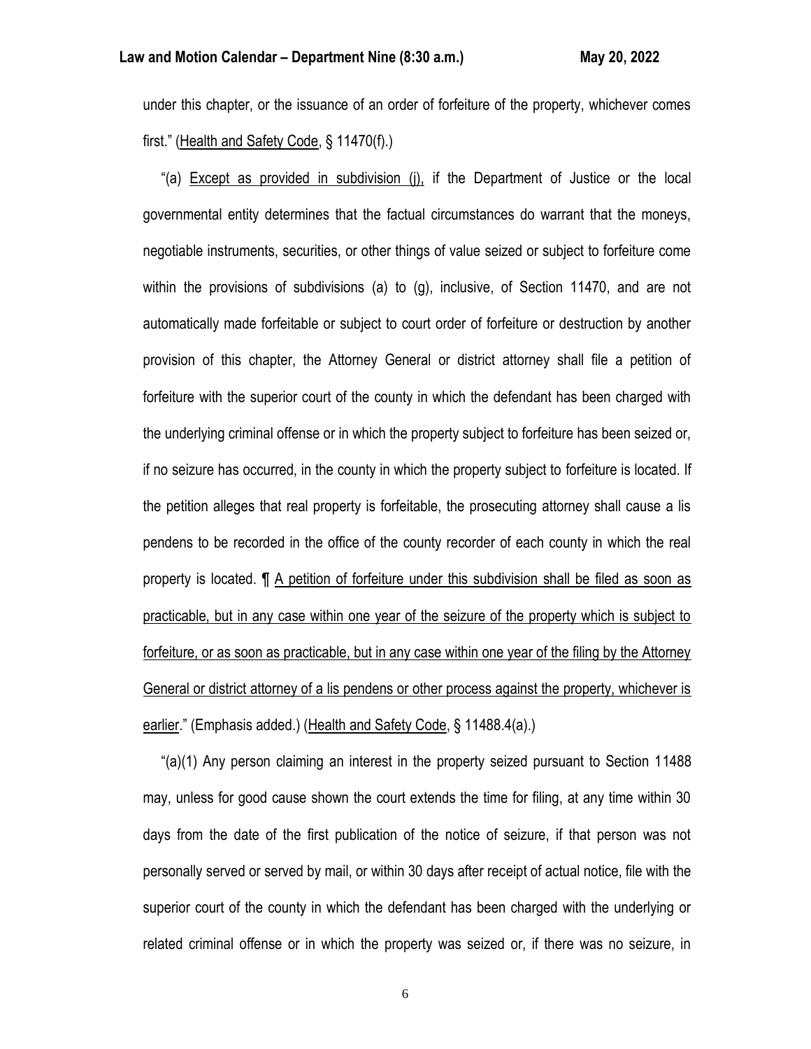under this chapter, or the issuance of an order of forfeiture of the property, whichever comes first." (Health and Safety Code, § 11470(f).)

"(a) Except as provided in subdivision (j), if the Department of Justice or the local governmental entity determines that the factual circumstances do warrant that the moneys, negotiable instruments, securities, or other things of value seized or subject to forfeiture come within the provisions of subdivisions (a) to (g), inclusive, of Section 11470, and are not automatically made forfeitable or subject to court order of forfeiture or destruction by another provision of this chapter, the Attorney General or district attorney shall file a petition of forfeiture with the superior court of the county in which the defendant has been charged with the underlying criminal offense or in which the property subject to forfeiture has been seized or, if no seizure has occurred, in the county in which the property subject to forfeiture is located. If the petition alleges that real property is forfeitable, the prosecuting attorney shall cause a lis pendens to be recorded in the office of the county recorder of each county in which the real property is located. ¶ A petition of forfeiture under this subdivision shall be filed as soon as practicable, but in any case within one year of the seizure of the property which is subject to forfeiture, or as soon as practicable, but in any case within one year of the filing by the Attorney General or district attorney of a lis pendens or other process against the property, whichever is earlier." (Emphasis added.) (Health and Safety Code, § 11488.4(a).)

"(a)(1) Any person claiming an interest in the property seized pursuant to Section 11488 may, unless for good cause shown the court extends the time for filing, at any time within 30 days from the date of the first publication of the notice of seizure, if that person was not personally served or served by mail, or within 30 days after receipt of actual notice, file with the superior court of the county in which the defendant has been charged with the underlying or related criminal offense or in which the property was seized or, if there was no seizure, in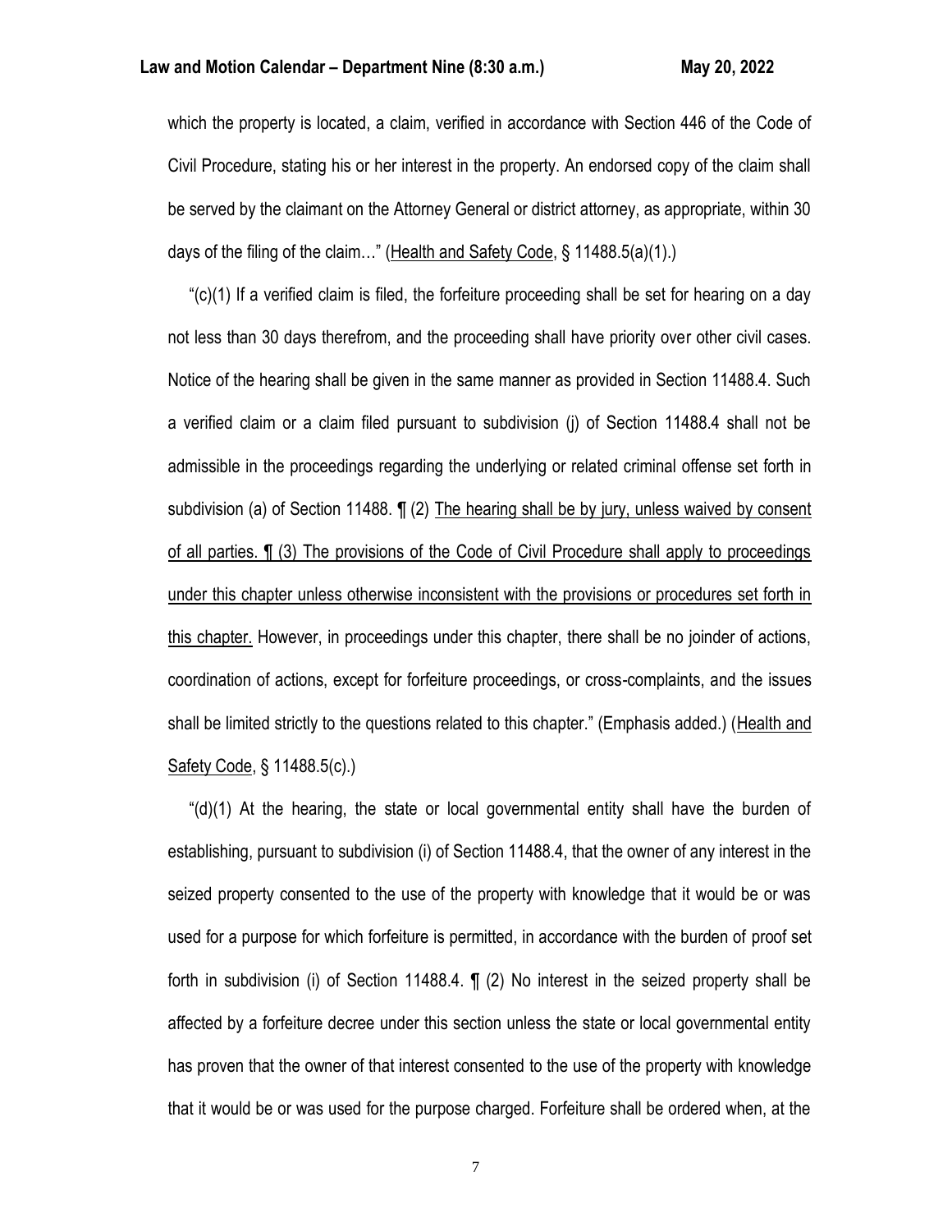which the property is located, a claim, verified in accordance with Section 446 of the Code of Civil Procedure, stating his or her interest in the property. An endorsed copy of the claim shall be served by the claimant on the Attorney General or district attorney, as appropriate, within 30 days of the filing of the claim…" (Health and Safety Code, § 11488.5(a)(1).)

"(c)(1) If a verified claim is filed, the forfeiture proceeding shall be set for hearing on a day not less than 30 days therefrom, and the proceeding shall have priority over other civil cases. Notice of the hearing shall be given in the same manner as provided in Section 11488.4. Such a verified claim or a claim filed pursuant to subdivision (j) of Section 11488.4 shall not be admissible in the proceedings regarding the underlying or related criminal offense set forth in subdivision (a) of Section 11488. ¶ (2) The hearing shall be by jury, unless waived by consent of all parties. ¶ (3) The provisions of the Code of Civil Procedure shall apply to proceedings under this chapter unless otherwise inconsistent with the provisions or procedures set forth in this chapter. However, in proceedings under this chapter, there shall be no joinder of actions, coordination of actions, except for forfeiture proceedings, or cross-complaints, and the issues shall be limited strictly to the questions related to this chapter." (Emphasis added.) (Health and Safety Code, § 11488.5(c).)

"(d)(1) At the hearing, the state or local governmental entity shall have the burden of establishing, pursuant to subdivision (i) of Section 11488.4, that the owner of any interest in the seized property consented to the use of the property with knowledge that it would be or was used for a purpose for which forfeiture is permitted, in accordance with the burden of proof set forth in subdivision (i) of Section 11488.4. ¶ (2) No interest in the seized property shall be affected by a forfeiture decree under this section unless the state or local governmental entity has proven that the owner of that interest consented to the use of the property with knowledge that it would be or was used for the purpose charged. Forfeiture shall be ordered when, at the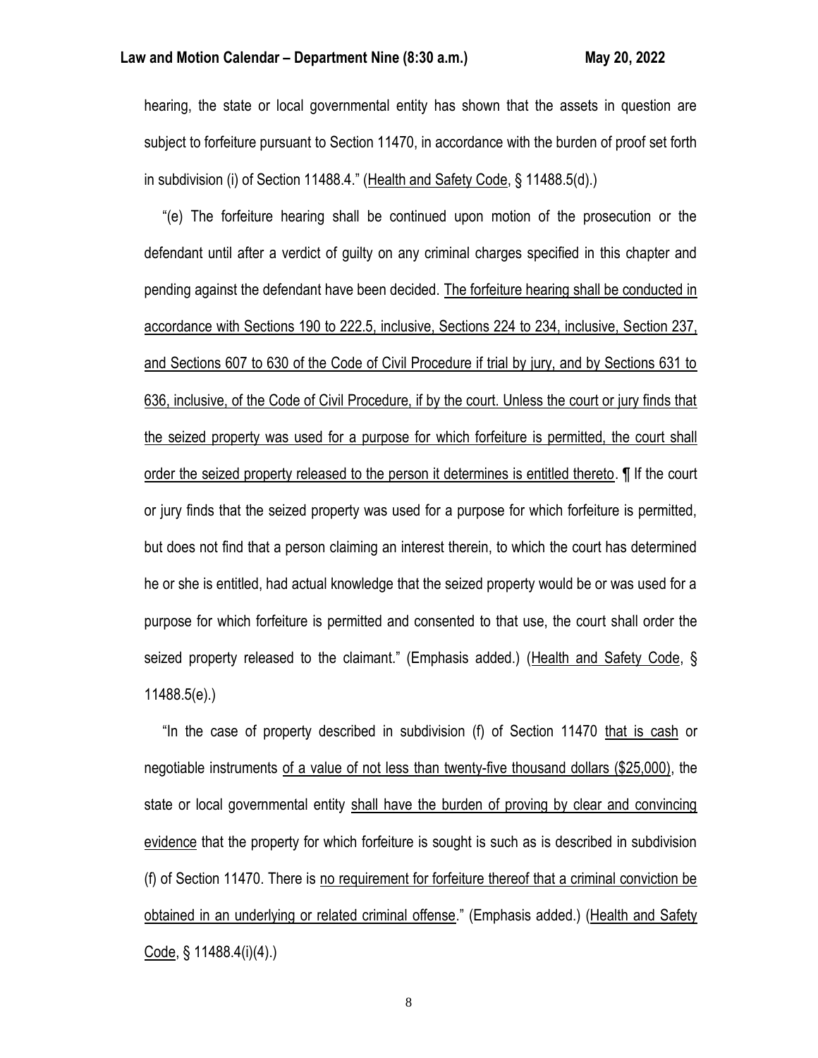hearing, the state or local governmental entity has shown that the assets in question are subject to forfeiture pursuant to Section 11470, in accordance with the burden of proof set forth in subdivision (i) of Section 11488.4." (Health and Safety Code, § 11488.5(d).)

"(e) The forfeiture hearing shall be continued upon motion of the prosecution or the defendant until after a verdict of guilty on any criminal charges specified in this chapter and pending against the defendant have been decided. The forfeiture hearing shall be conducted in accordance with Sections 190 to 222.5, inclusive, Sections 224 to 234, inclusive, Section 237, and Sections 607 to 630 of the Code of Civil Procedure if trial by jury, and by Sections 631 to 636, inclusive, of the Code of Civil Procedure, if by the court. Unless the court or jury finds that the seized property was used for a purpose for which forfeiture is permitted, the court shall order the seized property released to the person it determines is entitled thereto. ¶ If the court or jury finds that the seized property was used for a purpose for which forfeiture is permitted, but does not find that a person claiming an interest therein, to which the court has determined he or she is entitled, had actual knowledge that the seized property would be or was used for a purpose for which forfeiture is permitted and consented to that use, the court shall order the seized property released to the claimant." (Emphasis added.) (Health and Safety Code, § 11488.5(e).)

"In the case of property described in subdivision (f) of Section 11470 that is cash or negotiable instruments of a value of not less than twenty-five thousand dollars ($25,000), the state or local governmental entity shall have the burden of proving by clear and convincing evidence that the property for which forfeiture is sought is such as is described in subdivision (f) of Section 11470. There is no requirement for forfeiture thereof that a criminal conviction be obtained in an underlying or related criminal offense." (Emphasis added.) (Health and Safety Code, § 11488.4(i)(4).)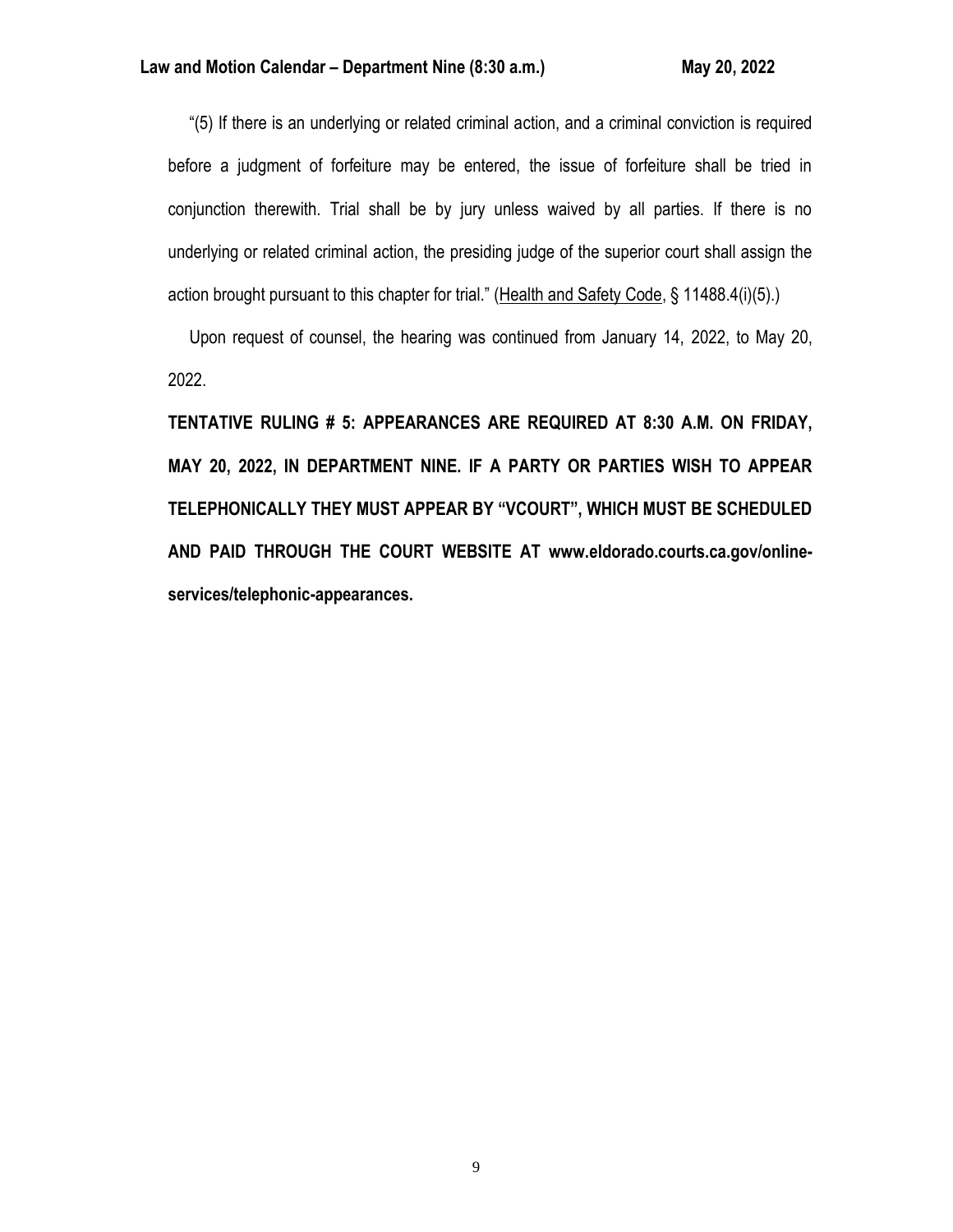"(5) If there is an underlying or related criminal action, and a criminal conviction is required before a judgment of forfeiture may be entered, the issue of forfeiture shall be tried in conjunction therewith. Trial shall be by jury unless waived by all parties. If there is no underlying or related criminal action, the presiding judge of the superior court shall assign the action brought pursuant to this chapter for trial." (Health and Safety Code, § 11488.4(i)(5).)

Upon request of counsel, the hearing was continued from January 14, 2022, to May 20, 2022.

**TENTATIVE RULING # 5: APPEARANCES ARE REQUIRED AT 8:30 A.M. ON FRIDAY, MAY 20, 2022, IN DEPARTMENT NINE. IF A PARTY OR PARTIES WISH TO APPEAR TELEPHONICALLY THEY MUST APPEAR BY "VCOURT", WHICH MUST BE SCHEDULED AND PAID THROUGH THE COURT WEBSITE AT www.eldorado.courts.ca.gov/online-services/telephonic-appearances.**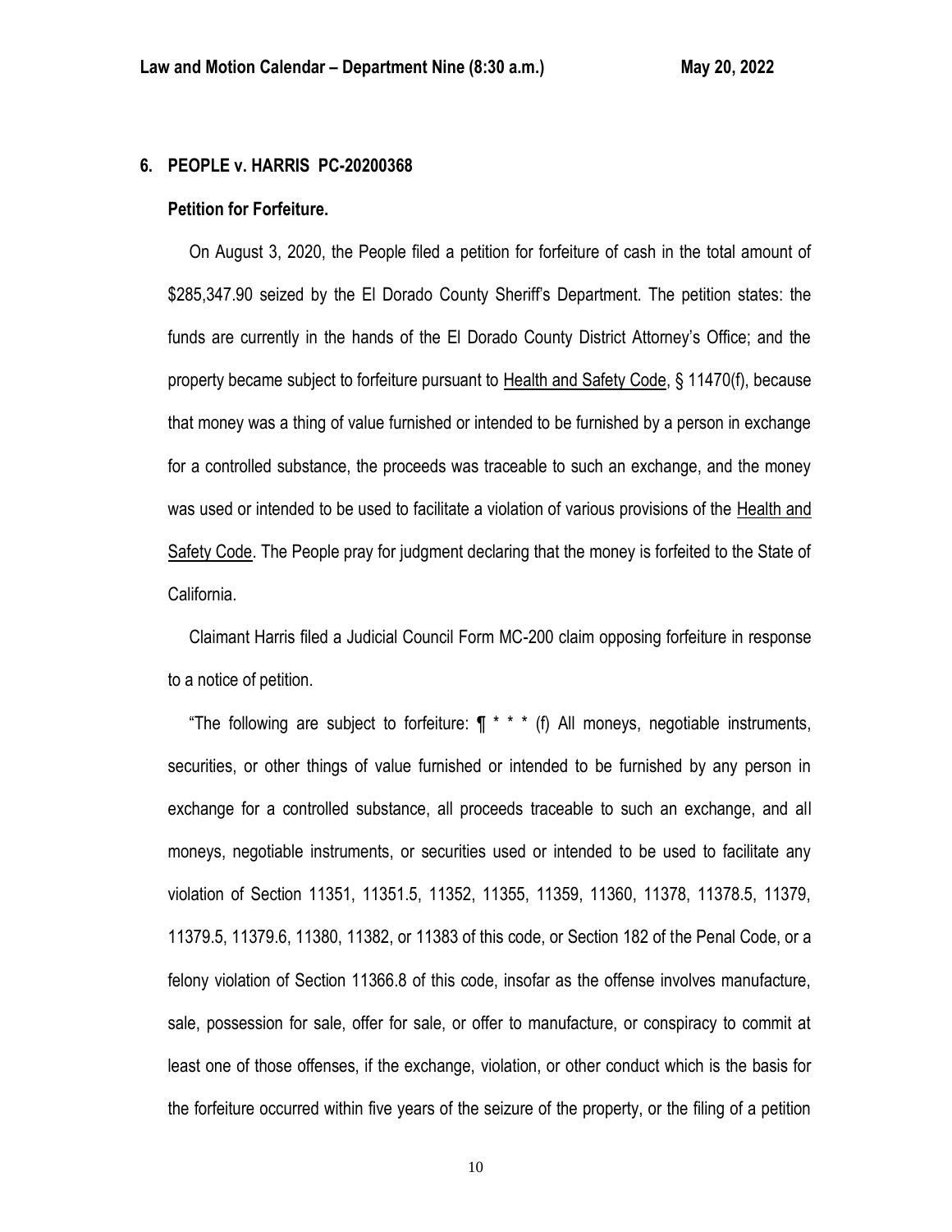## 6. PEOPLE v. HARRIS PC-20200368

### Petition for Forfeiture.

On August 3, 2020, the People filed a petition for forfeiture of cash in the total amount of $285,347.90 seized by the El Dorado County Sheriff's Department. The petition states: the funds are currently in the hands of the El Dorado County District Attorney's Office; and the property became subject to forfeiture pursuant to Health and Safety Code, § 11470(f), because that money was a thing of value furnished or intended to be furnished by a person in exchange for a controlled substance, the proceeds was traceable to such an exchange, and the money was used or intended to be used to facilitate a violation of various provisions of the Health and Safety Code. The People pray for judgment declaring that the money is forfeited to the State of California.

Claimant Harris filed a Judicial Council Form MC-200 claim opposing forfeiture in response to a notice of petition.

"The following are subject to forfeiture: ¶ * * * (f) All moneys, negotiable instruments, securities, or other things of value furnished or intended to be furnished by any person in exchange for a controlled substance, all proceeds traceable to such an exchange, and all moneys, negotiable instruments, or securities used or intended to be used to facilitate any violation of Section 11351, 11351.5, 11352, 11355, 11359, 11360, 11378, 11378.5, 11379, 11379.5, 11379.6, 11380, 11382, or 11383 of this code, or Section 182 of the Penal Code, or a felony violation of Section 11366.8 of this code, insofar as the offense involves manufacture, sale, possession for sale, offer for sale, or offer to manufacture, or conspiracy to commit at least one of those offenses, if the exchange, violation, or other conduct which is the basis for the forfeiture occurred within five years of the seizure of the property, or the filing of a petition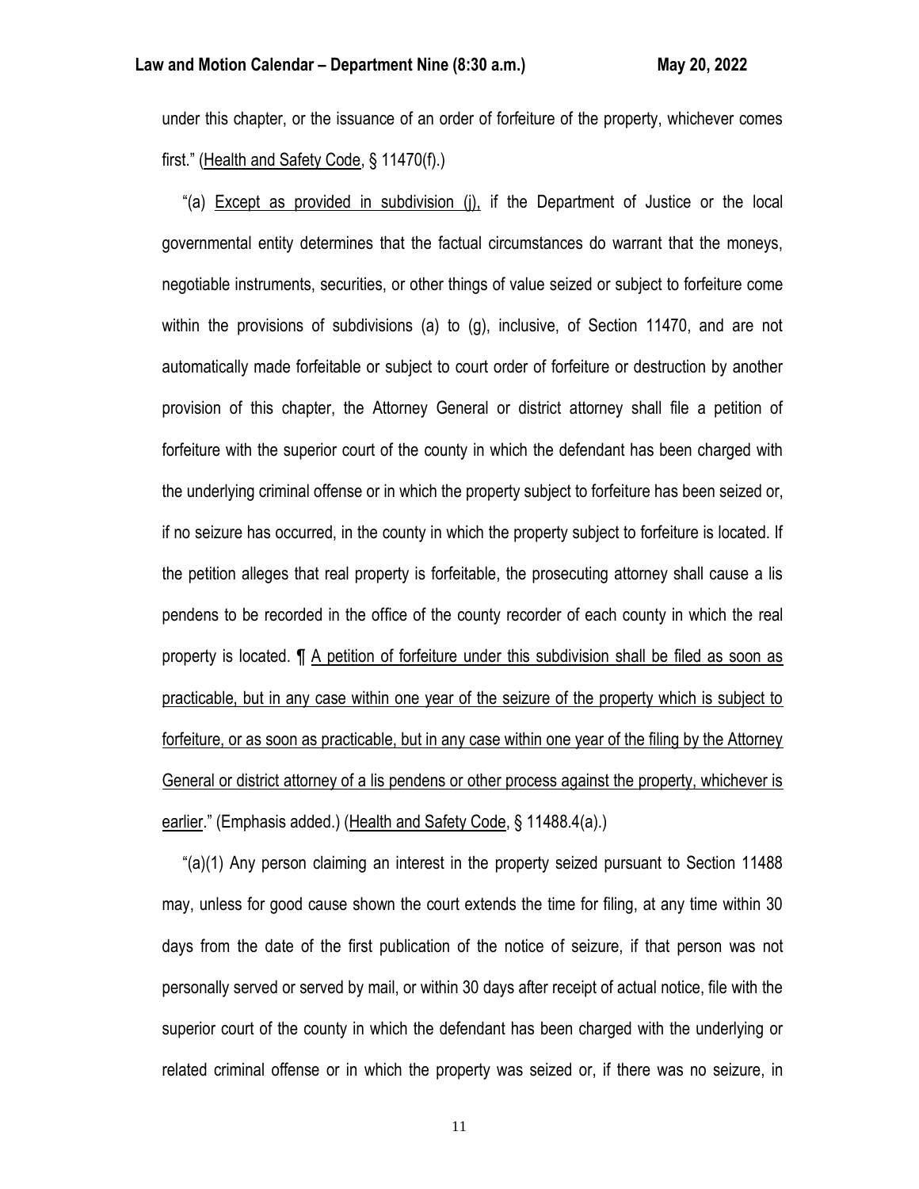under this chapter, or the issuance of an order of forfeiture of the property, whichever comes first." (Health and Safety Code, § 11470(f).)

"(a) Except as provided in subdivision (j), if the Department of Justice or the local governmental entity determines that the factual circumstances do warrant that the moneys, negotiable instruments, securities, or other things of value seized or subject to forfeiture come within the provisions of subdivisions (a) to (g), inclusive, of Section 11470, and are not automatically made forfeitable or subject to court order of forfeiture or destruction by another provision of this chapter, the Attorney General or district attorney shall file a petition of forfeiture with the superior court of the county in which the defendant has been charged with the underlying criminal offense or in which the property subject to forfeiture has been seized or, if no seizure has occurred, in the county in which the property subject to forfeiture is located. If the petition alleges that real property is forfeitable, the prosecuting attorney shall cause a lis pendens to be recorded in the office of the county recorder of each county in which the real property is located. ¶ A petition of forfeiture under this subdivision shall be filed as soon as practicable, but in any case within one year of the seizure of the property which is subject to forfeiture, or as soon as practicable, but in any case within one year of the filing by the Attorney General or district attorney of a lis pendens or other process against the property, whichever is earlier." (Emphasis added.) (Health and Safety Code, § 11488.4(a).)

"(a)(1) Any person claiming an interest in the property seized pursuant to Section 11488 may, unless for good cause shown the court extends the time for filing, at any time within 30 days from the date of the first publication of the notice of seizure, if that person was not personally served or served by mail, or within 30 days after receipt of actual notice, file with the superior court of the county in which the defendant has been charged with the underlying or related criminal offense or in which the property was seized or, if there was no seizure, in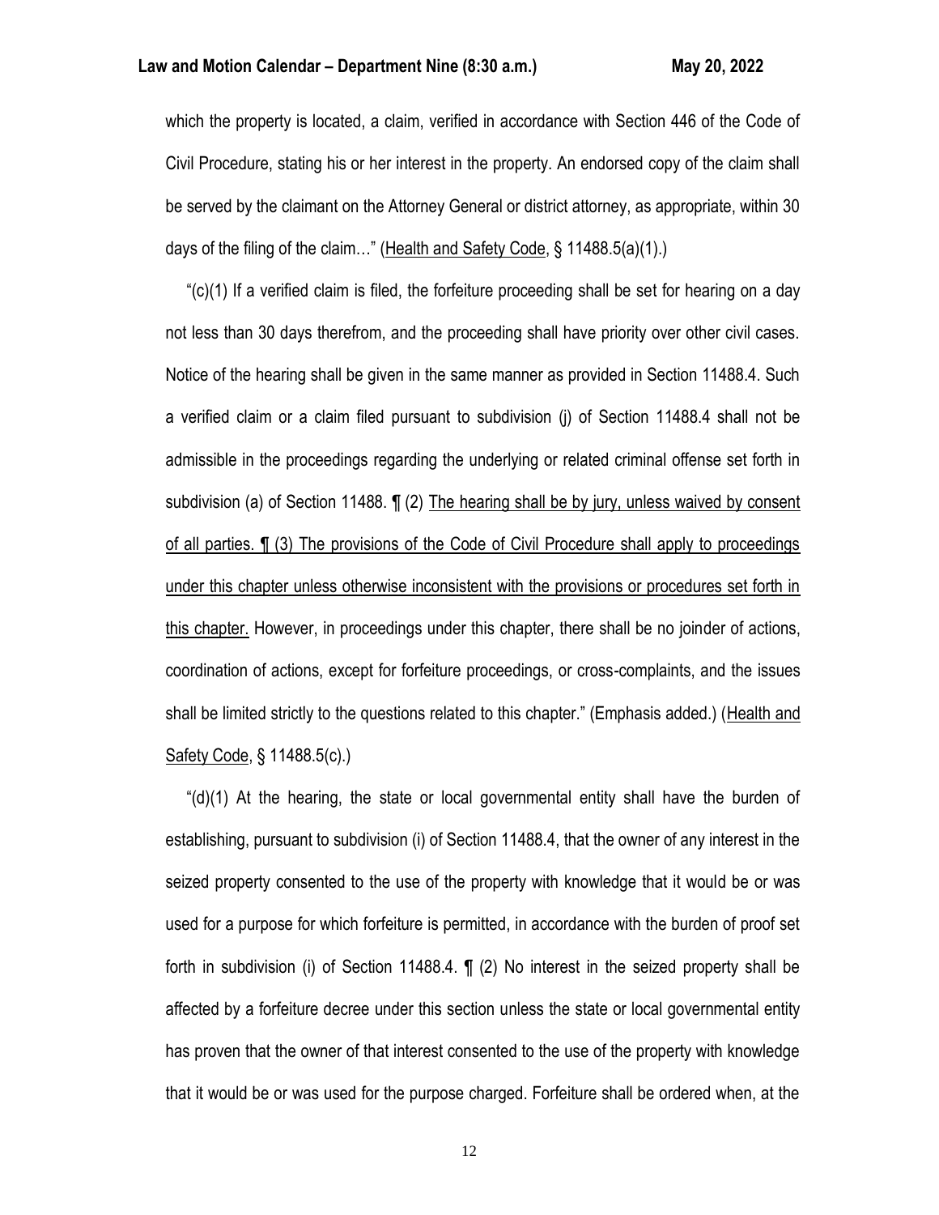which the property is located, a claim, verified in accordance with Section 446 of the Code of Civil Procedure, stating his or her interest in the property. An endorsed copy of the claim shall be served by the claimant on the Attorney General or district attorney, as appropriate, within 30 days of the filing of the claim…" (Health and Safety Code, § 11488.5(a)(1).)

"(c)(1) If a verified claim is filed, the forfeiture proceeding shall be set for hearing on a day not less than 30 days therefrom, and the proceeding shall have priority over other civil cases. Notice of the hearing shall be given in the same manner as provided in Section 11488.4. Such a verified claim or a claim filed pursuant to subdivision (j) of Section 11488.4 shall not be admissible in the proceedings regarding the underlying or related criminal offense set forth in subdivision (a) of Section 11488. ¶ (2) The hearing shall be by jury, unless waived by consent of all parties. ¶ (3) The provisions of the Code of Civil Procedure shall apply to proceedings under this chapter unless otherwise inconsistent with the provisions or procedures set forth in this chapter. However, in proceedings under this chapter, there shall be no joinder of actions, coordination of actions, except for forfeiture proceedings, or cross-complaints, and the issues shall be limited strictly to the questions related to this chapter." (Emphasis added.) (Health and Safety Code, § 11488.5(c).)

"(d)(1) At the hearing, the state or local governmental entity shall have the burden of establishing, pursuant to subdivision (i) of Section 11488.4, that the owner of any interest in the seized property consented to the use of the property with knowledge that it would be or was used for a purpose for which forfeiture is permitted, in accordance with the burden of proof set forth in subdivision (i) of Section 11488.4. ¶ (2) No interest in the seized property shall be affected by a forfeiture decree under this section unless the state or local governmental entity has proven that the owner of that interest consented to the use of the property with knowledge that it would be or was used for the purpose charged. Forfeiture shall be ordered when, at the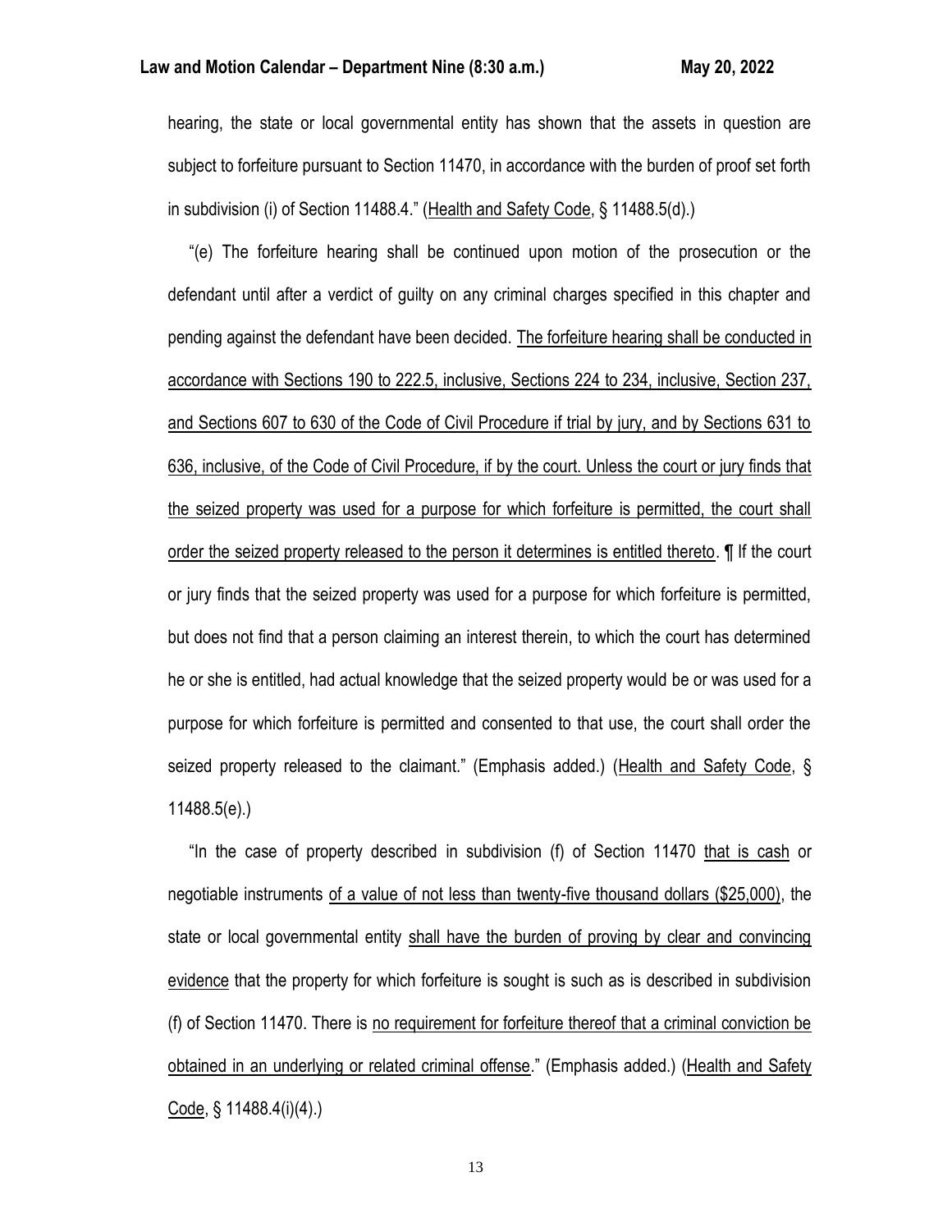hearing, the state or local governmental entity has shown that the assets in question are subject to forfeiture pursuant to Section 11470, in accordance with the burden of proof set forth in subdivision (i) of Section 11488.4." (Health and Safety Code, § 11488.5(d).)

"(e) The forfeiture hearing shall be continued upon motion of the prosecution or the defendant until after a verdict of guilty on any criminal charges specified in this chapter and pending against the defendant have been decided. The forfeiture hearing shall be conducted in accordance with Sections 190 to 222.5, inclusive, Sections 224 to 234, inclusive, Section 237, and Sections 607 to 630 of the Code of Civil Procedure if trial by jury, and by Sections 631 to 636, inclusive, of the Code of Civil Procedure, if by the court. Unless the court or jury finds that the seized property was used for a purpose for which forfeiture is permitted, the court shall order the seized property released to the person it determines is entitled thereto. ¶ If the court or jury finds that the seized property was used for a purpose for which forfeiture is permitted, but does not find that a person claiming an interest therein, to which the court has determined he or she is entitled, had actual knowledge that the seized property would be or was used for a purpose for which forfeiture is permitted and consented to that use, the court shall order the seized property released to the claimant." (Emphasis added.) (Health and Safety Code, § 11488.5(e).)

"In the case of property described in subdivision (f) of Section 11470 that is cash or negotiable instruments of a value of not less than twenty-five thousand dollars ($25,000), the state or local governmental entity shall have the burden of proving by clear and convincing evidence that the property for which forfeiture is sought is such as is described in subdivision (f) of Section 11470. There is no requirement for forfeiture thereof that a criminal conviction be obtained in an underlying or related criminal offense." (Emphasis added.) (Health and Safety Code, § 11488.4(i)(4).)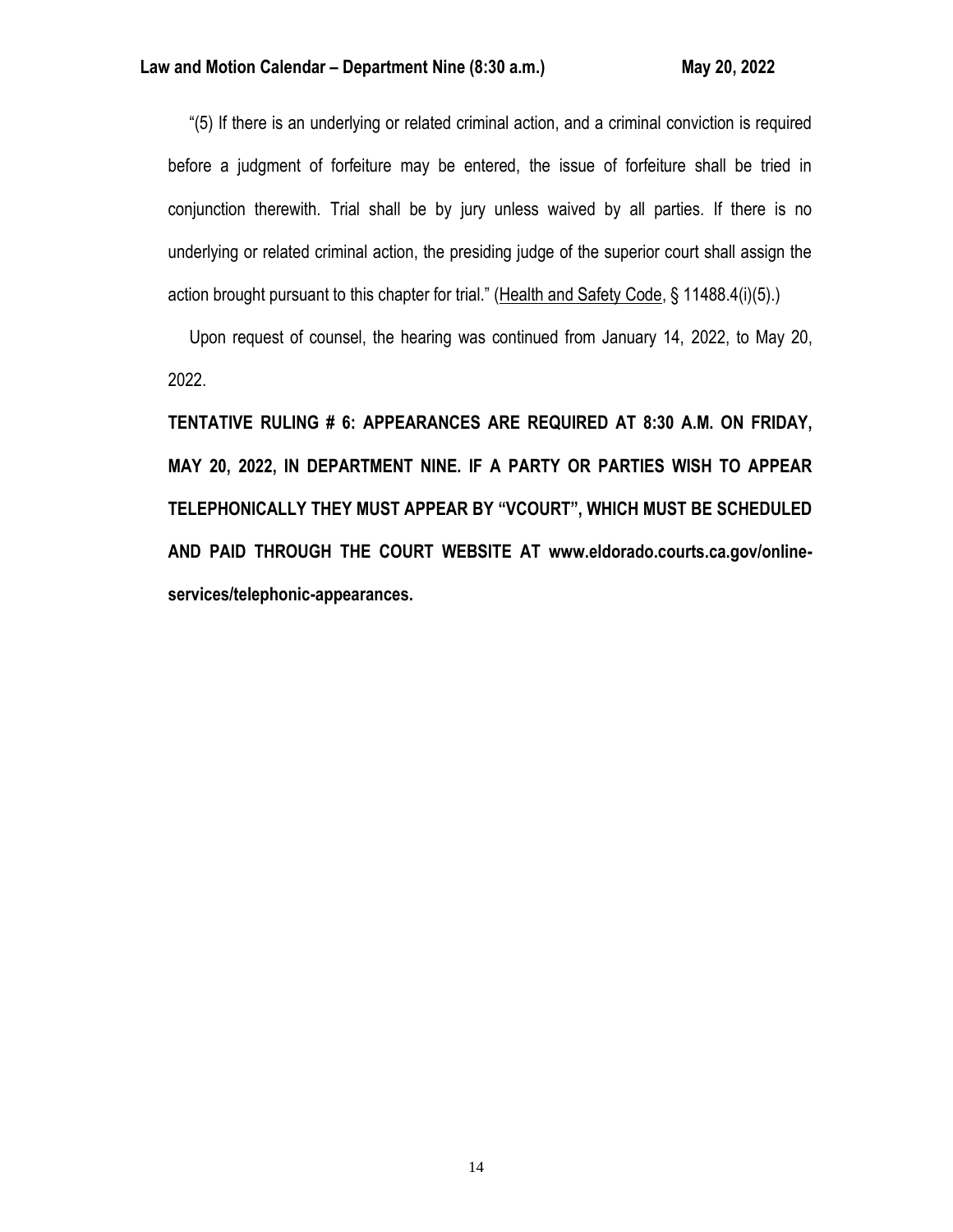"(5) If there is an underlying or related criminal action, and a criminal conviction is required before a judgment of forfeiture may be entered, the issue of forfeiture shall be tried in conjunction therewith. Trial shall be by jury unless waived by all parties. If there is no underlying or related criminal action, the presiding judge of the superior court shall assign the action brought pursuant to this chapter for trial." (Health and Safety Code, § 11488.4(i)(5).)

Upon request of counsel, the hearing was continued from January 14, 2022, to May 20, 2022.

**TENTATIVE RULING # 6: APPEARANCES ARE REQUIRED AT 8:30 A.M. ON FRIDAY, MAY 20, 2022, IN DEPARTMENT NINE. IF A PARTY OR PARTIES WISH TO APPEAR TELEPHONICALLY THEY MUST APPEAR BY "VCOURT", WHICH MUST BE SCHEDULED AND PAID THROUGH THE COURT WEBSITE AT www.eldorado.courts.ca.gov/online-services/telephonic-appearances.**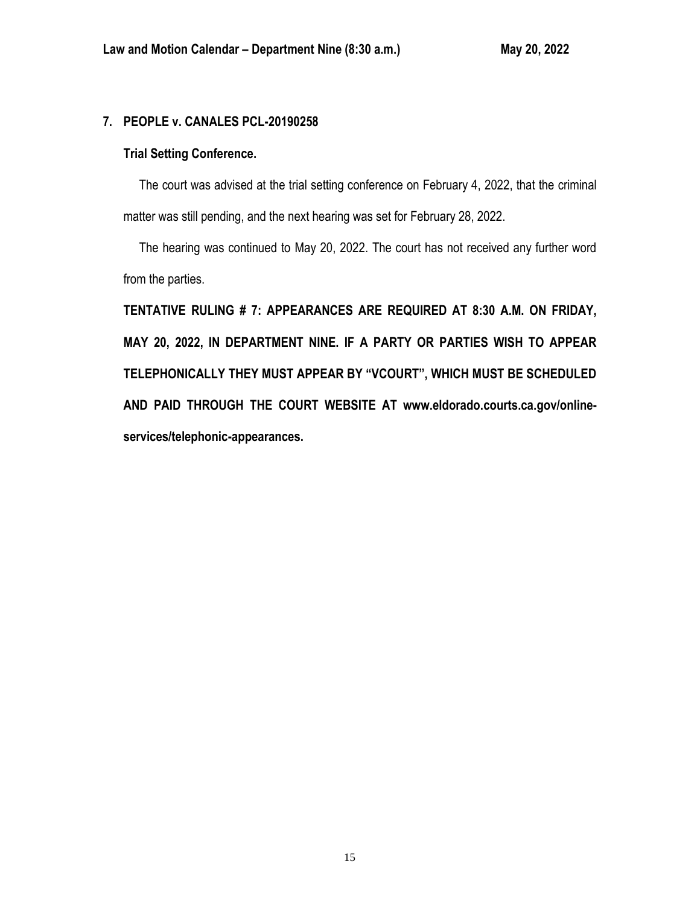**7. PEOPLE v. CANALES PCL-20190258**

**Trial Setting Conference.**

The court was advised at the trial setting conference on February 4, 2022, that the criminal matter was still pending, and the next hearing was set for February 28, 2022.

The hearing was continued to May 20, 2022. The court has not received any further word from the parties.

**TENTATIVE RULING # 7: APPEARANCES ARE REQUIRED AT 8:30 A.M. ON FRIDAY, MAY 20, 2022, IN DEPARTMENT NINE. IF A PARTY OR PARTIES WISH TO APPEAR TELEPHONICALLY THEY MUST APPEAR BY "VCOURT", WHICH MUST BE SCHEDULED AND PAID THROUGH THE COURT WEBSITE AT www.eldorado.courts.ca.gov/online-services/telephonic-appearances.**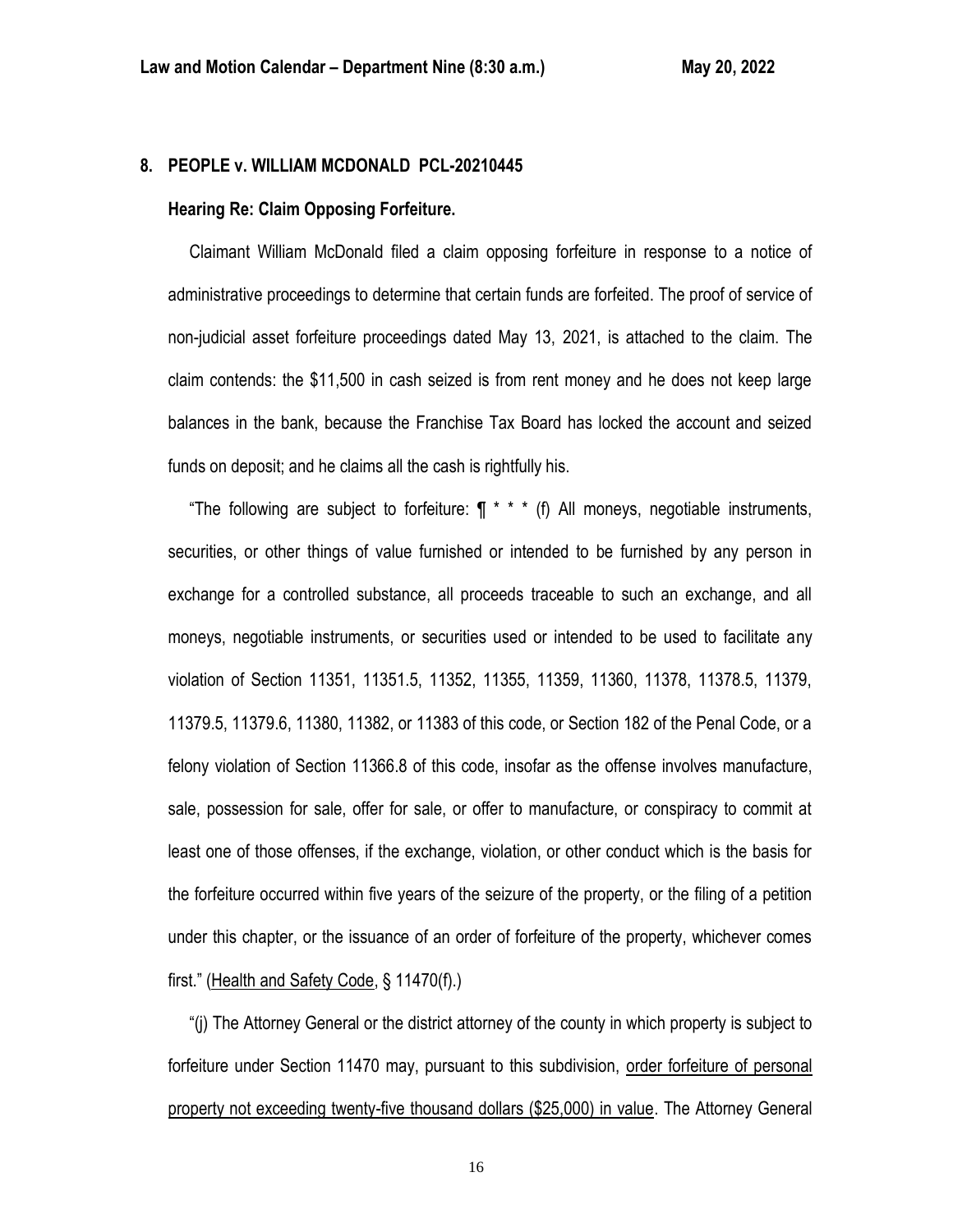**8. PEOPLE v. WILLIAM MCDONALD PCL-20210445**

**Hearing Re: Claim Opposing Forfeiture.**

Claimant William McDonald filed a claim opposing forfeiture in response to a notice of administrative proceedings to determine that certain funds are forfeited. The proof of service of non-judicial asset forfeiture proceedings dated May 13, 2021, is attached to the claim. The claim contends: the $11,500 in cash seized is from rent money and he does not keep large balances in the bank, because the Franchise Tax Board has locked the account and seized funds on deposit; and he claims all the cash is rightfully his.

"The following are subject to forfeiture: ¶ * * * (f) All moneys, negotiable instruments, securities, or other things of value furnished or intended to be furnished by any person in exchange for a controlled substance, all proceeds traceable to such an exchange, and all moneys, negotiable instruments, or securities used or intended to be used to facilitate any violation of Section 11351, 11351.5, 11352, 11355, 11359, 11360, 11378, 11378.5, 11379, 11379.5, 11379.6, 11380, 11382, or 11383 of this code, or Section 182 of the Penal Code, or a felony violation of Section 11366.8 of this code, insofar as the offense involves manufacture, sale, possession for sale, offer for sale, or offer to manufacture, or conspiracy to commit at least one of those offenses, if the exchange, violation, or other conduct which is the basis for the forfeiture occurred within five years of the seizure of the property, or the filing of a petition under this chapter, or the issuance of an order of forfeiture of the property, whichever comes first." (Health and Safety Code, § 11470(f).)

"(j) The Attorney General or the district attorney of the county in which property is subject to forfeiture under Section 11470 may, pursuant to this subdivision, order forfeiture of personal property not exceeding twenty-five thousand dollars ($25,000) in value. The Attorney General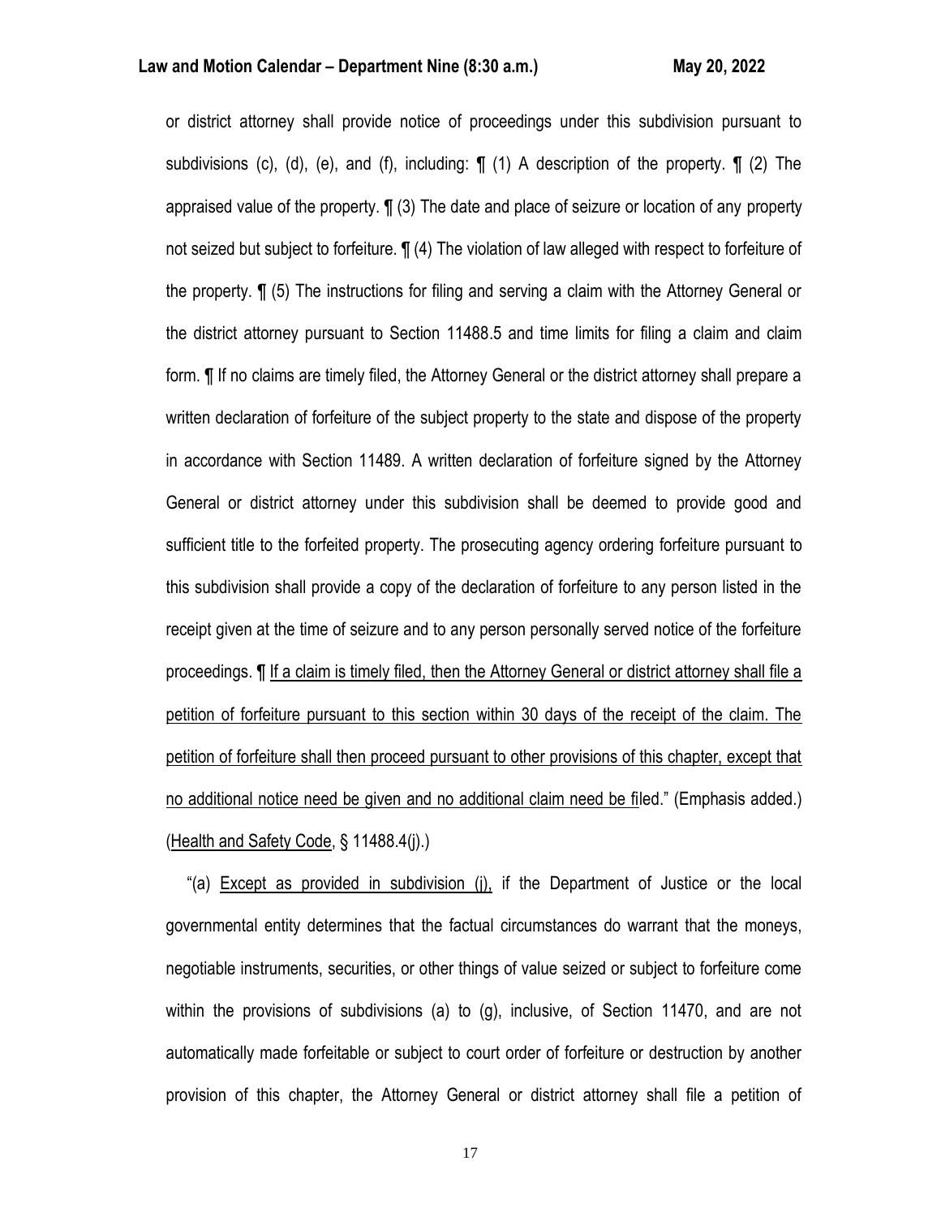or district attorney shall provide notice of proceedings under this subdivision pursuant to subdivisions (c), (d), (e), and (f), including: ¶ (1) A description of the property. ¶ (2) The appraised value of the property. ¶ (3) The date and place of seizure or location of any property not seized but subject to forfeiture. ¶ (4) The violation of law alleged with respect to forfeiture of the property. ¶ (5) The instructions for filing and serving a claim with the Attorney General or the district attorney pursuant to Section 11488.5 and time limits for filing a claim and claim form. ¶ If no claims are timely filed, the Attorney General or the district attorney shall prepare a written declaration of forfeiture of the subject property to the state and dispose of the property in accordance with Section 11489. A written declaration of forfeiture signed by the Attorney General or district attorney under this subdivision shall be deemed to provide good and sufficient title to the forfeited property. The prosecuting agency ordering forfeiture pursuant to this subdivision shall provide a copy of the declaration of forfeiture to any person listed in the receipt given at the time of seizure and to any person personally served notice of the forfeiture proceedings. ¶ <u>If a claim is timely filed, then the Attorney General or district attorney shall file a petition of forfeiture pursuant to this section within 30 days of the receipt of the claim. The petition of forfeiture shall then proceed pursuant to other provisions of this chapter, except that no additional notice need be given and no additional claim need be fi</u>led." (Emphasis added.) (<u>Health and Safety Code</u>, § 11488.4(j).)

"(a) <u>Except as provided in subdivision (j),</u> if the Department of Justice or the local governmental entity determines that the factual circumstances do warrant that the moneys, negotiable instruments, securities, or other things of value seized or subject to forfeiture come within the provisions of subdivisions (a) to (g), inclusive, of Section 11470, and are not automatically made forfeitable or subject to court order of forfeiture or destruction by another provision of this chapter, the Attorney General or district attorney shall file a petition of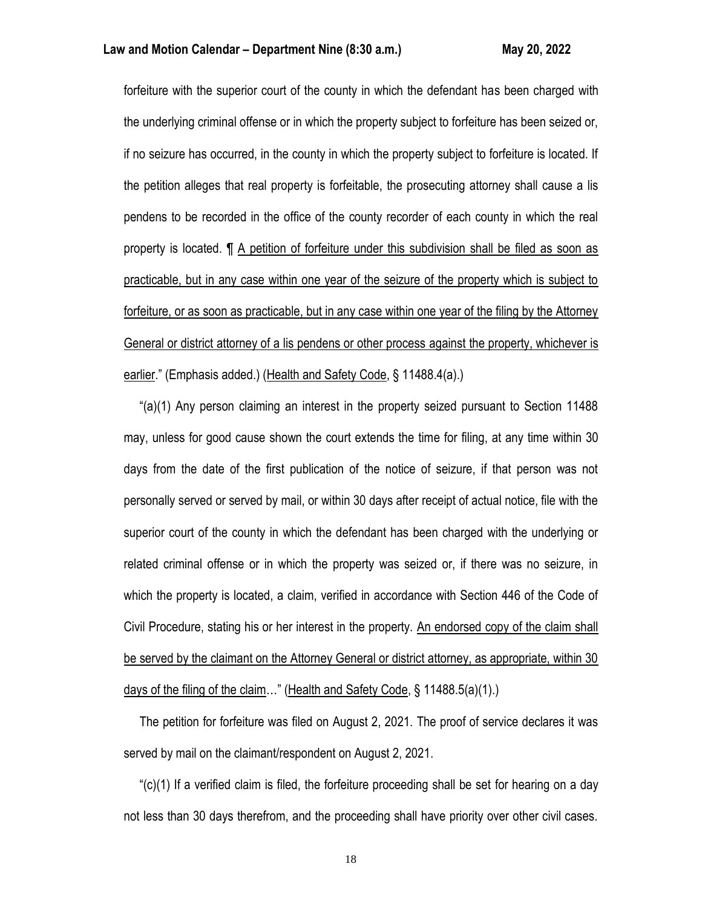forfeiture with the superior court of the county in which the defendant has been charged with the underlying criminal offense or in which the property subject to forfeiture has been seized or, if no seizure has occurred, in the county in which the property subject to forfeiture is located. If the petition alleges that real property is forfeitable, the prosecuting attorney shall cause a lis pendens to be recorded in the office of the county recorder of each county in which the real property is located. ¶ <u>A petition of forfeiture under this subdivision shall be filed as soon as practicable, but in any case within one year of the seizure of the property which is subject to forfeiture, or as soon as practicable, but in any case within one year of the filing by the Attorney General or district attorney of a lis pendens or other process against the property, whichever is earlier</u>." (Emphasis added.) (<u>Health and Safety Code</u>, § 11488.4(a).)

"(a)(1) Any person claiming an interest in the property seized pursuant to Section 11488 may, unless for good cause shown the court extends the time for filing, at any time within 30 days from the date of the first publication of the notice of seizure, if that person was not personally served or served by mail, or within 30 days after receipt of actual notice, file with the superior court of the county in which the defendant has been charged with the underlying or related criminal offense or in which the property was seized or, if there was no seizure, in which the property is located, a claim, verified in accordance with Section 446 of the Code of Civil Procedure, stating his or her interest in the property. <u>An endorsed copy of the claim shall be served by the claimant on the Attorney General or district attorney, as appropriate, within 30 days of the filing of the claim</u>…" (<u>Health and Safety Code</u>, § 11488.5(a)(1).)

The petition for forfeiture was filed on August 2, 2021. The proof of service declares it was served by mail on the claimant/respondent on August 2, 2021.

"(c)(1) If a verified claim is filed, the forfeiture proceeding shall be set for hearing on a day not less than 30 days therefrom, and the proceeding shall have priority over other civil cases.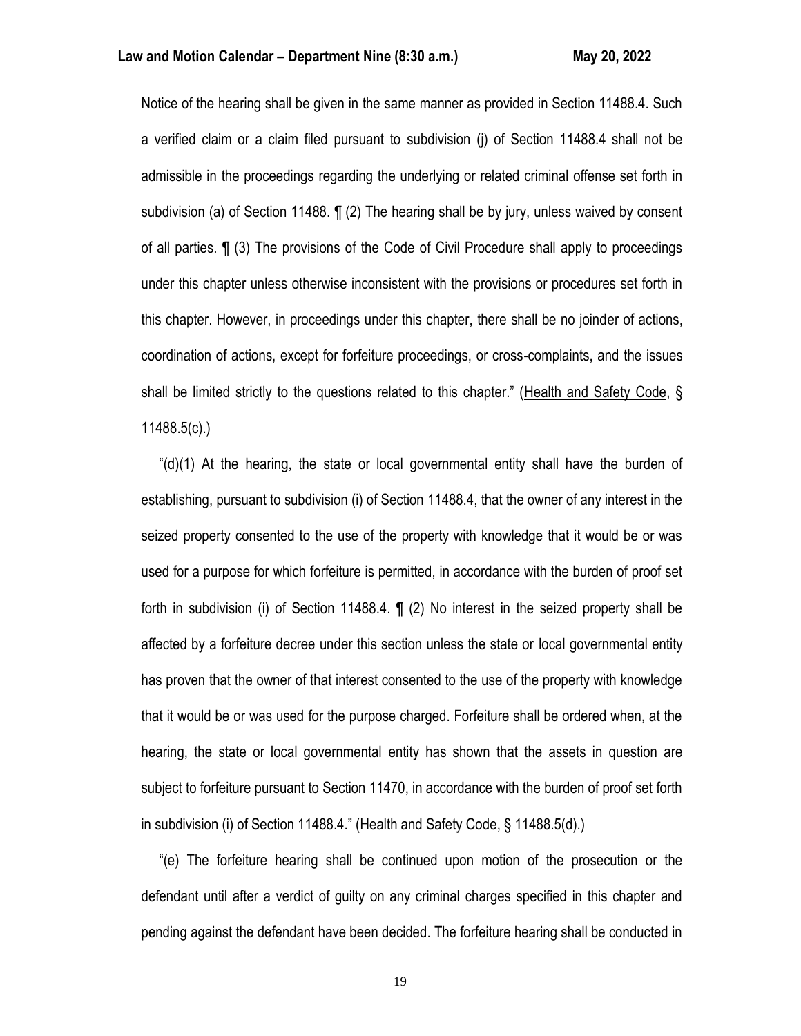Notice of the hearing shall be given in the same manner as provided in Section 11488.4. Such a verified claim or a claim filed pursuant to subdivision (j) of Section 11488.4 shall not be admissible in the proceedings regarding the underlying or related criminal offense set forth in subdivision (a) of Section 11488. ¶ (2) The hearing shall be by jury, unless waived by consent of all parties. ¶ (3) The provisions of the Code of Civil Procedure shall apply to proceedings under this chapter unless otherwise inconsistent with the provisions or procedures set forth in this chapter. However, in proceedings under this chapter, there shall be no joinder of actions, coordination of actions, except for forfeiture proceedings, or cross-complaints, and the issues shall be limited strictly to the questions related to this chapter." (Health and Safety Code, § 11488.5(c).)

"(d)(1) At the hearing, the state or local governmental entity shall have the burden of establishing, pursuant to subdivision (i) of Section 11488.4, that the owner of any interest in the seized property consented to the use of the property with knowledge that it would be or was used for a purpose for which forfeiture is permitted, in accordance with the burden of proof set forth in subdivision (i) of Section 11488.4. ¶ (2) No interest in the seized property shall be affected by a forfeiture decree under this section unless the state or local governmental entity has proven that the owner of that interest consented to the use of the property with knowledge that it would be or was used for the purpose charged. Forfeiture shall be ordered when, at the hearing, the state or local governmental entity has shown that the assets in question are subject to forfeiture pursuant to Section 11470, in accordance with the burden of proof set forth in subdivision (i) of Section 11488.4." (Health and Safety Code, § 11488.5(d).)

"(e) The forfeiture hearing shall be continued upon motion of the prosecution or the defendant until after a verdict of guilty on any criminal charges specified in this chapter and pending against the defendant have been decided. The forfeiture hearing shall be conducted in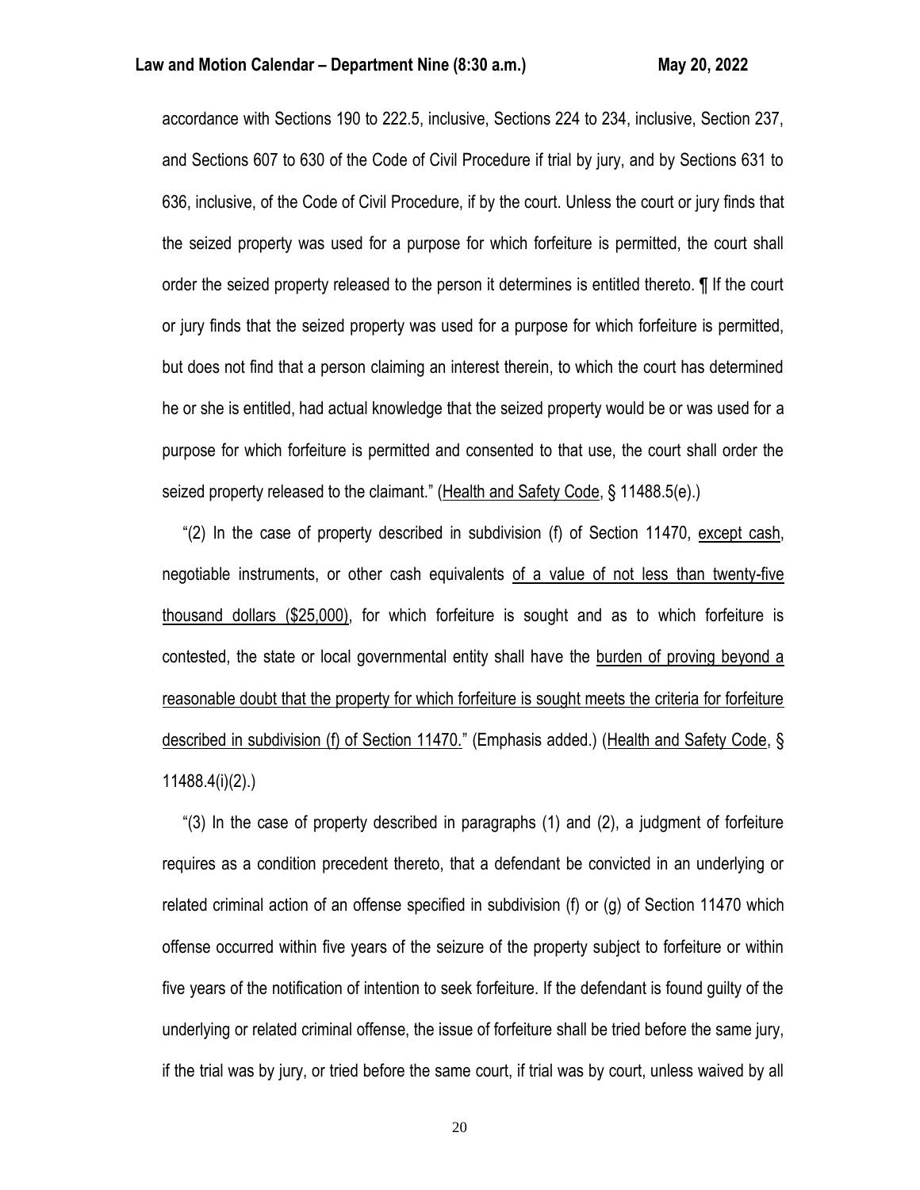accordance with Sections 190 to 222.5, inclusive, Sections 224 to 234, inclusive, Section 237, and Sections 607 to 630 of the Code of Civil Procedure if trial by jury, and by Sections 631 to 636, inclusive, of the Code of Civil Procedure, if by the court. Unless the court or jury finds that the seized property was used for a purpose for which forfeiture is permitted, the court shall order the seized property released to the person it determines is entitled thereto. ¶ If the court or jury finds that the seized property was used for a purpose for which forfeiture is permitted, but does not find that a person claiming an interest therein, to which the court has determined he or she is entitled, had actual knowledge that the seized property would be or was used for a purpose for which forfeiture is permitted and consented to that use, the court shall order the seized property released to the claimant." (Health and Safety Code, § 11488.5(e).)

"(2) In the case of property described in subdivision (f) of Section 11470, <u>except cash</u>, negotiable instruments, or other cash equivalents <u>of a value of not less than twenty-five thousand dollars ($25,000)</u>, for which forfeiture is sought and as to which forfeiture is contested, the state or local governmental entity shall have the <u>burden of proving beyond a reasonable doubt that the property for which forfeiture is sought meets the criteria for forfeiture described in subdivision (f) of Section 11470.</u>" (Emphasis added.) (Health and Safety Code, § 11488.4(i)(2).)

"(3) In the case of property described in paragraphs (1) and (2), a judgment of forfeiture requires as a condition precedent thereto, that a defendant be convicted in an underlying or related criminal action of an offense specified in subdivision (f) or (g) of Section 11470 which offense occurred within five years of the seizure of the property subject to forfeiture or within five years of the notification of intention to seek forfeiture. If the defendant is found guilty of the underlying or related criminal offense, the issue of forfeiture shall be tried before the same jury, if the trial was by jury, or tried before the same court, if trial was by court, unless waived by all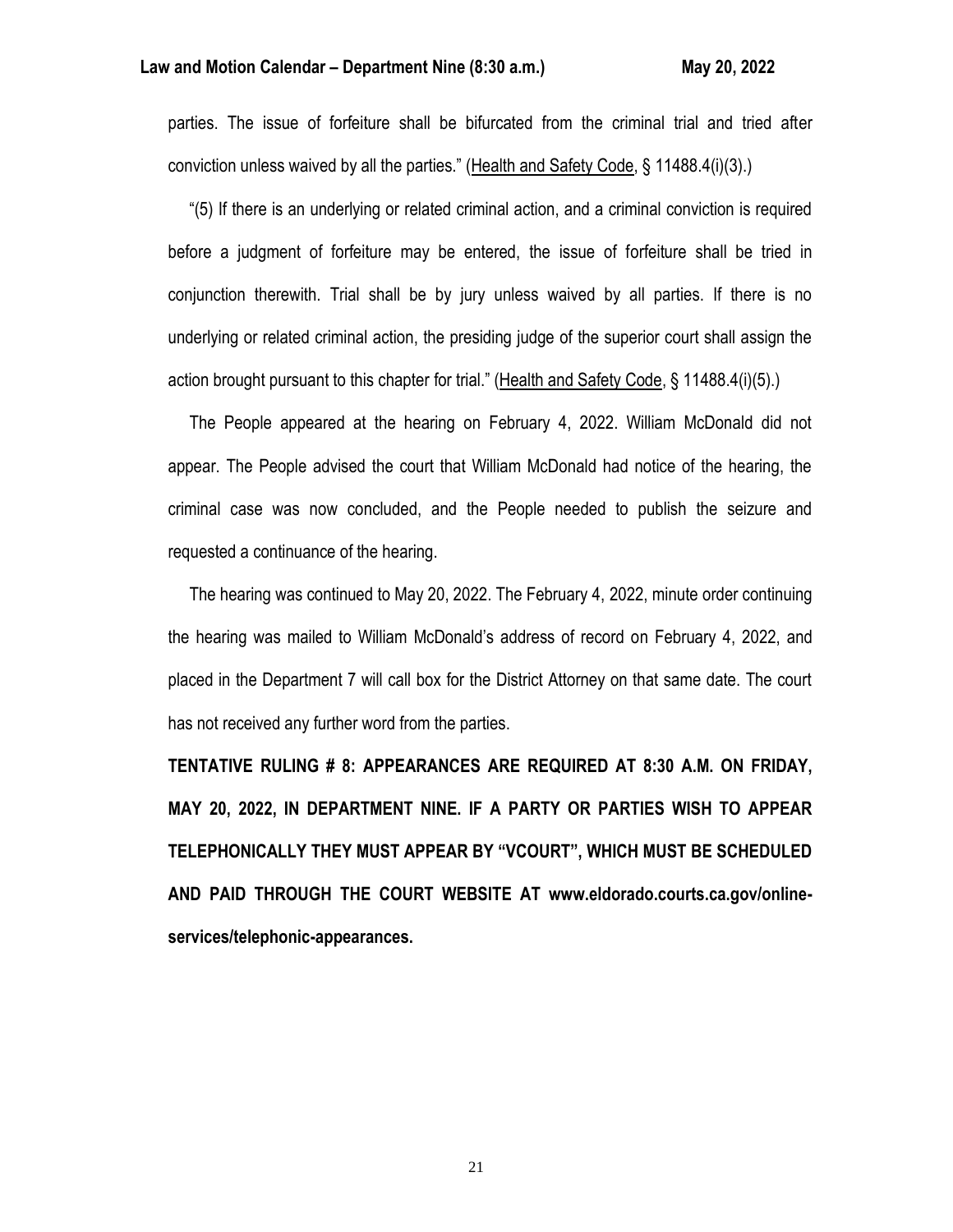parties. The issue of forfeiture shall be bifurcated from the criminal trial and tried after conviction unless waived by all the parties." (Health and Safety Code, § 11488.4(i)(3).)

"(5) If there is an underlying or related criminal action, and a criminal conviction is required before a judgment of forfeiture may be entered, the issue of forfeiture shall be tried in conjunction therewith. Trial shall be by jury unless waived by all parties. If there is no underlying or related criminal action, the presiding judge of the superior court shall assign the action brought pursuant to this chapter for trial." (Health and Safety Code, § 11488.4(i)(5).)

The People appeared at the hearing on February 4, 2022. William McDonald did not appear. The People advised the court that William McDonald had notice of the hearing, the criminal case was now concluded, and the People needed to publish the seizure and requested a continuance of the hearing.

The hearing was continued to May 20, 2022. The February 4, 2022, minute order continuing the hearing was mailed to William McDonald's address of record on February 4, 2022, and placed in the Department 7 will call box for the District Attorney on that same date. The court has not received any further word from the parties.

**TENTATIVE RULING # 8: APPEARANCES ARE REQUIRED AT 8:30 A.M. ON FRIDAY, MAY 20, 2022, IN DEPARTMENT NINE. IF A PARTY OR PARTIES WISH TO APPEAR TELEPHONICALLY THEY MUST APPEAR BY "VCOURT", WHICH MUST BE SCHEDULED AND PAID THROUGH THE COURT WEBSITE AT www.eldorado.courts.ca.gov/online-services/telephonic-appearances.**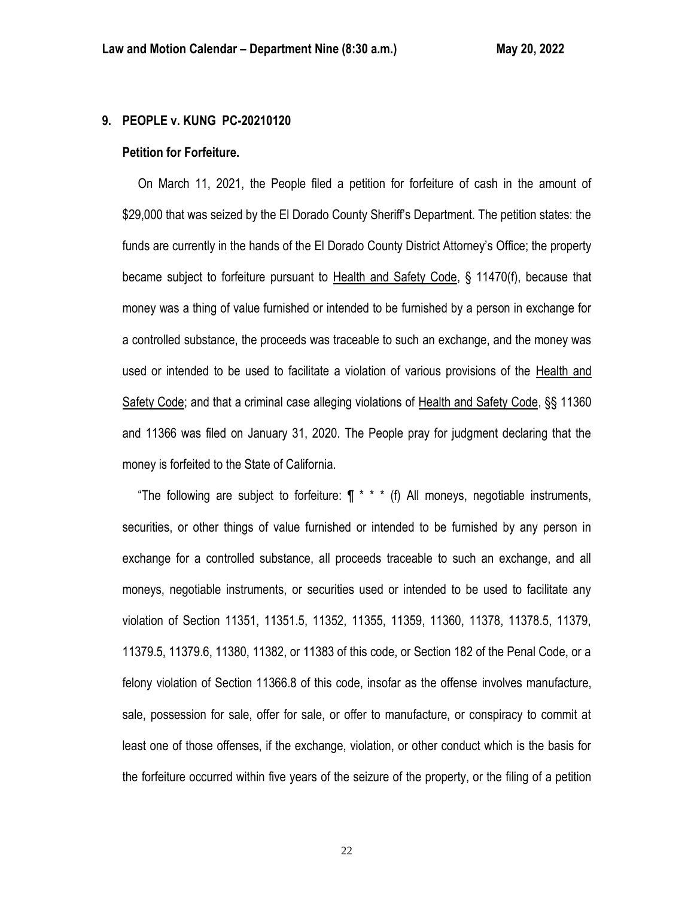## 9. PEOPLE v. KUNG PC-20210120

### Petition for Forfeiture.

On March 11, 2021, the People filed a petition for forfeiture of cash in the amount of $29,000 that was seized by the El Dorado County Sheriff's Department. The petition states: the funds are currently in the hands of the El Dorado County District Attorney's Office; the property became subject to forfeiture pursuant to Health and Safety Code, § 11470(f), because that money was a thing of value furnished or intended to be furnished by a person in exchange for a controlled substance, the proceeds was traceable to such an exchange, and the money was used or intended to be used to facilitate a violation of various provisions of the Health and Safety Code; and that a criminal case alleging violations of Health and Safety Code, §§ 11360 and 11366 was filed on January 31, 2020. The People pray for judgment declaring that the money is forfeited to the State of California.

"The following are subject to forfeiture: ¶ * * * (f) All moneys, negotiable instruments, securities, or other things of value furnished or intended to be furnished by any person in exchange for a controlled substance, all proceeds traceable to such an exchange, and all moneys, negotiable instruments, or securities used or intended to be used to facilitate any violation of Section 11351, 11351.5, 11352, 11355, 11359, 11360, 11378, 11378.5, 11379, 11379.5, 11379.6, 11380, 11382, or 11383 of this code, or Section 182 of the Penal Code, or a felony violation of Section 11366.8 of this code, insofar as the offense involves manufacture, sale, possession for sale, offer for sale, or offer to manufacture, or conspiracy to commit at least one of those offenses, if the exchange, violation, or other conduct which is the basis for the forfeiture occurred within five years of the seizure of the property, or the filing of a petition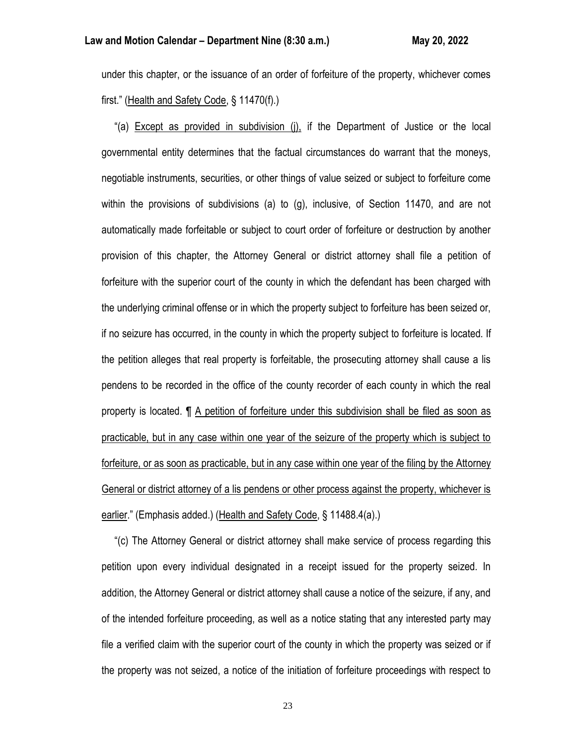under this chapter, or the issuance of an order of forfeiture of the property, whichever comes first." (Health and Safety Code, § 11470(f).)

"(a) Except as provided in subdivision (j), if the Department of Justice or the local governmental entity determines that the factual circumstances do warrant that the moneys, negotiable instruments, securities, or other things of value seized or subject to forfeiture come within the provisions of subdivisions (a) to (g), inclusive, of Section 11470, and are not automatically made forfeitable or subject to court order of forfeiture or destruction by another provision of this chapter, the Attorney General or district attorney shall file a petition of forfeiture with the superior court of the county in which the defendant has been charged with the underlying criminal offense or in which the property subject to forfeiture has been seized or, if no seizure has occurred, in the county in which the property subject to forfeiture is located. If the petition alleges that real property is forfeitable, the prosecuting attorney shall cause a lis pendens to be recorded in the office of the county recorder of each county in which the real property is located. ¶ A petition of forfeiture under this subdivision shall be filed as soon as practicable, but in any case within one year of the seizure of the property which is subject to forfeiture, or as soon as practicable, but in any case within one year of the filing by the Attorney General or district attorney of a lis pendens or other process against the property, whichever is earlier." (Emphasis added.) (Health and Safety Code, § 11488.4(a).)

"(c) The Attorney General or district attorney shall make service of process regarding this petition upon every individual designated in a receipt issued for the property seized. In addition, the Attorney General or district attorney shall cause a notice of the seizure, if any, and of the intended forfeiture proceeding, as well as a notice stating that any interested party may file a verified claim with the superior court of the county in which the property was seized or if the property was not seized, a notice of the initiation of forfeiture proceedings with respect to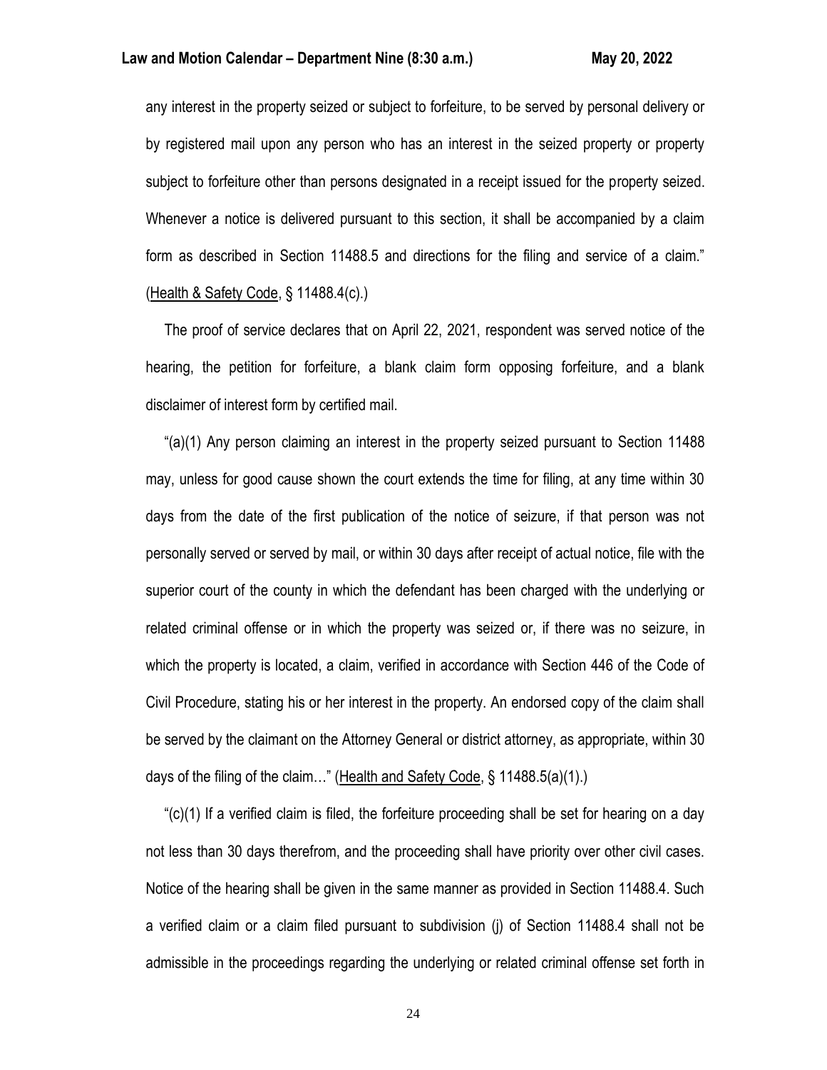any interest in the property seized or subject to forfeiture, to be served by personal delivery or by registered mail upon any person who has an interest in the seized property or property subject to forfeiture other than persons designated in a receipt issued for the property seized. Whenever a notice is delivered pursuant to this section, it shall be accompanied by a claim form as described in Section 11488.5 and directions for the filing and service of a claim." (Health & Safety Code, § 11488.4(c).)

The proof of service declares that on April 22, 2021, respondent was served notice of the hearing, the petition for forfeiture, a blank claim form opposing forfeiture, and a blank disclaimer of interest form by certified mail.

"(a)(1) Any person claiming an interest in the property seized pursuant to Section 11488 may, unless for good cause shown the court extends the time for filing, at any time within 30 days from the date of the first publication of the notice of seizure, if that person was not personally served or served by mail, or within 30 days after receipt of actual notice, file with the superior court of the county in which the defendant has been charged with the underlying or related criminal offense or in which the property was seized or, if there was no seizure, in which the property is located, a claim, verified in accordance with Section 446 of the Code of Civil Procedure, stating his or her interest in the property. An endorsed copy of the claim shall be served by the claimant on the Attorney General or district attorney, as appropriate, within 30 days of the filing of the claim…" (Health and Safety Code, § 11488.5(a)(1).)

"(c)(1) If a verified claim is filed, the forfeiture proceeding shall be set for hearing on a day not less than 30 days therefrom, and the proceeding shall have priority over other civil cases. Notice of the hearing shall be given in the same manner as provided in Section 11488.4. Such a verified claim or a claim filed pursuant to subdivision (j) of Section 11488.4 shall not be admissible in the proceedings regarding the underlying or related criminal offense set forth in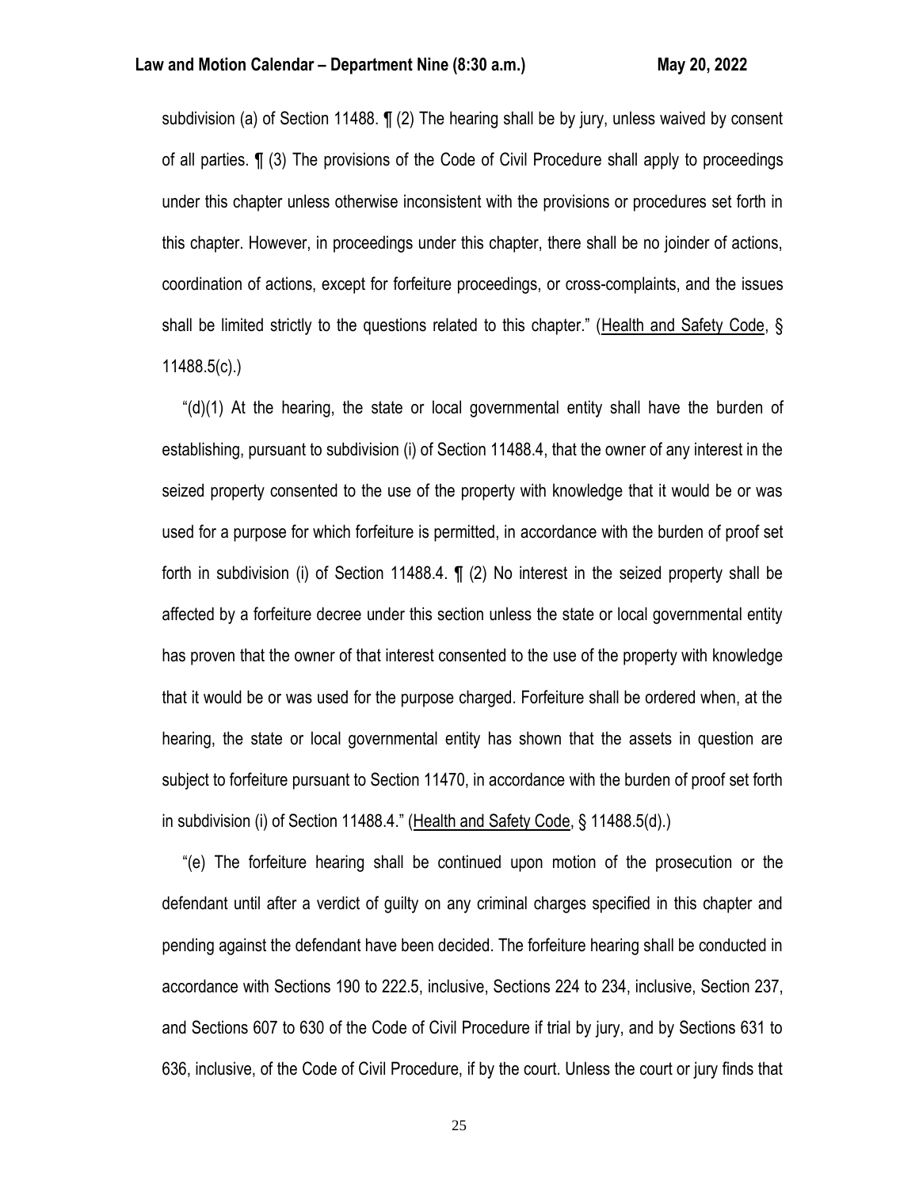subdivision (a) of Section 11488. ¶ (2) The hearing shall be by jury, unless waived by consent of all parties. ¶ (3) The provisions of the Code of Civil Procedure shall apply to proceedings under this chapter unless otherwise inconsistent with the provisions or procedures set forth in this chapter. However, in proceedings under this chapter, there shall be no joinder of actions, coordination of actions, except for forfeiture proceedings, or cross-complaints, and the issues shall be limited strictly to the questions related to this chapter." (Health and Safety Code, § 11488.5(c).)

"(d)(1) At the hearing, the state or local governmental entity shall have the burden of establishing, pursuant to subdivision (i) of Section 11488.4, that the owner of any interest in the seized property consented to the use of the property with knowledge that it would be or was used for a purpose for which forfeiture is permitted, in accordance with the burden of proof set forth in subdivision (i) of Section 11488.4. ¶ (2) No interest in the seized property shall be affected by a forfeiture decree under this section unless the state or local governmental entity has proven that the owner of that interest consented to the use of the property with knowledge that it would be or was used for the purpose charged. Forfeiture shall be ordered when, at the hearing, the state or local governmental entity has shown that the assets in question are subject to forfeiture pursuant to Section 11470, in accordance with the burden of proof set forth in subdivision (i) of Section 11488.4." (Health and Safety Code, § 11488.5(d).)

"(e) The forfeiture hearing shall be continued upon motion of the prosecution or the defendant until after a verdict of guilty on any criminal charges specified in this chapter and pending against the defendant have been decided. The forfeiture hearing shall be conducted in accordance with Sections 190 to 222.5, inclusive, Sections 224 to 234, inclusive, Section 237, and Sections 607 to 630 of the Code of Civil Procedure if trial by jury, and by Sections 631 to 636, inclusive, of the Code of Civil Procedure, if by the court. Unless the court or jury finds that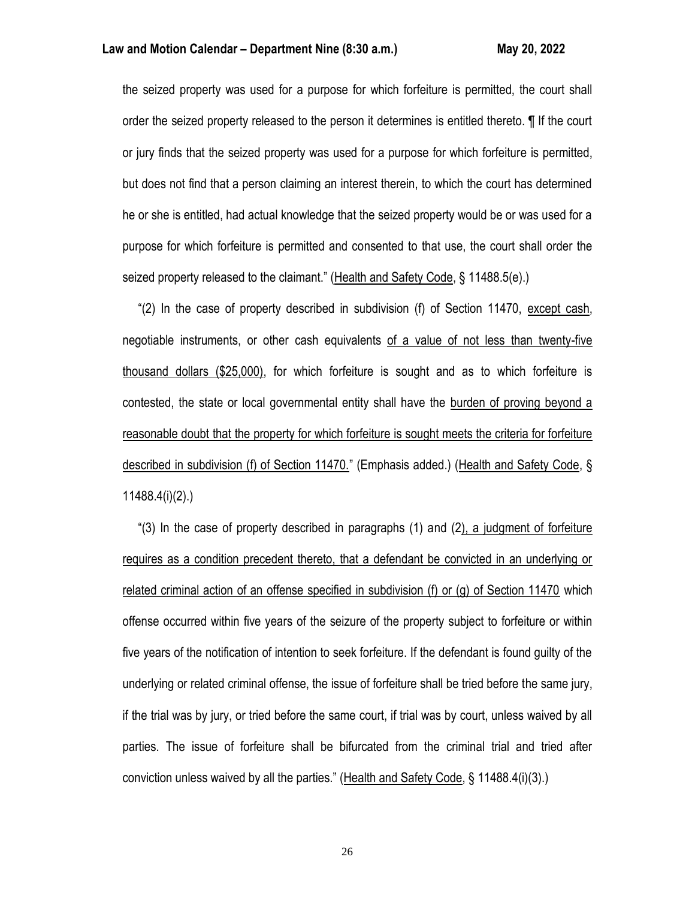the seized property was used for a purpose for which forfeiture is permitted, the court shall order the seized property released to the person it determines is entitled thereto. ¶ If the court or jury finds that the seized property was used for a purpose for which forfeiture is permitted, but does not find that a person claiming an interest therein, to which the court has determined he or she is entitled, had actual knowledge that the seized property would be or was used for a purpose for which forfeiture is permitted and consented to that use, the court shall order the seized property released to the claimant." (Health and Safety Code, § 11488.5(e).)

"(2) In the case of property described in subdivision (f) of Section 11470, except cash, negotiable instruments, or other cash equivalents of a value of not less than twenty-five thousand dollars ($25,000), for which forfeiture is sought and as to which forfeiture is contested, the state or local governmental entity shall have the burden of proving beyond a reasonable doubt that the property for which forfeiture is sought meets the criteria for forfeiture described in subdivision (f) of Section 11470." (Emphasis added.) (Health and Safety Code, § 11488.4(i)(2).)

"(3) In the case of property described in paragraphs (1) and (2), a judgment of forfeiture requires as a condition precedent thereto, that a defendant be convicted in an underlying or related criminal action of an offense specified in subdivision (f) or (g) of Section 11470 which offense occurred within five years of the seizure of the property subject to forfeiture or within five years of the notification of intention to seek forfeiture. If the defendant is found guilty of the underlying or related criminal offense, the issue of forfeiture shall be tried before the same jury, if the trial was by jury, or tried before the same court, if trial was by court, unless waived by all parties. The issue of forfeiture shall be bifurcated from the criminal trial and tried after conviction unless waived by all the parties." (Health and Safety Code, § 11488.4(i)(3).)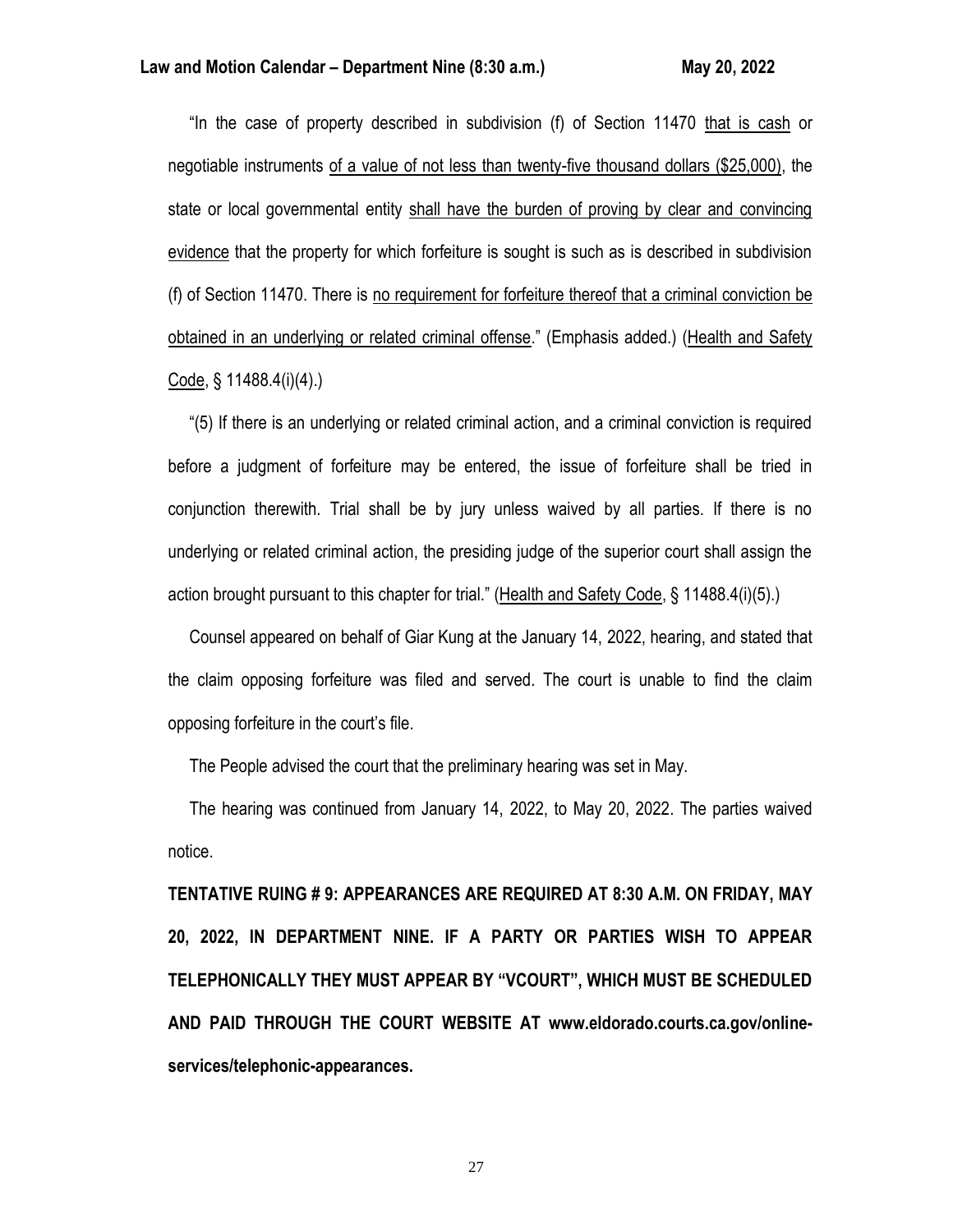"In the case of property described in subdivision (f) of Section 11470 <u>that is cash</u> or negotiable instruments <u>of a value of not less than twenty-five thousand dollars ($25,000)</u>, the state or local governmental entity <u>shall have the burden of proving by clear and convincing evidence</u> that the property for which forfeiture is sought is such as is described in subdivision (f) of Section 11470. There is <u>no requirement for forfeiture thereof that a criminal conviction be obtained in an underlying or related criminal offense</u>." (Emphasis added.) (<u>Health and Safety Code</u>, § 11488.4(i)(4).)

"(5) If there is an underlying or related criminal action, and a criminal conviction is required before a judgment of forfeiture may be entered, the issue of forfeiture shall be tried in conjunction therewith. Trial shall be by jury unless waived by all parties. If there is no underlying or related criminal action, the presiding judge of the superior court shall assign the action brought pursuant to this chapter for trial." (<u>Health and Safety Code</u>, § 11488.4(i)(5).)

Counsel appeared on behalf of Giar Kung at the January 14, 2022, hearing, and stated that the claim opposing forfeiture was filed and served. The court is unable to find the claim opposing forfeiture in the court's file.

The People advised the court that the preliminary hearing was set in May.

The hearing was continued from January 14, 2022, to May 20, 2022. The parties waived notice.

**TENTATIVE RUING # 9: APPEARANCES ARE REQUIRED AT 8:30 A.M. ON FRIDAY, MAY 20, 2022, IN DEPARTMENT NINE. IF A PARTY OR PARTIES WISH TO APPEAR TELEPHONICALLY THEY MUST APPEAR BY "VCOURT", WHICH MUST BE SCHEDULED AND PAID THROUGH THE COURT WEBSITE AT www.eldorado.courts.ca.gov/online-services/telephonic-appearances.**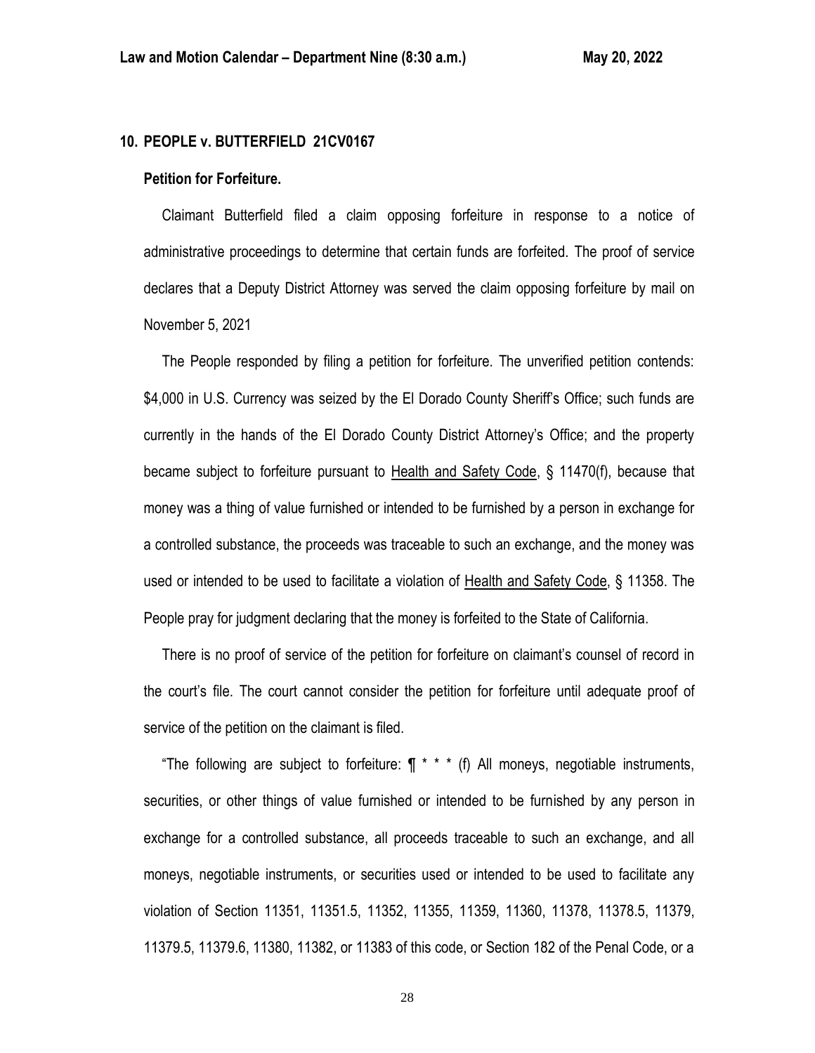**10. PEOPLE v. BUTTERFIELD 21CV0167**

**Petition for Forfeiture.**

Claimant Butterfield filed a claim opposing forfeiture in response to a notice of administrative proceedings to determine that certain funds are forfeited. The proof of service declares that a Deputy District Attorney was served the claim opposing forfeiture by mail on November 5, 2021

The People responded by filing a petition for forfeiture. The unverified petition contends: $4,000 in U.S. Currency was seized by the El Dorado County Sheriff's Office; such funds are currently in the hands of the El Dorado County District Attorney's Office; and the property became subject to forfeiture pursuant to Health and Safety Code, § 11470(f), because that money was a thing of value furnished or intended to be furnished by a person in exchange for a controlled substance, the proceeds was traceable to such an exchange, and the money was used or intended to be used to facilitate a violation of Health and Safety Code, § 11358. The People pray for judgment declaring that the money is forfeited to the State of California.

There is no proof of service of the petition for forfeiture on claimant's counsel of record in the court's file. The court cannot consider the petition for forfeiture until adequate proof of service of the petition on the claimant is filed.

"The following are subject to forfeiture: ¶ * * * (f) All moneys, negotiable instruments, securities, or other things of value furnished or intended to be furnished by any person in exchange for a controlled substance, all proceeds traceable to such an exchange, and all moneys, negotiable instruments, or securities used or intended to be used to facilitate any violation of Section 11351, 11351.5, 11352, 11355, 11359, 11360, 11378, 11378.5, 11379, 11379.5, 11379.6, 11380, 11382, or 11383 of this code, or Section 182 of the Penal Code, or a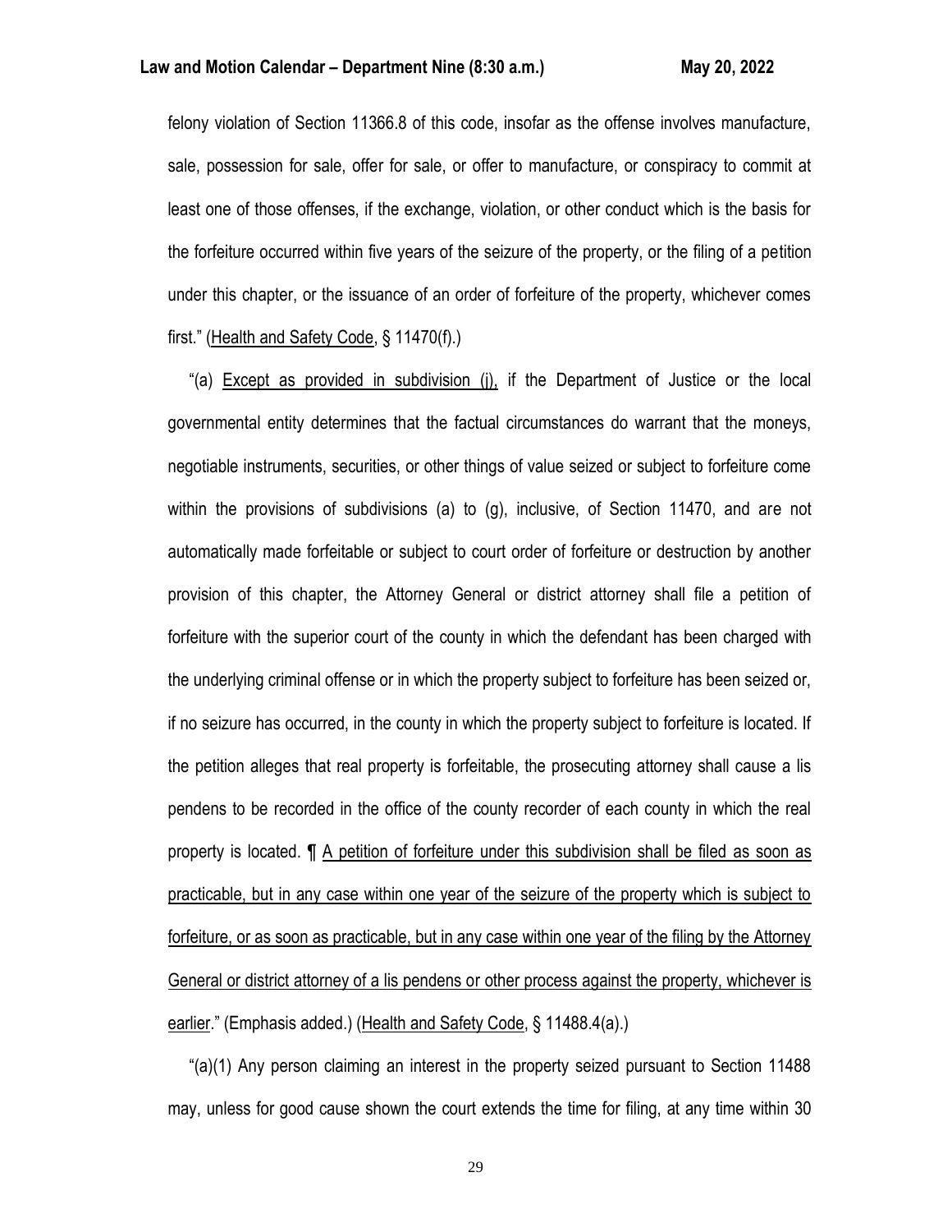felony violation of Section 11366.8 of this code, insofar as the offense involves manufacture, sale, possession for sale, offer for sale, or offer to manufacture, or conspiracy to commit at least one of those offenses, if the exchange, violation, or other conduct which is the basis for the forfeiture occurred within five years of the seizure of the property, or the filing of a petition under this chapter, or the issuance of an order of forfeiture of the property, whichever comes first." (<u>Health and Safety Code</u>, § 11470(f).)

"(a) <u>Except as provided in subdivision (j),</u> if the Department of Justice or the local governmental entity determines that the factual circumstances do warrant that the moneys, negotiable instruments, securities, or other things of value seized or subject to forfeiture come within the provisions of subdivisions (a) to (g), inclusive, of Section 11470, and are not automatically made forfeitable or subject to court order of forfeiture or destruction by another provision of this chapter, the Attorney General or district attorney shall file a petition of forfeiture with the superior court of the county in which the defendant has been charged with the underlying criminal offense or in which the property subject to forfeiture has been seized or, if no seizure has occurred, in the county in which the property subject to forfeiture is located. If the petition alleges that real property is forfeitable, the prosecuting attorney shall cause a lis pendens to be recorded in the office of the county recorder of each county in which the real property is located. ¶ <u>A petition of forfeiture under this subdivision shall be filed as soon as practicable, but in any case within one year of the seizure of the property which is subject to forfeiture, or as soon as practicable, but in any case within one year of the filing by the Attorney General or district attorney of a lis pendens or other process against the property, whichever is earlier</u>." (Emphasis added.) (<u>Health and Safety Code</u>, § 11488.4(a).)

"(a)(1) Any person claiming an interest in the property seized pursuant to Section 11488 may, unless for good cause shown the court extends the time for filing, at any time within 30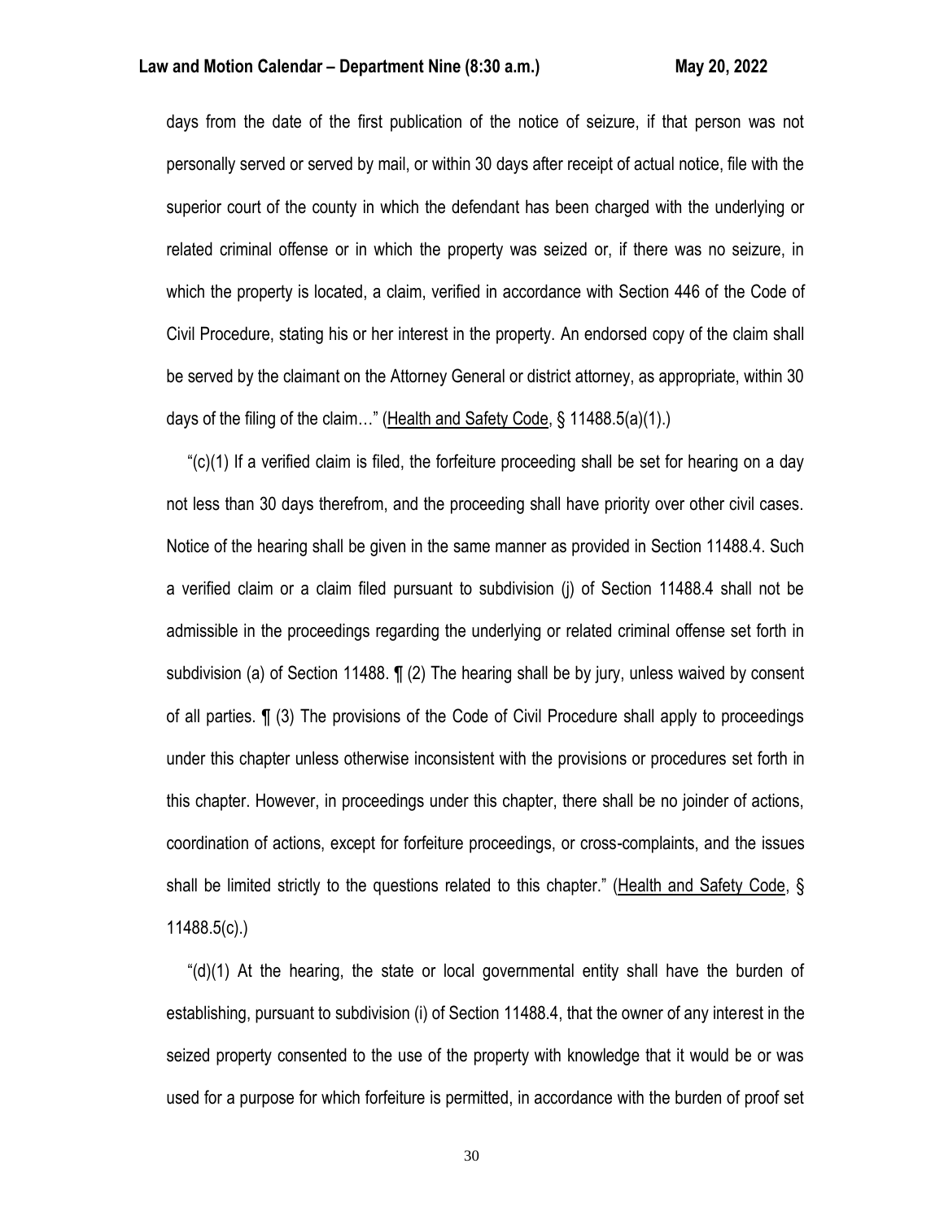days from the date of the first publication of the notice of seizure, if that person was not personally served or served by mail, or within 30 days after receipt of actual notice, file with the superior court of the county in which the defendant has been charged with the underlying or related criminal offense or in which the property was seized or, if there was no seizure, in which the property is located, a claim, verified in accordance with Section 446 of the Code of Civil Procedure, stating his or her interest in the property. An endorsed copy of the claim shall be served by the claimant on the Attorney General or district attorney, as appropriate, within 30 days of the filing of the claim…" (Health and Safety Code, § 11488.5(a)(1).)

"(c)(1) If a verified claim is filed, the forfeiture proceeding shall be set for hearing on a day not less than 30 days therefrom, and the proceeding shall have priority over other civil cases. Notice of the hearing shall be given in the same manner as provided in Section 11488.4. Such a verified claim or a claim filed pursuant to subdivision (j) of Section 11488.4 shall not be admissible in the proceedings regarding the underlying or related criminal offense set forth in subdivision (a) of Section 11488. ¶ (2) The hearing shall be by jury, unless waived by consent of all parties. ¶ (3) The provisions of the Code of Civil Procedure shall apply to proceedings under this chapter unless otherwise inconsistent with the provisions or procedures set forth in this chapter. However, in proceedings under this chapter, there shall be no joinder of actions, coordination of actions, except for forfeiture proceedings, or cross-complaints, and the issues shall be limited strictly to the questions related to this chapter." (Health and Safety Code, § 11488.5(c).)

"(d)(1) At the hearing, the state or local governmental entity shall have the burden of establishing, pursuant to subdivision (i) of Section 11488.4, that the owner of any interest in the seized property consented to the use of the property with knowledge that it would be or was used for a purpose for which forfeiture is permitted, in accordance with the burden of proof set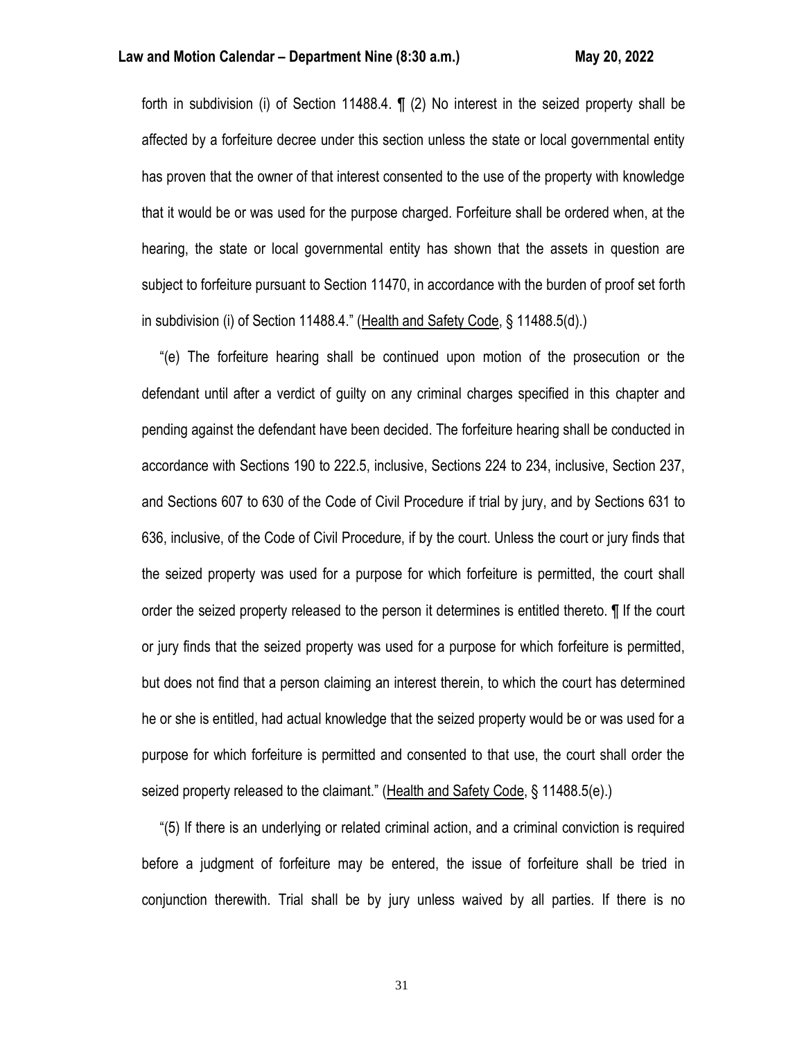forth in subdivision (i) of Section 11488.4. ¶ (2) No interest in the seized property shall be affected by a forfeiture decree under this section unless the state or local governmental entity has proven that the owner of that interest consented to the use of the property with knowledge that it would be or was used for the purpose charged. Forfeiture shall be ordered when, at the hearing, the state or local governmental entity has shown that the assets in question are subject to forfeiture pursuant to Section 11470, in accordance with the burden of proof set forth in subdivision (i) of Section 11488.4." (Health and Safety Code, § 11488.5(d).)

"(e) The forfeiture hearing shall be continued upon motion of the prosecution or the defendant until after a verdict of guilty on any criminal charges specified in this chapter and pending against the defendant have been decided. The forfeiture hearing shall be conducted in accordance with Sections 190 to 222.5, inclusive, Sections 224 to 234, inclusive, Section 237, and Sections 607 to 630 of the Code of Civil Procedure if trial by jury, and by Sections 631 to 636, inclusive, of the Code of Civil Procedure, if by the court. Unless the court or jury finds that the seized property was used for a purpose for which forfeiture is permitted, the court shall order the seized property released to the person it determines is entitled thereto. ¶ If the court or jury finds that the seized property was used for a purpose for which forfeiture is permitted, but does not find that a person claiming an interest therein, to which the court has determined he or she is entitled, had actual knowledge that the seized property would be or was used for a purpose for which forfeiture is permitted and consented to that use, the court shall order the seized property released to the claimant." (Health and Safety Code, § 11488.5(e).)

"(5) If there is an underlying or related criminal action, and a criminal conviction is required before a judgment of forfeiture may be entered, the issue of forfeiture shall be tried in conjunction therewith. Trial shall be by jury unless waived by all parties. If there is no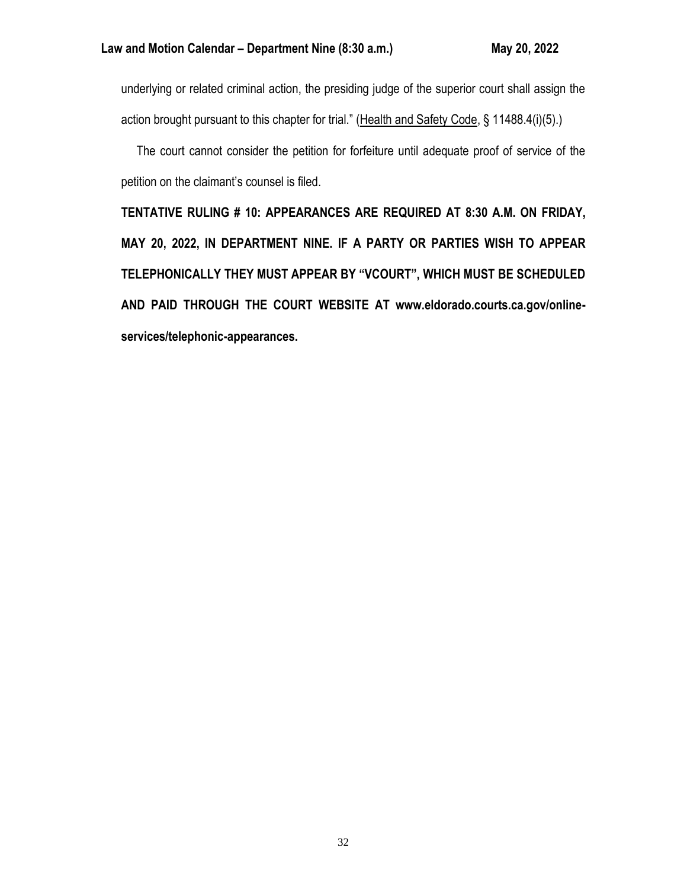underlying or related criminal action, the presiding judge of the superior court shall assign the action brought pursuant to this chapter for trial." (Health and Safety Code, § 11488.4(i)(5).)

The court cannot consider the petition for forfeiture until adequate proof of service of the petition on the claimant's counsel is filed.

**TENTATIVE RULING # 10: APPEARANCES ARE REQUIRED AT 8:30 A.M. ON FRIDAY, MAY 20, 2022, IN DEPARTMENT NINE. IF A PARTY OR PARTIES WISH TO APPEAR TELEPHONICALLY THEY MUST APPEAR BY "VCOURT", WHICH MUST BE SCHEDULED AND PAID THROUGH THE COURT WEBSITE AT www.eldorado.courts.ca.gov/online-services/telephonic-appearances.**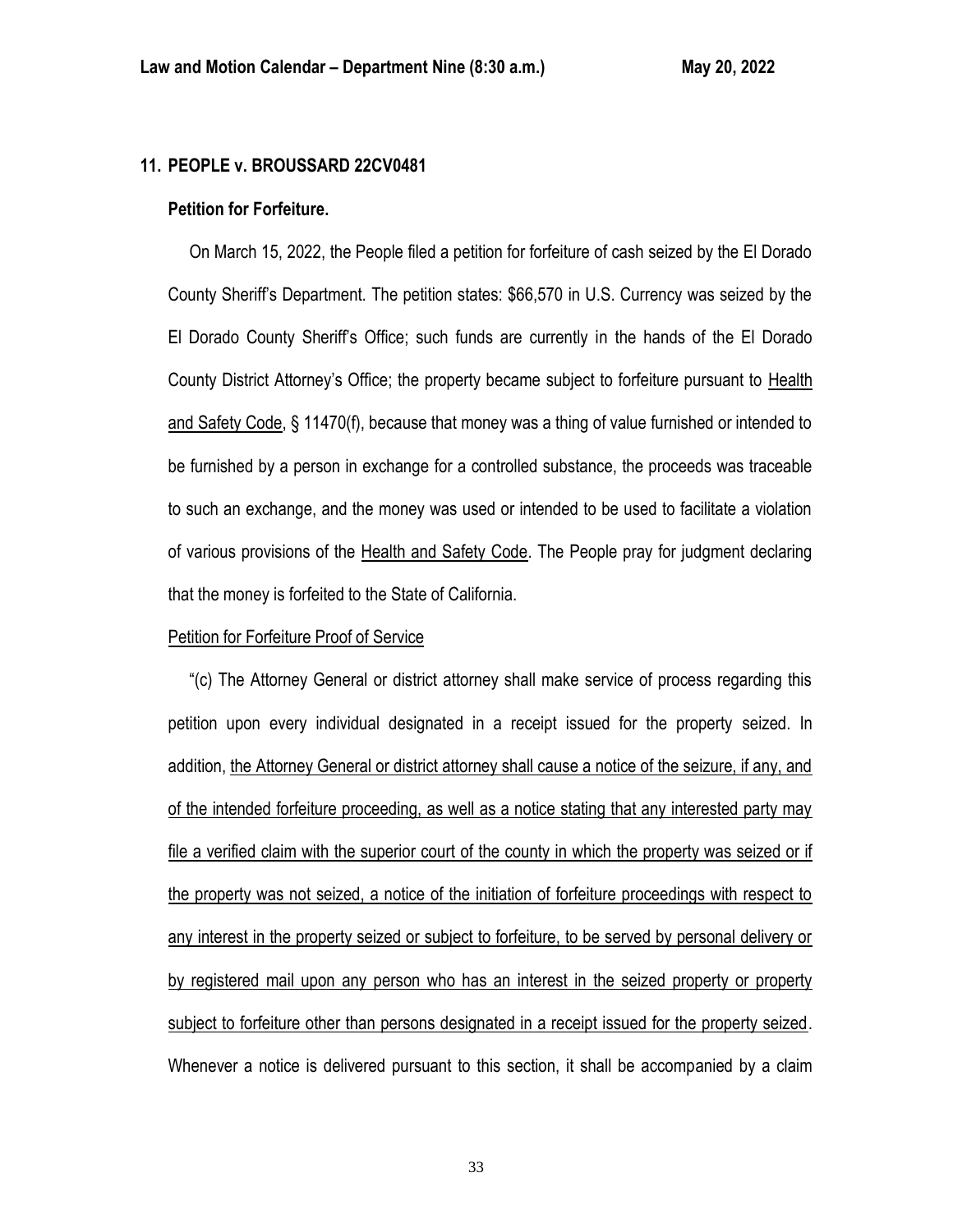## 11. PEOPLE v. BROUSSARD 22CV0481

### Petition for Forfeiture.

On March 15, 2022, the People filed a petition for forfeiture of cash seized by the El Dorado County Sheriff's Department. The petition states: $66,570 in U.S. Currency was seized by the El Dorado County Sheriff's Office; such funds are currently in the hands of the El Dorado County District Attorney's Office; the property became subject to forfeiture pursuant to Health and Safety Code, § 11470(f), because that money was a thing of value furnished or intended to be furnished by a person in exchange for a controlled substance, the proceeds was traceable to such an exchange, and the money was used or intended to be used to facilitate a violation of various provisions of the Health and Safety Code. The People pray for judgment declaring that the money is forfeited to the State of California.

Petition for Forfeiture Proof of Service

"(c) The Attorney General or district attorney shall make service of process regarding this petition upon every individual designated in a receipt issued for the property seized. In addition, the Attorney General or district attorney shall cause a notice of the seizure, if any, and of the intended forfeiture proceeding, as well as a notice stating that any interested party may file a verified claim with the superior court of the county in which the property was seized or if the property was not seized, a notice of the initiation of forfeiture proceedings with respect to any interest in the property seized or subject to forfeiture, to be served by personal delivery or by registered mail upon any person who has an interest in the seized property or property subject to forfeiture other than persons designated in a receipt issued for the property seized. Whenever a notice is delivered pursuant to this section, it shall be accompanied by a claim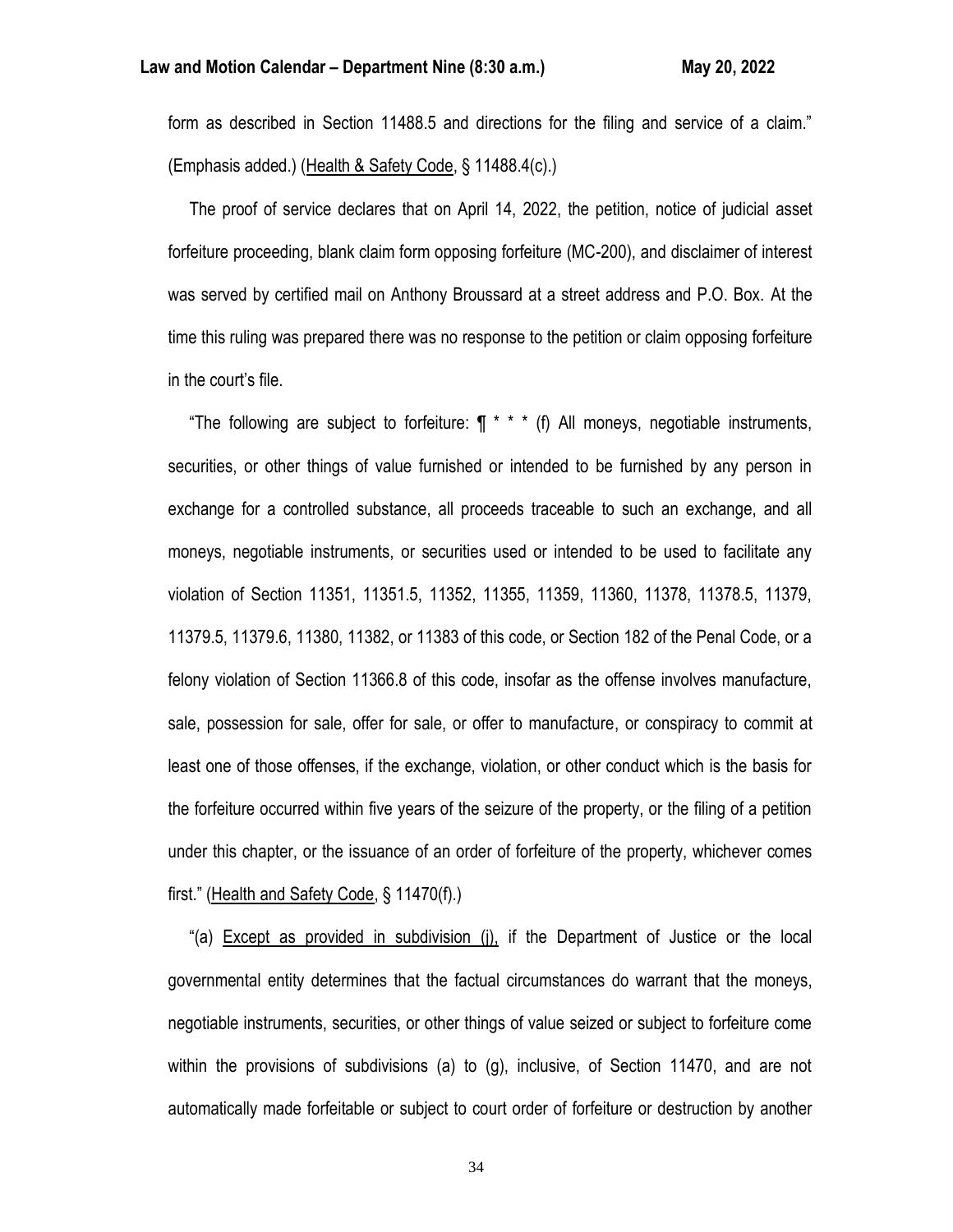form as described in Section 11488.5 and directions for the filing and service of a claim." (Emphasis added.) (Health & Safety Code, § 11488.4(c).)

The proof of service declares that on April 14, 2022, the petition, notice of judicial asset forfeiture proceeding, blank claim form opposing forfeiture (MC-200), and disclaimer of interest was served by certified mail on Anthony Broussard at a street address and P.O. Box. At the time this ruling was prepared there was no response to the petition or claim opposing forfeiture in the court's file.

"The following are subject to forfeiture: ¶ * * * (f) All moneys, negotiable instruments, securities, or other things of value furnished or intended to be furnished by any person in exchange for a controlled substance, all proceeds traceable to such an exchange, and all moneys, negotiable instruments, or securities used or intended to be used to facilitate any violation of Section 11351, 11351.5, 11352, 11355, 11359, 11360, 11378, 11378.5, 11379, 11379.5, 11379.6, 11380, 11382, or 11383 of this code, or Section 182 of the Penal Code, or a felony violation of Section 11366.8 of this code, insofar as the offense involves manufacture, sale, possession for sale, offer for sale, or offer to manufacture, or conspiracy to commit at least one of those offenses, if the exchange, violation, or other conduct which is the basis for the forfeiture occurred within five years of the seizure of the property, or the filing of a petition under this chapter, or the issuance of an order of forfeiture of the property, whichever comes first." (Health and Safety Code, § 11470(f).)

"(a) Except as provided in subdivision (j), if the Department of Justice or the local governmental entity determines that the factual circumstances do warrant that the moneys, negotiable instruments, securities, or other things of value seized or subject to forfeiture come within the provisions of subdivisions (a) to (g), inclusive, of Section 11470, and are not automatically made forfeitable or subject to court order of forfeiture or destruction by another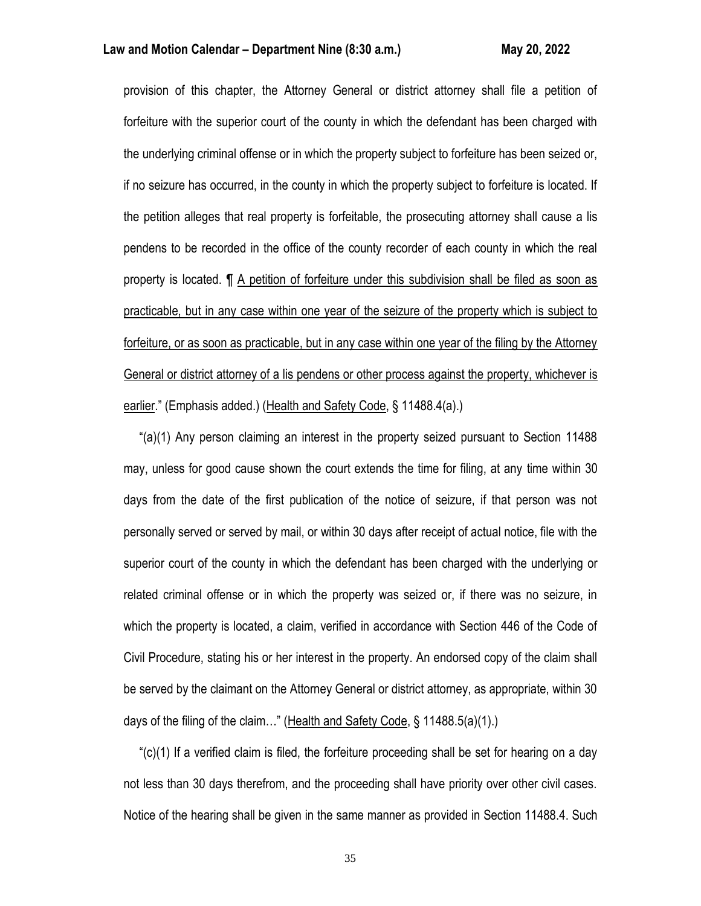provision of this chapter, the Attorney General or district attorney shall file a petition of forfeiture with the superior court of the county in which the defendant has been charged with the underlying criminal offense or in which the property subject to forfeiture has been seized or, if no seizure has occurred, in the county in which the property subject to forfeiture is located. If the petition alleges that real property is forfeitable, the prosecuting attorney shall cause a lis pendens to be recorded in the office of the county recorder of each county in which the real property is located. ¶ <u>A petition of forfeiture under this subdivision shall be filed as soon as practicable, but in any case within one year of the seizure of the property which is subject to forfeiture, or as soon as practicable, but in any case within one year of the filing by the Attorney General or district attorney of a lis pendens or other process against the property, whichever is earlier</u>." (Emphasis added.) (<u>Health and Safety Code</u>, § 11488.4(a).)

"(a)(1) Any person claiming an interest in the property seized pursuant to Section 11488 may, unless for good cause shown the court extends the time for filing, at any time within 30 days from the date of the first publication of the notice of seizure, if that person was not personally served or served by mail, or within 30 days after receipt of actual notice, file with the superior court of the county in which the defendant has been charged with the underlying or related criminal offense or in which the property was seized or, if there was no seizure, in which the property is located, a claim, verified in accordance with Section 446 of the Code of Civil Procedure, stating his or her interest in the property. An endorsed copy of the claim shall be served by the claimant on the Attorney General or district attorney, as appropriate, within 30 days of the filing of the claim…" (<u>Health and Safety Code</u>, § 11488.5(a)(1).)

"(c)(1) If a verified claim is filed, the forfeiture proceeding shall be set for hearing on a day not less than 30 days therefrom, and the proceeding shall have priority over other civil cases. Notice of the hearing shall be given in the same manner as provided in Section 11488.4. Such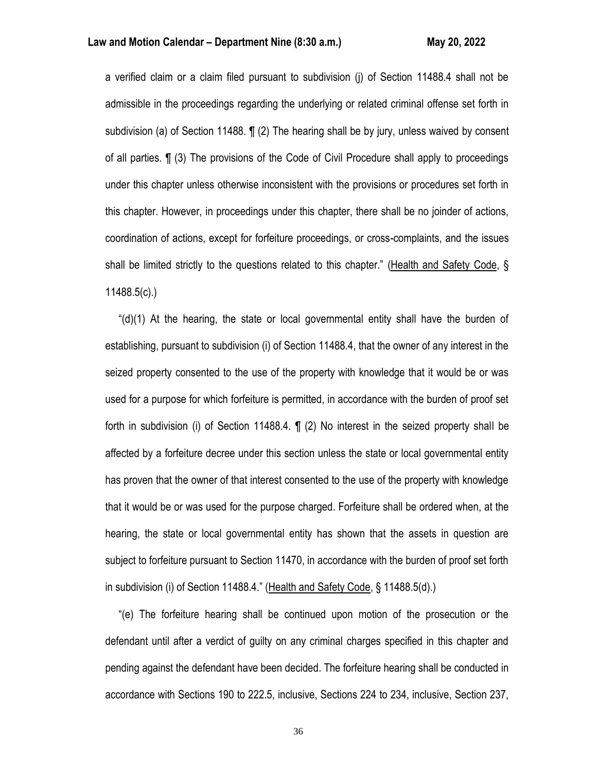a verified claim or a claim filed pursuant to subdivision (j) of Section 11488.4 shall not be admissible in the proceedings regarding the underlying or related criminal offense set forth in subdivision (a) of Section 11488. ¶ (2) The hearing shall be by jury, unless waived by consent of all parties. ¶ (3) The provisions of the Code of Civil Procedure shall apply to proceedings under this chapter unless otherwise inconsistent with the provisions or procedures set forth in this chapter. However, in proceedings under this chapter, there shall be no joinder of actions, coordination of actions, except for forfeiture proceedings, or cross-complaints, and the issues shall be limited strictly to the questions related to this chapter." (Health and Safety Code, § 11488.5(c).)

"(d)(1) At the hearing, the state or local governmental entity shall have the burden of establishing, pursuant to subdivision (i) of Section 11488.4, that the owner of any interest in the seized property consented to the use of the property with knowledge that it would be or was used for a purpose for which forfeiture is permitted, in accordance with the burden of proof set forth in subdivision (i) of Section 11488.4. ¶ (2) No interest in the seized property shall be affected by a forfeiture decree under this section unless the state or local governmental entity has proven that the owner of that interest consented to the use of the property with knowledge that it would be or was used for the purpose charged. Forfeiture shall be ordered when, at the hearing, the state or local governmental entity has shown that the assets in question are subject to forfeiture pursuant to Section 11470, in accordance with the burden of proof set forth in subdivision (i) of Section 11488.4." (Health and Safety Code, § 11488.5(d).)

"(e) The forfeiture hearing shall be continued upon motion of the prosecution or the defendant until after a verdict of guilty on any criminal charges specified in this chapter and pending against the defendant have been decided. The forfeiture hearing shall be conducted in accordance with Sections 190 to 222.5, inclusive, Sections 224 to 234, inclusive, Section 237,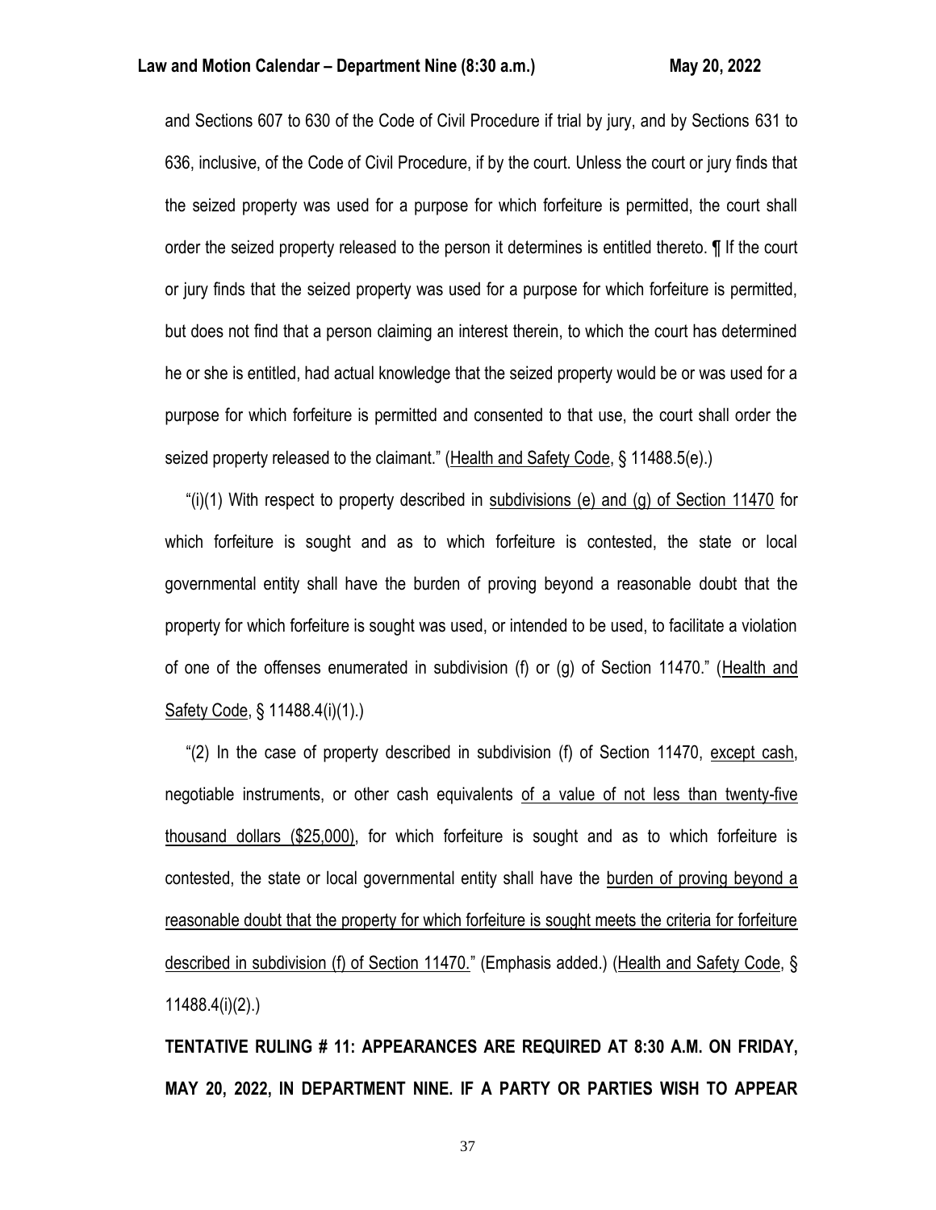and Sections 607 to 630 of the Code of Civil Procedure if trial by jury, and by Sections 631 to 636, inclusive, of the Code of Civil Procedure, if by the court. Unless the court or jury finds that the seized property was used for a purpose for which forfeiture is permitted, the court shall order the seized property released to the person it determines is entitled thereto. ¶ If the court or jury finds that the seized property was used for a purpose for which forfeiture is permitted, but does not find that a person claiming an interest therein, to which the court has determined he or she is entitled, had actual knowledge that the seized property would be or was used for a purpose for which forfeiture is permitted and consented to that use, the court shall order the seized property released to the claimant." (Health and Safety Code, § 11488.5(e).)

"(i)(1) With respect to property described in subdivisions (e) and (g) of Section 11470 for which forfeiture is sought and as to which forfeiture is contested, the state or local governmental entity shall have the burden of proving beyond a reasonable doubt that the property for which forfeiture is sought was used, or intended to be used, to facilitate a violation of one of the offenses enumerated in subdivision (f) or (g) of Section 11470." (Health and Safety Code, § 11488.4(i)(1).)

"(2) In the case of property described in subdivision (f) of Section 11470, except cash, negotiable instruments, or other cash equivalents of a value of not less than twenty-five thousand dollars ($25,000), for which forfeiture is sought and as to which forfeiture is contested, the state or local governmental entity shall have the burden of proving beyond a reasonable doubt that the property for which forfeiture is sought meets the criteria for forfeiture described in subdivision (f) of Section 11470." (Emphasis added.) (Health and Safety Code, § 11488.4(i)(2).)

**TENTATIVE RULING # 11: APPEARANCES ARE REQUIRED AT 8:30 A.M. ON FRIDAY, MAY 20, 2022, IN DEPARTMENT NINE. IF A PARTY OR PARTIES WISH TO APPEAR**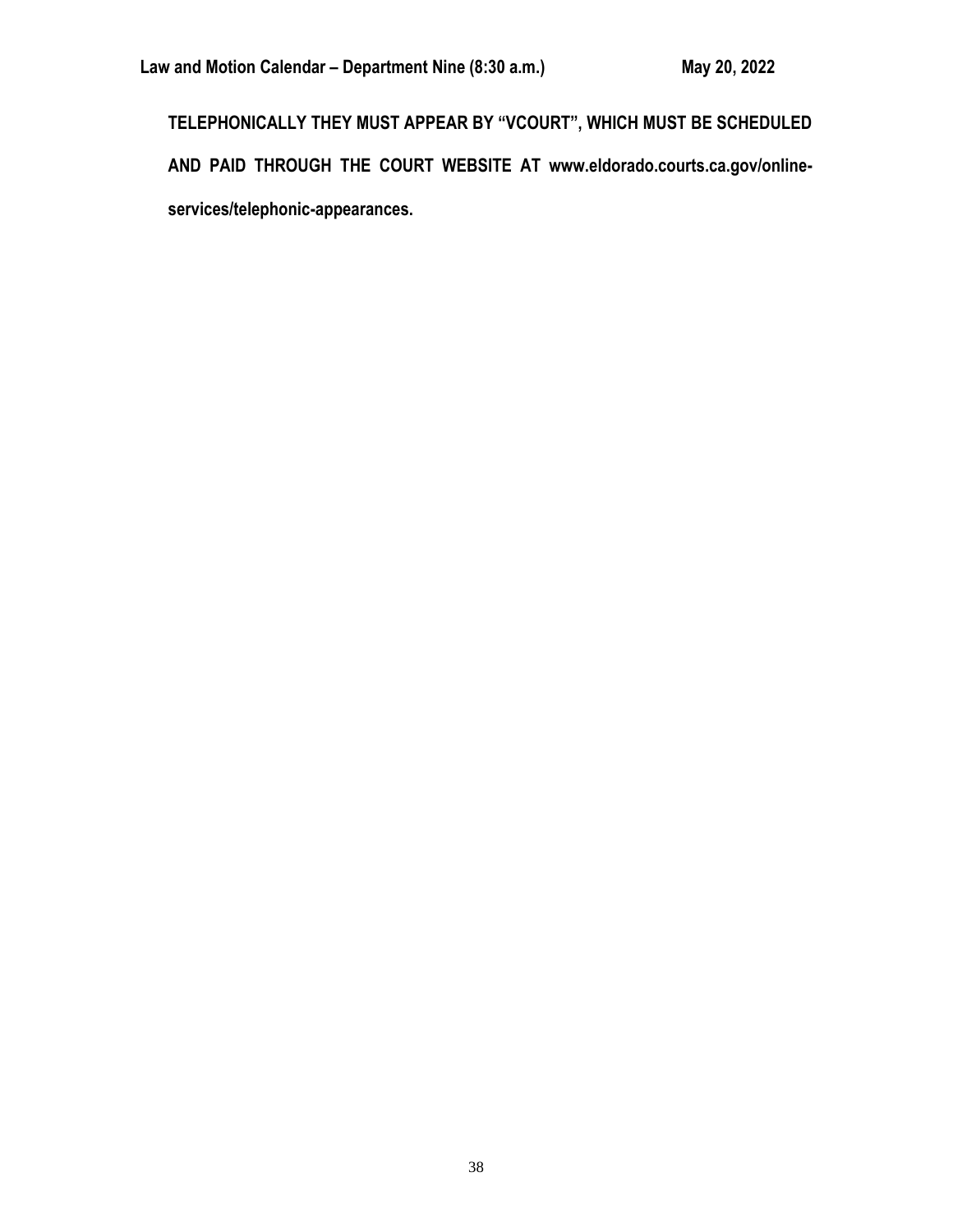**TELEPHONICALLY THEY MUST APPEAR BY "VCOURT", WHICH MUST BE SCHEDULED AND PAID THROUGH THE COURT WEBSITE AT www.eldorado.courts.ca.gov/online-services/telephonic-appearances.**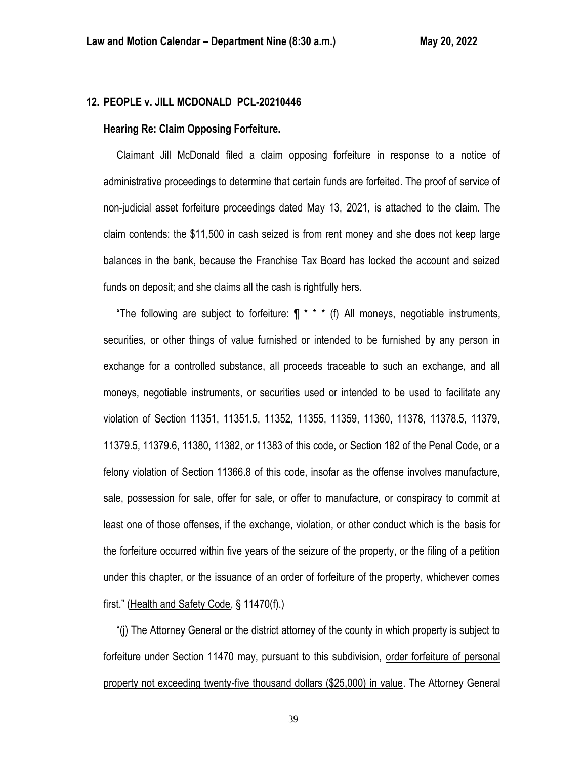**12. PEOPLE v. JILL MCDONALD PCL-20210446**

**Hearing Re: Claim Opposing Forfeiture.**

Claimant Jill McDonald filed a claim opposing forfeiture in response to a notice of administrative proceedings to determine that certain funds are forfeited. The proof of service of non-judicial asset forfeiture proceedings dated May 13, 2021, is attached to the claim. The claim contends: the $11,500 in cash seized is from rent money and she does not keep large balances in the bank, because the Franchise Tax Board has locked the account and seized funds on deposit; and she claims all the cash is rightfully hers.

"The following are subject to forfeiture: ¶ * * * (f) All moneys, negotiable instruments, securities, or other things of value furnished or intended to be furnished by any person in exchange for a controlled substance, all proceeds traceable to such an exchange, and all moneys, negotiable instruments, or securities used or intended to be used to facilitate any violation of Section 11351, 11351.5, 11352, 11355, 11359, 11360, 11378, 11378.5, 11379, 11379.5, 11379.6, 11380, 11382, or 11383 of this code, or Section 182 of the Penal Code, or a felony violation of Section 11366.8 of this code, insofar as the offense involves manufacture, sale, possession for sale, offer for sale, or offer to manufacture, or conspiracy to commit at least one of those offenses, if the exchange, violation, or other conduct which is the basis for the forfeiture occurred within five years of the seizure of the property, or the filing of a petition under this chapter, or the issuance of an order of forfeiture of the property, whichever comes first." (Health and Safety Code, § 11470(f).)

"(j) The Attorney General or the district attorney of the county in which property is subject to forfeiture under Section 11470 may, pursuant to this subdivision, order forfeiture of personal property not exceeding twenty-five thousand dollars ($25,000) in value. The Attorney General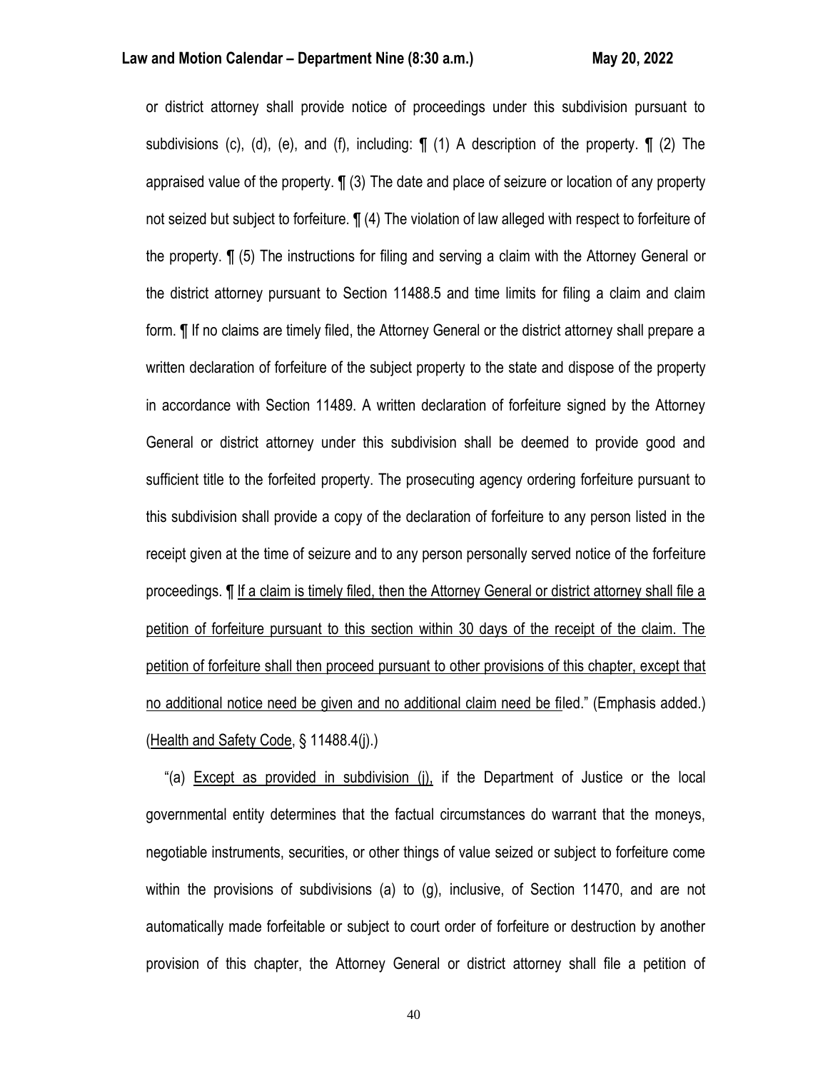or district attorney shall provide notice of proceedings under this subdivision pursuant to subdivisions (c), (d), (e), and (f), including: ¶ (1) A description of the property. ¶ (2) The appraised value of the property. ¶ (3) The date and place of seizure or location of any property not seized but subject to forfeiture. ¶ (4) The violation of law alleged with respect to forfeiture of the property. ¶ (5) The instructions for filing and serving a claim with the Attorney General or the district attorney pursuant to Section 11488.5 and time limits for filing a claim and claim form. ¶ If no claims are timely filed, the Attorney General or the district attorney shall prepare a written declaration of forfeiture of the subject property to the state and dispose of the property in accordance with Section 11489. A written declaration of forfeiture signed by the Attorney General or district attorney under this subdivision shall be deemed to provide good and sufficient title to the forfeited property. The prosecuting agency ordering forfeiture pursuant to this subdivision shall provide a copy of the declaration of forfeiture to any person listed in the receipt given at the time of seizure and to any person personally served notice of the forfeiture proceedings. ¶ <u>If a claim is timely filed, then the Attorney General or district attorney shall file a petition of forfeiture pursuant to this section within 30 days of the receipt of the claim. The petition of forfeiture shall then proceed pursuant to other provisions of this chapter, except that no additional notice need be given and no additional claim need be fi</u>led." (Emphasis added.) (<u>Health and Safety Code</u>, § 11488.4(j).)

"(a) <u>Except as provided in subdivision (j),</u> if the Department of Justice or the local governmental entity determines that the factual circumstances do warrant that the moneys, negotiable instruments, securities, or other things of value seized or subject to forfeiture come within the provisions of subdivisions (a) to (g), inclusive, of Section 11470, and are not automatically made forfeitable or subject to court order of forfeiture or destruction by another provision of this chapter, the Attorney General or district attorney shall file a petition of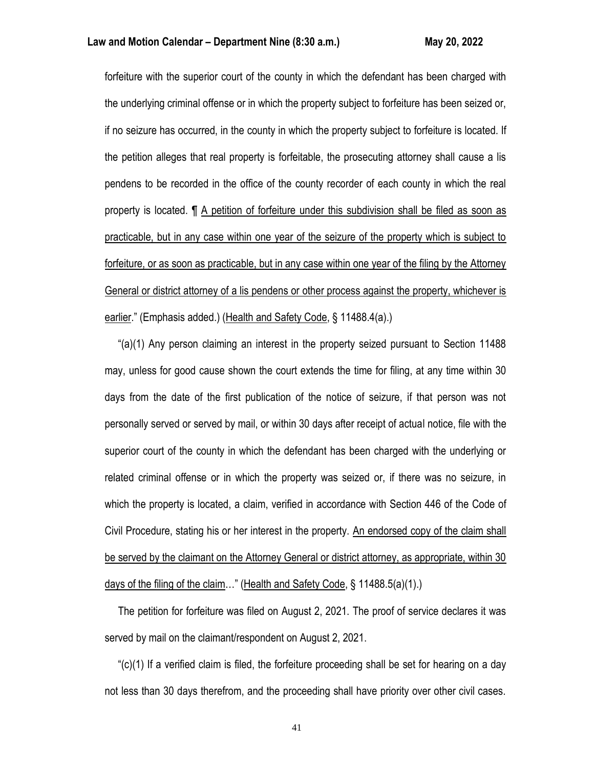forfeiture with the superior court of the county in which the defendant has been charged with the underlying criminal offense or in which the property subject to forfeiture has been seized or, if no seizure has occurred, in the county in which the property subject to forfeiture is located. If the petition alleges that real property is forfeitable, the prosecuting attorney shall cause a lis pendens to be recorded in the office of the county recorder of each county in which the real property is located. ¶ <u>A petition of forfeiture under this subdivision shall be filed as soon as practicable, but in any case within one year of the seizure of the property which is subject to forfeiture, or as soon as practicable, but in any case within one year of the filing by the Attorney General or district attorney of a lis pendens or other process against the property, whichever is earlier</u>." (Emphasis added.) (<u>Health and Safety Code</u>, § 11488.4(a).)

"(a)(1) Any person claiming an interest in the property seized pursuant to Section 11488 may, unless for good cause shown the court extends the time for filing, at any time within 30 days from the date of the first publication of the notice of seizure, if that person was not personally served or served by mail, or within 30 days after receipt of actual notice, file with the superior court of the county in which the defendant has been charged with the underlying or related criminal offense or in which the property was seized or, if there was no seizure, in which the property is located, a claim, verified in accordance with Section 446 of the Code of Civil Procedure, stating his or her interest in the property. <u>An endorsed copy of the claim shall be served by the claimant on the Attorney General or district attorney, as appropriate, within 30 days of the filing of the claim</u>…" (<u>Health and Safety Code</u>, § 11488.5(a)(1).)

The petition for forfeiture was filed on August 2, 2021. The proof of service declares it was served by mail on the claimant/respondent on August 2, 2021.

"(c)(1) If a verified claim is filed, the forfeiture proceeding shall be set for hearing on a day not less than 30 days therefrom, and the proceeding shall have priority over other civil cases.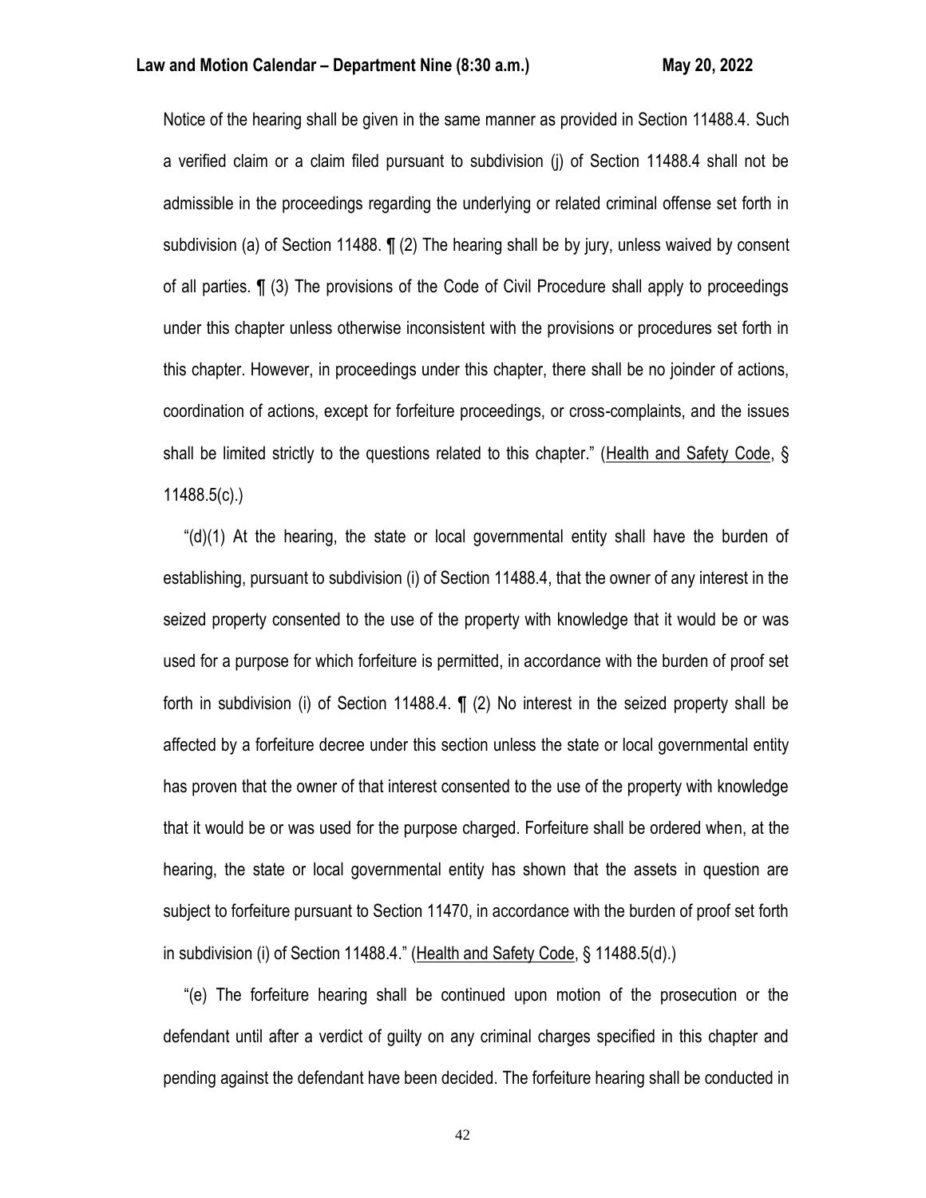Notice of the hearing shall be given in the same manner as provided in Section 11488.4. Such a verified claim or a claim filed pursuant to subdivision (j) of Section 11488.4 shall not be admissible in the proceedings regarding the underlying or related criminal offense set forth in subdivision (a) of Section 11488. ¶ (2) The hearing shall be by jury, unless waived by consent of all parties. ¶ (3) The provisions of the Code of Civil Procedure shall apply to proceedings under this chapter unless otherwise inconsistent with the provisions or procedures set forth in this chapter. However, in proceedings under this chapter, there shall be no joinder of actions, coordination of actions, except for forfeiture proceedings, or cross-complaints, and the issues shall be limited strictly to the questions related to this chapter." (Health and Safety Code, § 11488.5(c).)

"(d)(1) At the hearing, the state or local governmental entity shall have the burden of establishing, pursuant to subdivision (i) of Section 11488.4, that the owner of any interest in the seized property consented to the use of the property with knowledge that it would be or was used for a purpose for which forfeiture is permitted, in accordance with the burden of proof set forth in subdivision (i) of Section 11488.4. ¶ (2) No interest in the seized property shall be affected by a forfeiture decree under this section unless the state or local governmental entity has proven that the owner of that interest consented to the use of the property with knowledge that it would be or was used for the purpose charged. Forfeiture shall be ordered when, at the hearing, the state or local governmental entity has shown that the assets in question are subject to forfeiture pursuant to Section 11470, in accordance with the burden of proof set forth in subdivision (i) of Section 11488.4." (Health and Safety Code, § 11488.5(d).)

"(e) The forfeiture hearing shall be continued upon motion of the prosecution or the defendant until after a verdict of guilty on any criminal charges specified in this chapter and pending against the defendant have been decided. The forfeiture hearing shall be conducted in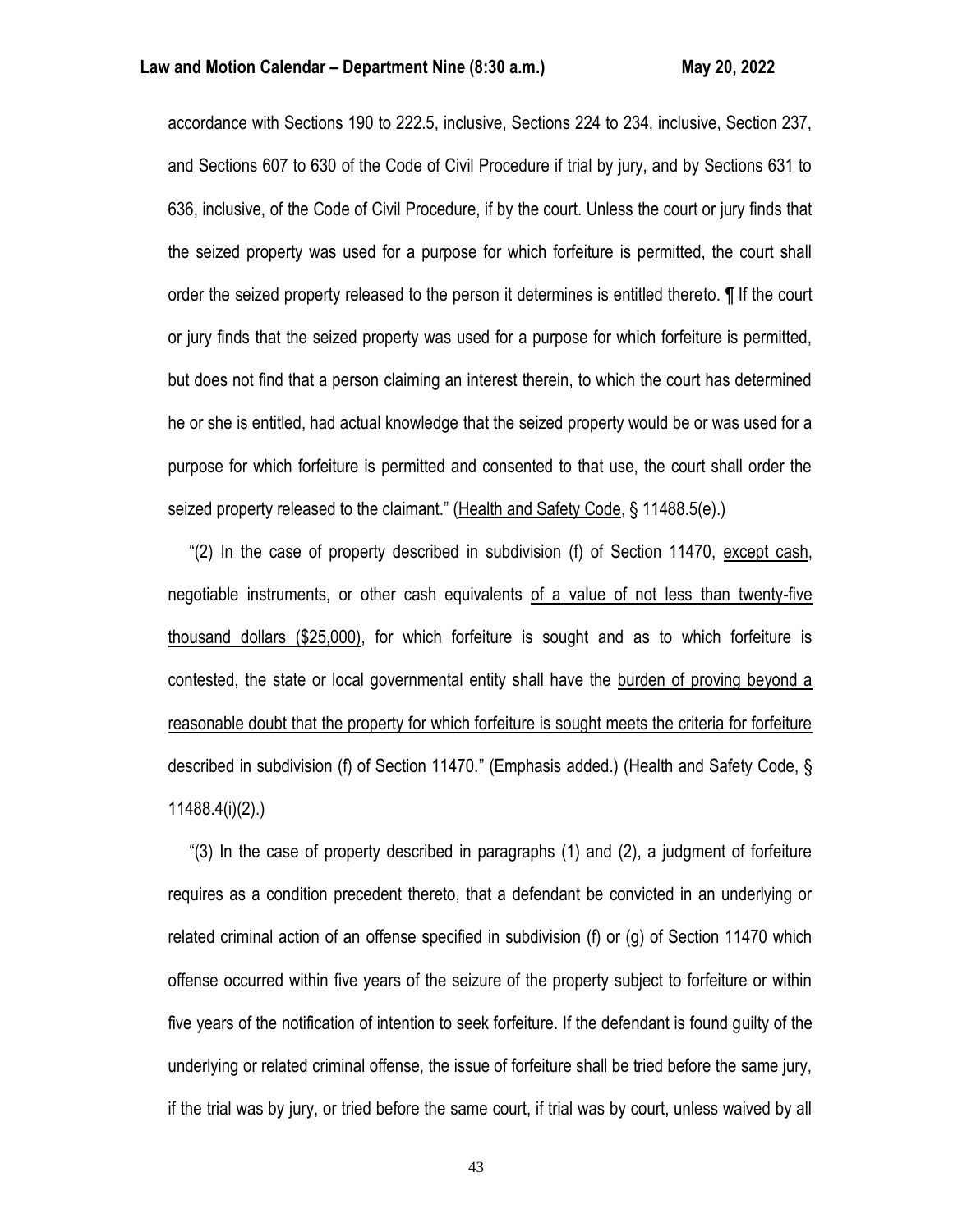accordance with Sections 190 to 222.5, inclusive, Sections 224 to 234, inclusive, Section 237, and Sections 607 to 630 of the Code of Civil Procedure if trial by jury, and by Sections 631 to 636, inclusive, of the Code of Civil Procedure, if by the court. Unless the court or jury finds that the seized property was used for a purpose for which forfeiture is permitted, the court shall order the seized property released to the person it determines is entitled thereto. ¶ If the court or jury finds that the seized property was used for a purpose for which forfeiture is permitted, but does not find that a person claiming an interest therein, to which the court has determined he or she is entitled, had actual knowledge that the seized property would be or was used for a purpose for which forfeiture is permitted and consented to that use, the court shall order the seized property released to the claimant." (<u>Health and Safety Code</u>, § 11488.5(e).)

"(2) In the case of property described in subdivision (f) of Section 11470, <u>except cash</u>, negotiable instruments, or other cash equivalents <u>of a value of not less than twenty-five thousand dollars ($25,000)</u>, for which forfeiture is sought and as to which forfeiture is contested, the state or local governmental entity shall have the <u>burden of proving beyond a reasonable doubt that the property for which forfeiture is sought meets the criteria for forfeiture described in subdivision (f) of Section 11470.</u>" (Emphasis added.) (<u>Health and Safety Code</u>, § 11488.4(i)(2).)

"(3) In the case of property described in paragraphs (1) and (2), a judgment of forfeiture requires as a condition precedent thereto, that a defendant be convicted in an underlying or related criminal action of an offense specified in subdivision (f) or (g) of Section 11470 which offense occurred within five years of the seizure of the property subject to forfeiture or within five years of the notification of intention to seek forfeiture. If the defendant is found guilty of the underlying or related criminal offense, the issue of forfeiture shall be tried before the same jury, if the trial was by jury, or tried before the same court, if trial was by court, unless waived by all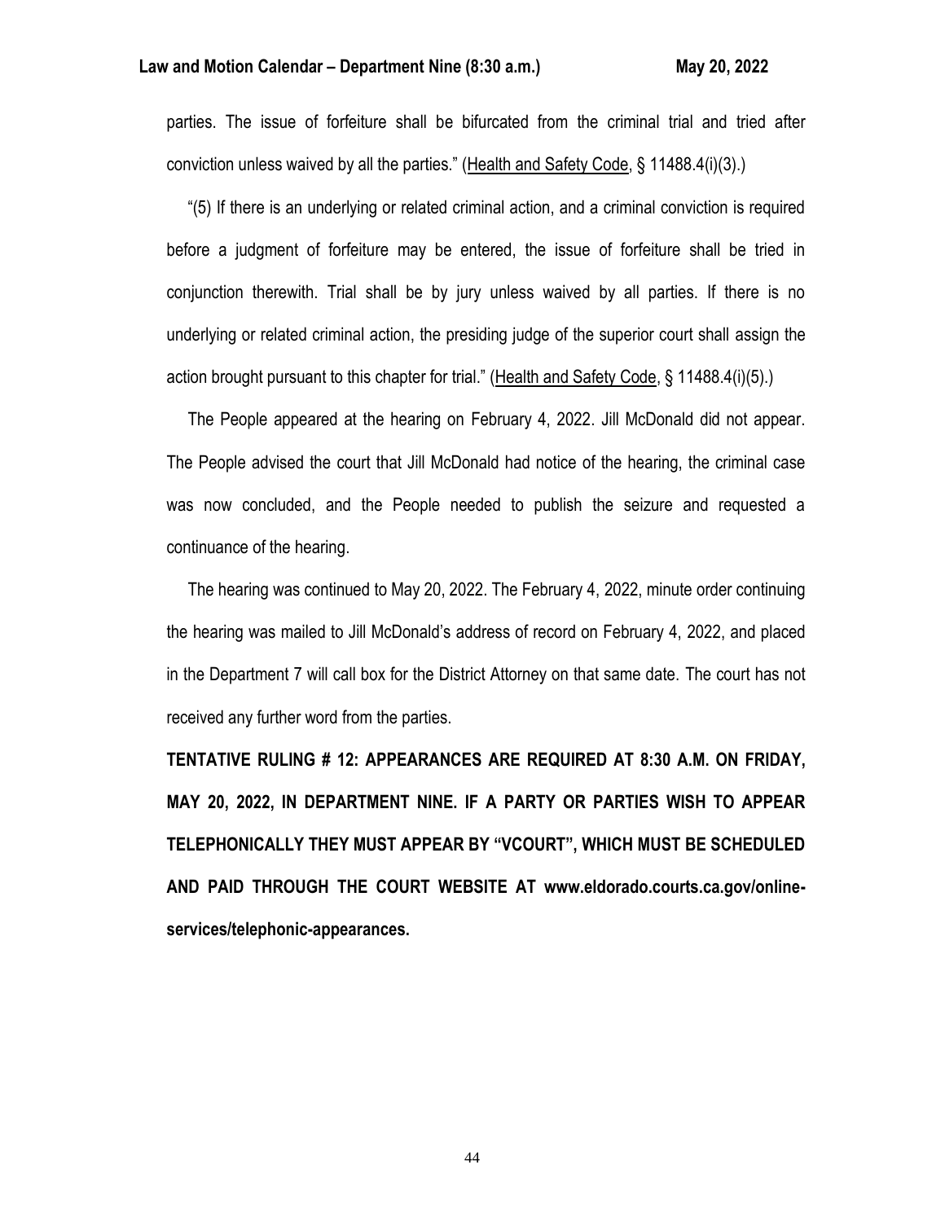parties. The issue of forfeiture shall be bifurcated from the criminal trial and tried after conviction unless waived by all the parties." (Health and Safety Code, § 11488.4(i)(3).)

"(5) If there is an underlying or related criminal action, and a criminal conviction is required before a judgment of forfeiture may be entered, the issue of forfeiture shall be tried in conjunction therewith. Trial shall be by jury unless waived by all parties. If there is no underlying or related criminal action, the presiding judge of the superior court shall assign the action brought pursuant to this chapter for trial." (Health and Safety Code, § 11488.4(i)(5).)

The People appeared at the hearing on February 4, 2022. Jill McDonald did not appear. The People advised the court that Jill McDonald had notice of the hearing, the criminal case was now concluded, and the People needed to publish the seizure and requested a continuance of the hearing.

The hearing was continued to May 20, 2022. The February 4, 2022, minute order continuing the hearing was mailed to Jill McDonald's address of record on February 4, 2022, and placed in the Department 7 will call box for the District Attorney on that same date. The court has not received any further word from the parties.

**TENTATIVE RULING # 12: APPEARANCES ARE REQUIRED AT 8:30 A.M. ON FRIDAY, MAY 20, 2022, IN DEPARTMENT NINE. IF A PARTY OR PARTIES WISH TO APPEAR TELEPHONICALLY THEY MUST APPEAR BY "VCOURT", WHICH MUST BE SCHEDULED AND PAID THROUGH THE COURT WEBSITE AT www.eldorado.courts.ca.gov/online-services/telephonic-appearances.**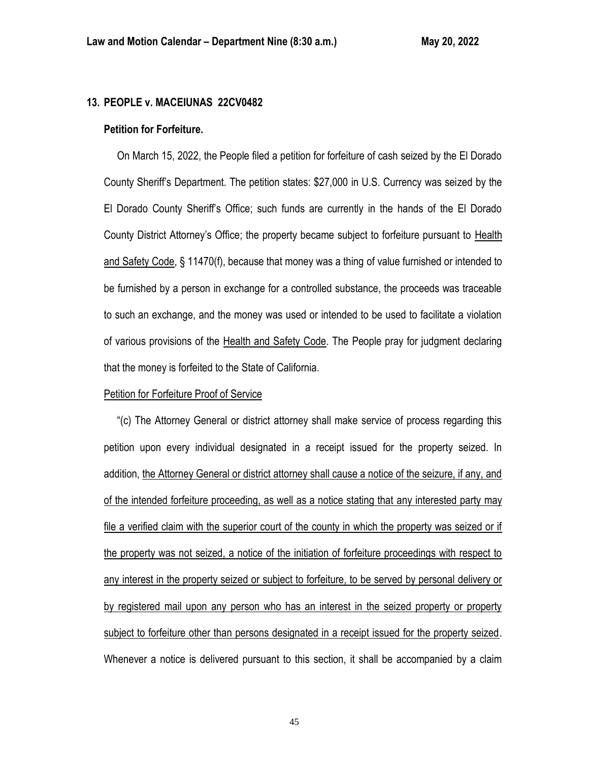**13. PEOPLE v. MACEIUNAS 22CV0482**

**Petition for Forfeiture.**

On March 15, 2022, the People filed a petition for forfeiture of cash seized by the El Dorado County Sheriff's Department. The petition states: $27,000 in U.S. Currency was seized by the El Dorado County Sheriff's Office; such funds are currently in the hands of the El Dorado County District Attorney's Office; the property became subject to forfeiture pursuant to Health and Safety Code, § 11470(f), because that money was a thing of value furnished or intended to be furnished by a person in exchange for a controlled substance, the proceeds was traceable to such an exchange, and the money was used or intended to be used to facilitate a violation of various provisions of the Health and Safety Code. The People pray for judgment declaring that the money is forfeited to the State of California.

Petition for Forfeiture Proof of Service

"(c) The Attorney General or district attorney shall make service of process regarding this petition upon every individual designated in a receipt issued for the property seized. In addition, the Attorney General or district attorney shall cause a notice of the seizure, if any, and of the intended forfeiture proceeding, as well as a notice stating that any interested party may file a verified claim with the superior court of the county in which the property was seized or if the property was not seized, a notice of the initiation of forfeiture proceedings with respect to any interest in the property seized or subject to forfeiture, to be served by personal delivery or by registered mail upon any person who has an interest in the seized property or property subject to forfeiture other than persons designated in a receipt issued for the property seized. Whenever a notice is delivered pursuant to this section, it shall be accompanied by a claim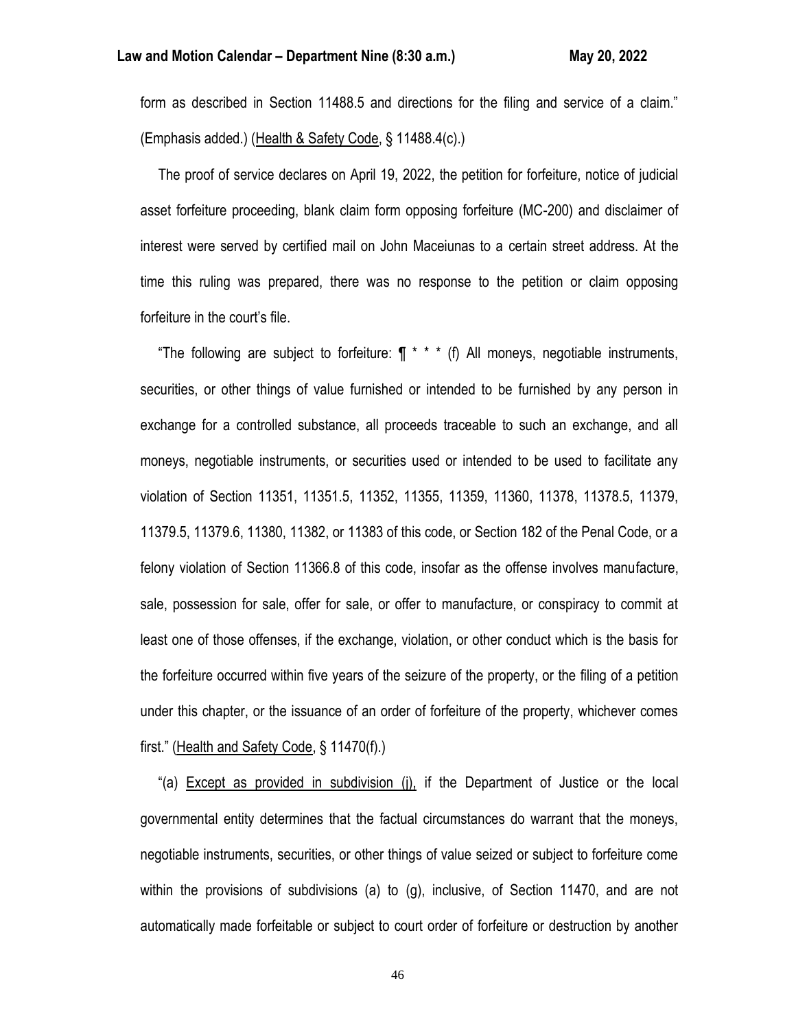form as described in Section 11488.5 and directions for the filing and service of a claim." (Emphasis added.) (Health & Safety Code, § 11488.4(c).)

The proof of service declares on April 19, 2022, the petition for forfeiture, notice of judicial asset forfeiture proceeding, blank claim form opposing forfeiture (MC-200) and disclaimer of interest were served by certified mail on John Maceiunas to a certain street address. At the time this ruling was prepared, there was no response to the petition or claim opposing forfeiture in the court's file.

"The following are subject to forfeiture: ¶ * * * (f) All moneys, negotiable instruments, securities, or other things of value furnished or intended to be furnished by any person in exchange for a controlled substance, all proceeds traceable to such an exchange, and all moneys, negotiable instruments, or securities used or intended to be used to facilitate any violation of Section 11351, 11351.5, 11352, 11355, 11359, 11360, 11378, 11378.5, 11379, 11379.5, 11379.6, 11380, 11382, or 11383 of this code, or Section 182 of the Penal Code, or a felony violation of Section 11366.8 of this code, insofar as the offense involves manufacture, sale, possession for sale, offer for sale, or offer to manufacture, or conspiracy to commit at least one of those offenses, if the exchange, violation, or other conduct which is the basis for the forfeiture occurred within five years of the seizure of the property, or the filing of a petition under this chapter, or the issuance of an order of forfeiture of the property, whichever comes first." (Health and Safety Code, § 11470(f).)

"(a) Except as provided in subdivision (j), if the Department of Justice or the local governmental entity determines that the factual circumstances do warrant that the moneys, negotiable instruments, securities, or other things of value seized or subject to forfeiture come within the provisions of subdivisions (a) to (g), inclusive, of Section 11470, and are not automatically made forfeitable or subject to court order of forfeiture or destruction by another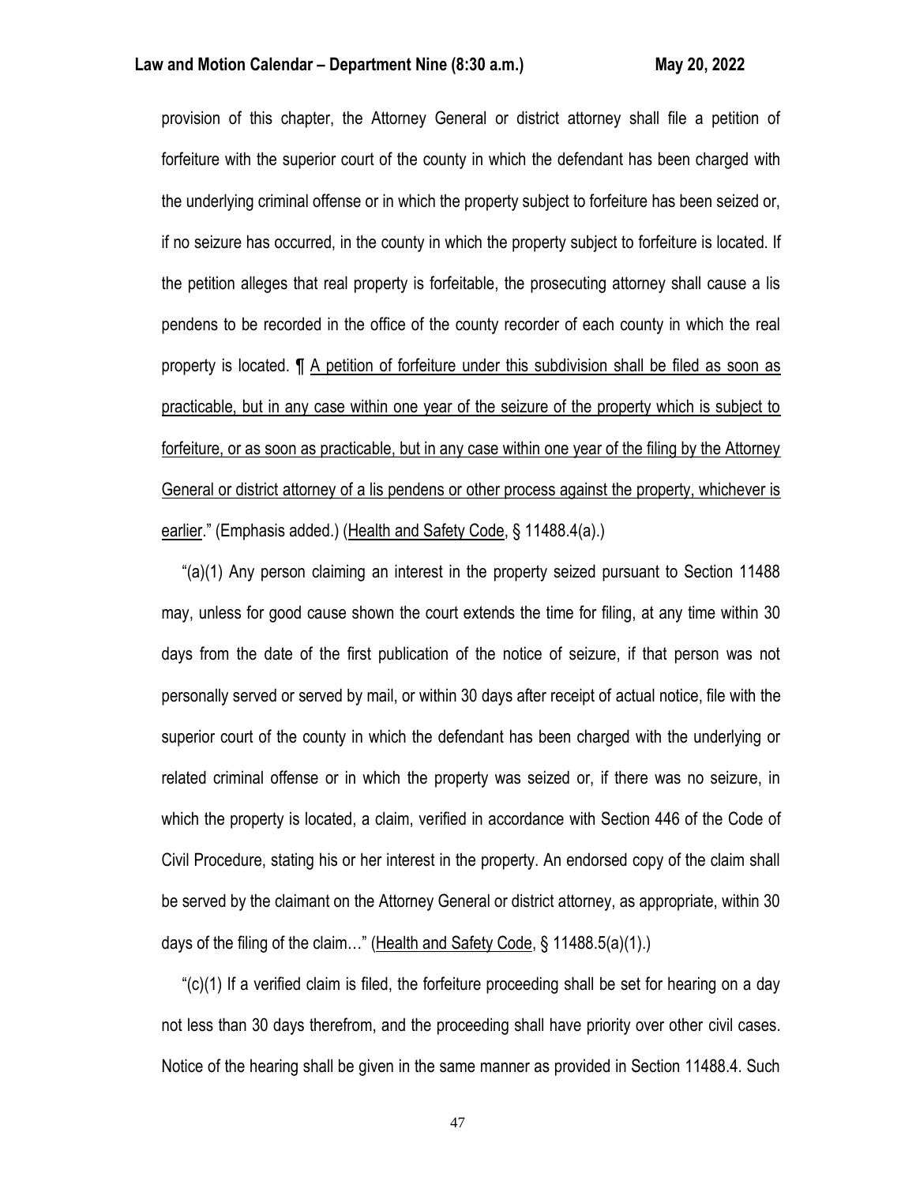provision of this chapter, the Attorney General or district attorney shall file a petition of forfeiture with the superior court of the county in which the defendant has been charged with the underlying criminal offense or in which the property subject to forfeiture has been seized or, if no seizure has occurred, in the county in which the property subject to forfeiture is located. If the petition alleges that real property is forfeitable, the prosecuting attorney shall cause a lis pendens to be recorded in the office of the county recorder of each county in which the real property is located. ¶ <u>A petition of forfeiture under this subdivision shall be filed as soon as practicable, but in any case within one year of the seizure of the property which is subject to forfeiture, or as soon as practicable, but in any case within one year of the filing by the Attorney General or district attorney of a lis pendens or other process against the property, whichever is earlier</u>." (Emphasis added.) (<u>Health and Safety Code</u>, § 11488.4(a).)

"(a)(1) Any person claiming an interest in the property seized pursuant to Section 11488 may, unless for good cause shown the court extends the time for filing, at any time within 30 days from the date of the first publication of the notice of seizure, if that person was not personally served or served by mail, or within 30 days after receipt of actual notice, file with the superior court of the county in which the defendant has been charged with the underlying or related criminal offense or in which the property was seized or, if there was no seizure, in which the property is located, a claim, verified in accordance with Section 446 of the Code of Civil Procedure, stating his or her interest in the property. An endorsed copy of the claim shall be served by the claimant on the Attorney General or district attorney, as appropriate, within 30 days of the filing of the claim…" (<u>Health and Safety Code</u>, § 11488.5(a)(1).)

"(c)(1) If a verified claim is filed, the forfeiture proceeding shall be set for hearing on a day not less than 30 days therefrom, and the proceeding shall have priority over other civil cases. Notice of the hearing shall be given in the same manner as provided in Section 11488.4. Such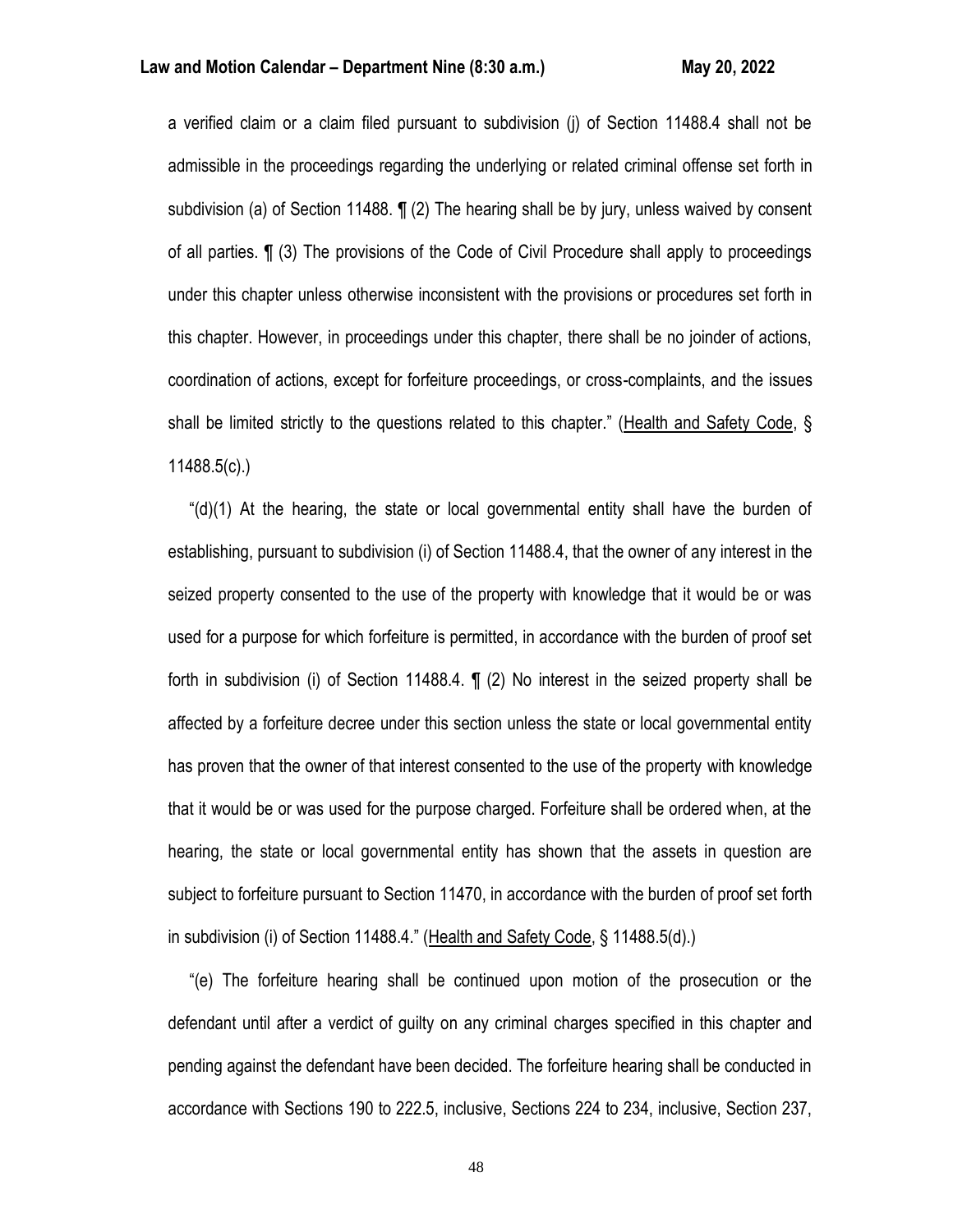a verified claim or a claim filed pursuant to subdivision (j) of Section 11488.4 shall not be admissible in the proceedings regarding the underlying or related criminal offense set forth in subdivision (a) of Section 11488. ¶ (2) The hearing shall be by jury, unless waived by consent of all parties. ¶ (3) The provisions of the Code of Civil Procedure shall apply to proceedings under this chapter unless otherwise inconsistent with the provisions or procedures set forth in this chapter. However, in proceedings under this chapter, there shall be no joinder of actions, coordination of actions, except for forfeiture proceedings, or cross-complaints, and the issues shall be limited strictly to the questions related to this chapter." (Health and Safety Code, § 11488.5(c).)

"(d)(1) At the hearing, the state or local governmental entity shall have the burden of establishing, pursuant to subdivision (i) of Section 11488.4, that the owner of any interest in the seized property consented to the use of the property with knowledge that it would be or was used for a purpose for which forfeiture is permitted, in accordance with the burden of proof set forth in subdivision (i) of Section 11488.4. ¶ (2) No interest in the seized property shall be affected by a forfeiture decree under this section unless the state or local governmental entity has proven that the owner of that interest consented to the use of the property with knowledge that it would be or was used for the purpose charged. Forfeiture shall be ordered when, at the hearing, the state or local governmental entity has shown that the assets in question are subject to forfeiture pursuant to Section 11470, in accordance with the burden of proof set forth in subdivision (i) of Section 11488.4." (Health and Safety Code, § 11488.5(d).)

"(e) The forfeiture hearing shall be continued upon motion of the prosecution or the defendant until after a verdict of guilty on any criminal charges specified in this chapter and pending against the defendant have been decided. The forfeiture hearing shall be conducted in accordance with Sections 190 to 222.5, inclusive, Sections 224 to 234, inclusive, Section 237,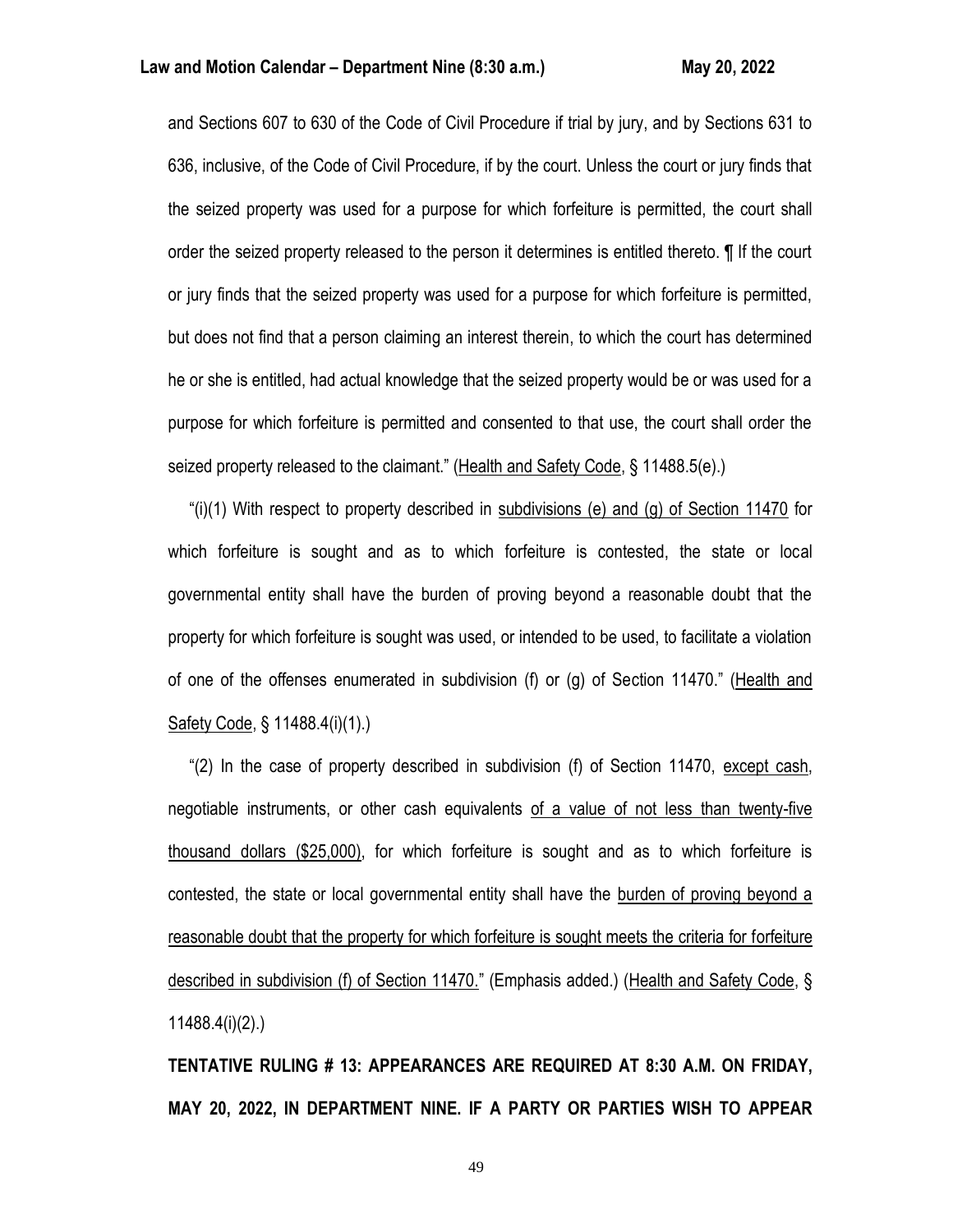and Sections 607 to 630 of the Code of Civil Procedure if trial by jury, and by Sections 631 to 636, inclusive, of the Code of Civil Procedure, if by the court. Unless the court or jury finds that the seized property was used for a purpose for which forfeiture is permitted, the court shall order the seized property released to the person it determines is entitled thereto. ¶ If the court or jury finds that the seized property was used for a purpose for which forfeiture is permitted, but does not find that a person claiming an interest therein, to which the court has determined he or she is entitled, had actual knowledge that the seized property would be or was used for a purpose for which forfeiture is permitted and consented to that use, the court shall order the seized property released to the claimant." (<u>Health and Safety Code</u>, § 11488.5(e).)

"(i)(1) With respect to property described in <u>subdivisions (e) and (g) of Section 11470</u> for which forfeiture is sought and as to which forfeiture is contested, the state or local governmental entity shall have the burden of proving beyond a reasonable doubt that the property for which forfeiture is sought was used, or intended to be used, to facilitate a violation of one of the offenses enumerated in subdivision (f) or (g) of Section 11470." (<u>Health and Safety Code</u>, § 11488.4(i)(1).)

"(2) In the case of property described in subdivision (f) of Section 11470, <u>except cash</u>, negotiable instruments, or other cash equivalents <u>of a value of not less than twenty-five thousand dollars ($25,000)</u>, for which forfeiture is sought and as to which forfeiture is contested, the state or local governmental entity shall have the <u>burden of proving beyond a reasonable doubt that the property for which forfeiture is sought meets the criteria for forfeiture described in subdivision (f) of Section 11470.</u>" (Emphasis added.) (<u>Health and Safety Code</u>, § 11488.4(i)(2).)

**TENTATIVE RULING # 13: APPEARANCES ARE REQUIRED AT 8:30 A.M. ON FRIDAY, MAY 20, 2022, IN DEPARTMENT NINE. IF A PARTY OR PARTIES WISH TO APPEAR**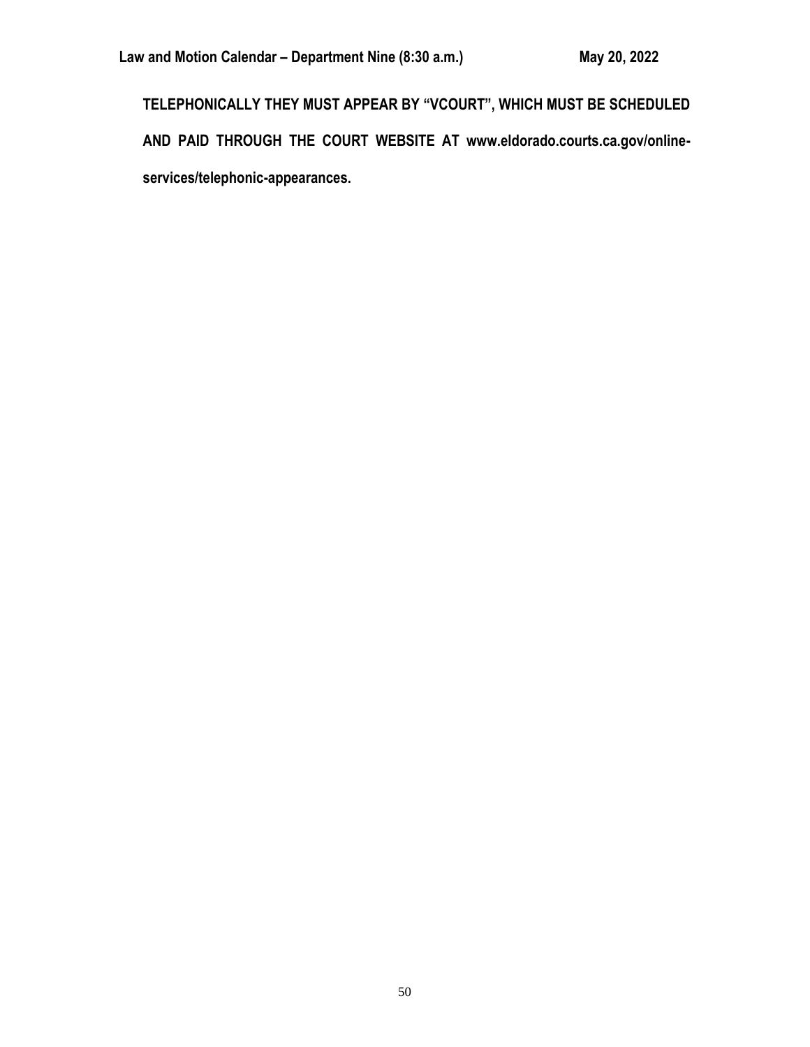**TELEPHONICALLY THEY MUST APPEAR BY "VCOURT", WHICH MUST BE SCHEDULED AND PAID THROUGH THE COURT WEBSITE AT www.eldorado.courts.ca.gov/online-services/telephonic-appearances.**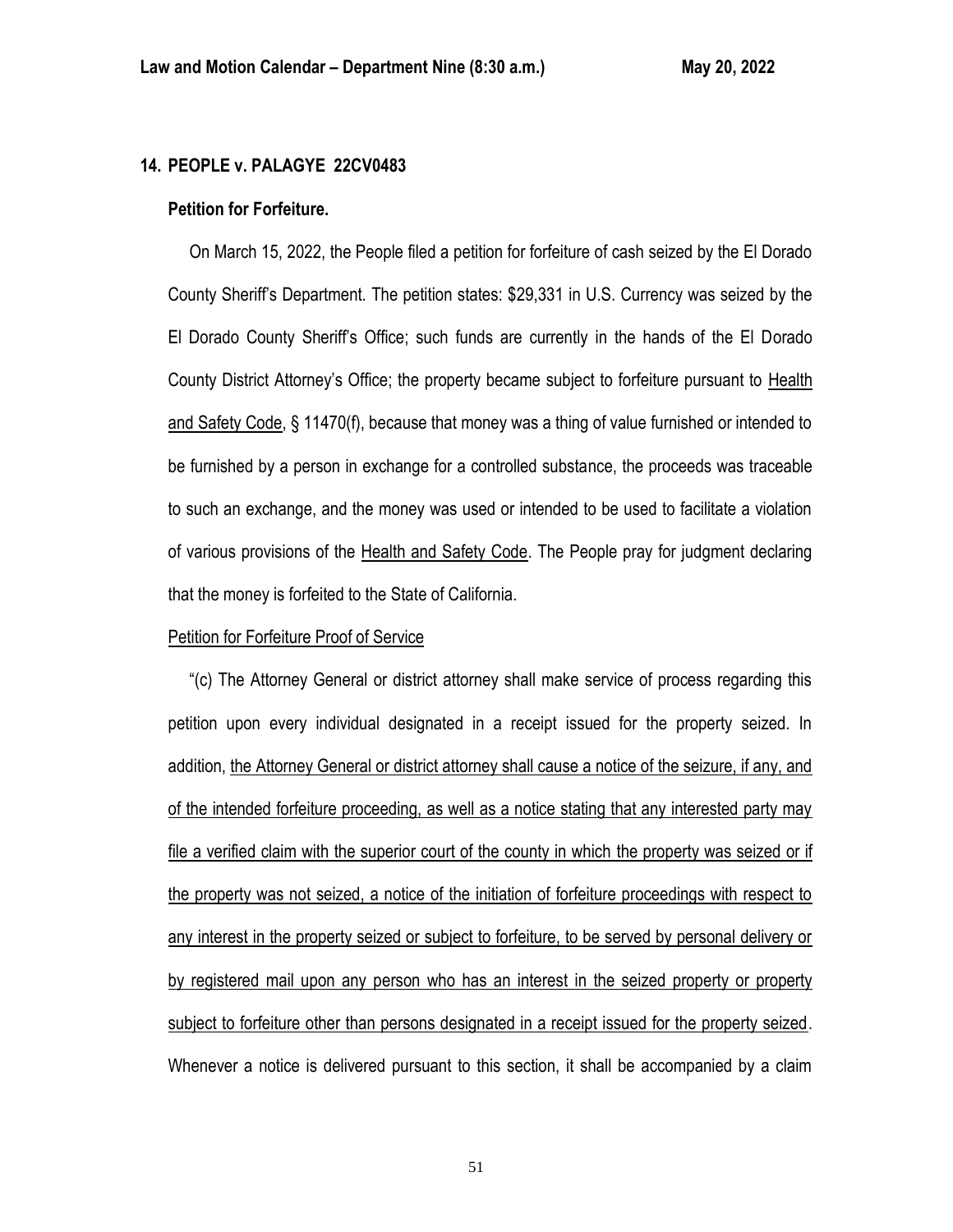## 14. PEOPLE v. PALAGYE 22CV0483

### Petition for Forfeiture.

On March 15, 2022, the People filed a petition for forfeiture of cash seized by the El Dorado County Sheriff's Department. The petition states: $29,331 in U.S. Currency was seized by the El Dorado County Sheriff's Office; such funds are currently in the hands of the El Dorado County District Attorney's Office; the property became subject to forfeiture pursuant to Health and Safety Code, § 11470(f), because that money was a thing of value furnished or intended to be furnished by a person in exchange for a controlled substance, the proceeds was traceable to such an exchange, and the money was used or intended to be used to facilitate a violation of various provisions of the Health and Safety Code. The People pray for judgment declaring that the money is forfeited to the State of California.

Petition for Forfeiture Proof of Service

"(c) The Attorney General or district attorney shall make service of process regarding this petition upon every individual designated in a receipt issued for the property seized. In addition, the Attorney General or district attorney shall cause a notice of the seizure, if any, and of the intended forfeiture proceeding, as well as a notice stating that any interested party may file a verified claim with the superior court of the county in which the property was seized or if the property was not seized, a notice of the initiation of forfeiture proceedings with respect to any interest in the property seized or subject to forfeiture, to be served by personal delivery or by registered mail upon any person who has an interest in the seized property or property subject to forfeiture other than persons designated in a receipt issued for the property seized. Whenever a notice is delivered pursuant to this section, it shall be accompanied by a claim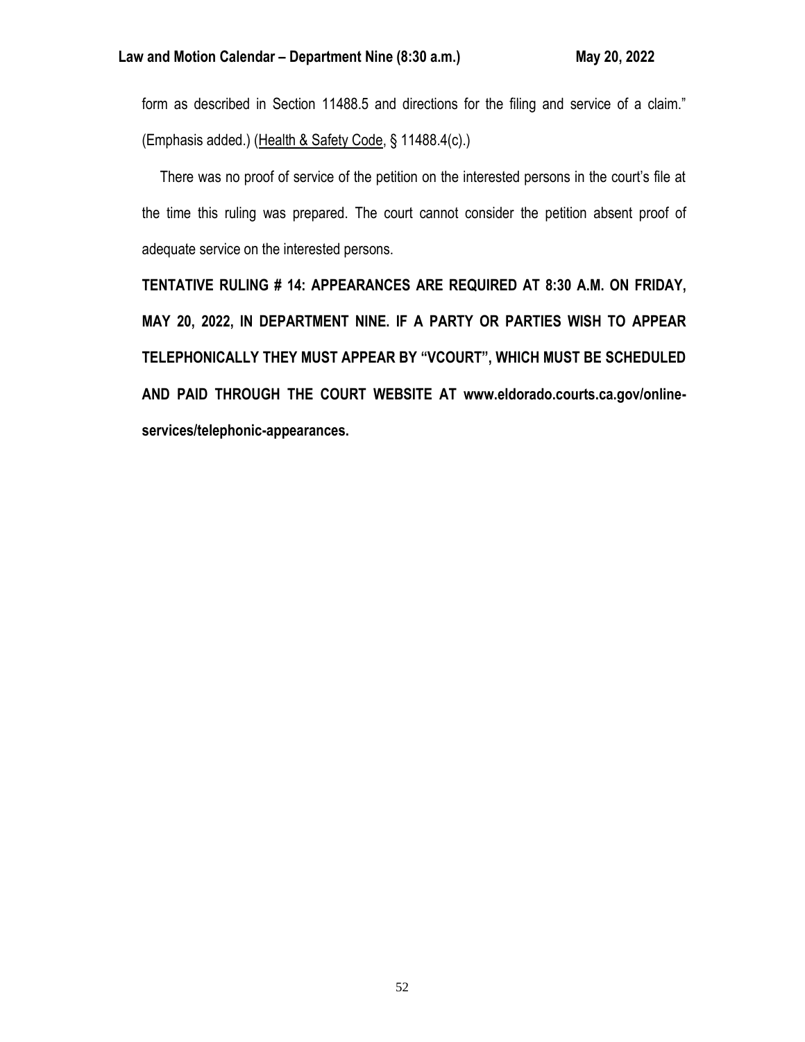form as described in Section 11488.5 and directions for the filing and service of a claim." (Emphasis added.) (Health & Safety Code, § 11488.4(c).)

There was no proof of service of the petition on the interested persons in the court's file at the time this ruling was prepared. The court cannot consider the petition absent proof of adequate service on the interested persons.

**TENTATIVE RULING # 14: APPEARANCES ARE REQUIRED AT 8:30 A.M. ON FRIDAY, MAY 20, 2022, IN DEPARTMENT NINE. IF A PARTY OR PARTIES WISH TO APPEAR TELEPHONICALLY THEY MUST APPEAR BY "VCOURT", WHICH MUST BE SCHEDULED AND PAID THROUGH THE COURT WEBSITE AT www.eldorado.courts.ca.gov/online-services/telephonic-appearances.**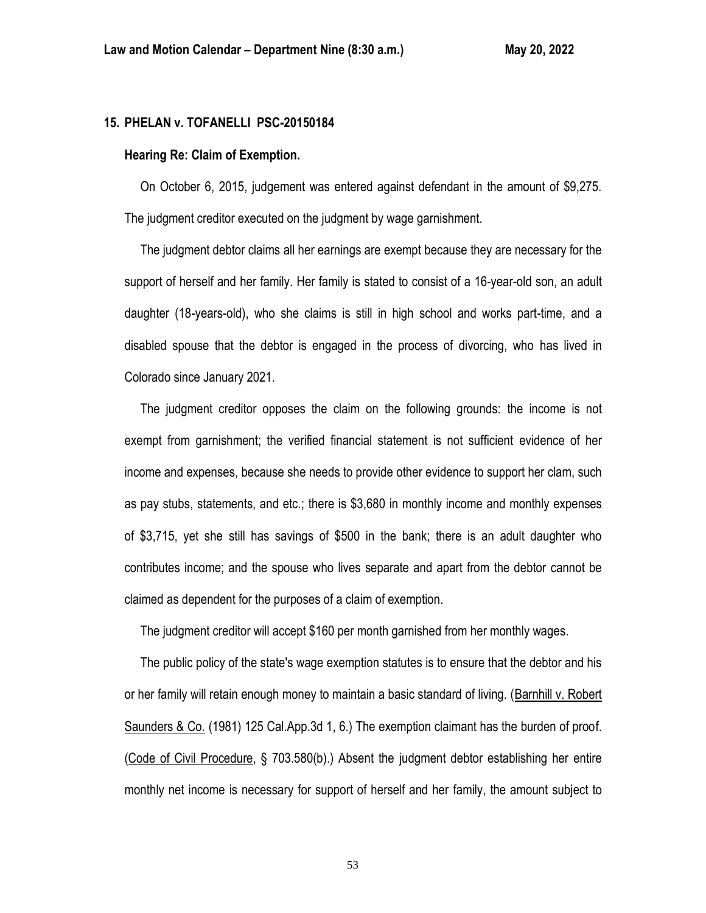## 15. PHELAN v. TOFANELLI PSC-20150184

### Hearing Re: Claim of Exemption.

On October 6, 2015, judgement was entered against defendant in the amount of $9,275. The judgment creditor executed on the judgment by wage garnishment.

The judgment debtor claims all her earnings are exempt because they are necessary for the support of herself and her family. Her family is stated to consist of a 16-year-old son, an adult daughter (18-years-old), who she claims is still in high school and works part-time, and a disabled spouse that the debtor is engaged in the process of divorcing, who has lived in Colorado since January 2021.

The judgment creditor opposes the claim on the following grounds: the income is not exempt from garnishment; the verified financial statement is not sufficient evidence of her income and expenses, because she needs to provide other evidence to support her clam, such as pay stubs, statements, and etc.; there is $3,680 in monthly income and monthly expenses of $3,715, yet she still has savings of $500 in the bank; there is an adult daughter who contributes income; and the spouse who lives separate and apart from the debtor cannot be claimed as dependent for the purposes of a claim of exemption.

The judgment creditor will accept $160 per month garnished from her monthly wages.

The public policy of the state's wage exemption statutes is to ensure that the debtor and his or her family will retain enough money to maintain a basic standard of living. (Barnhill v. Robert Saunders & Co. (1981) 125 Cal.App.3d 1, 6.) The exemption claimant has the burden of proof. (Code of Civil Procedure, § 703.580(b).) Absent the judgment debtor establishing her entire monthly net income is necessary for support of herself and her family, the amount subject to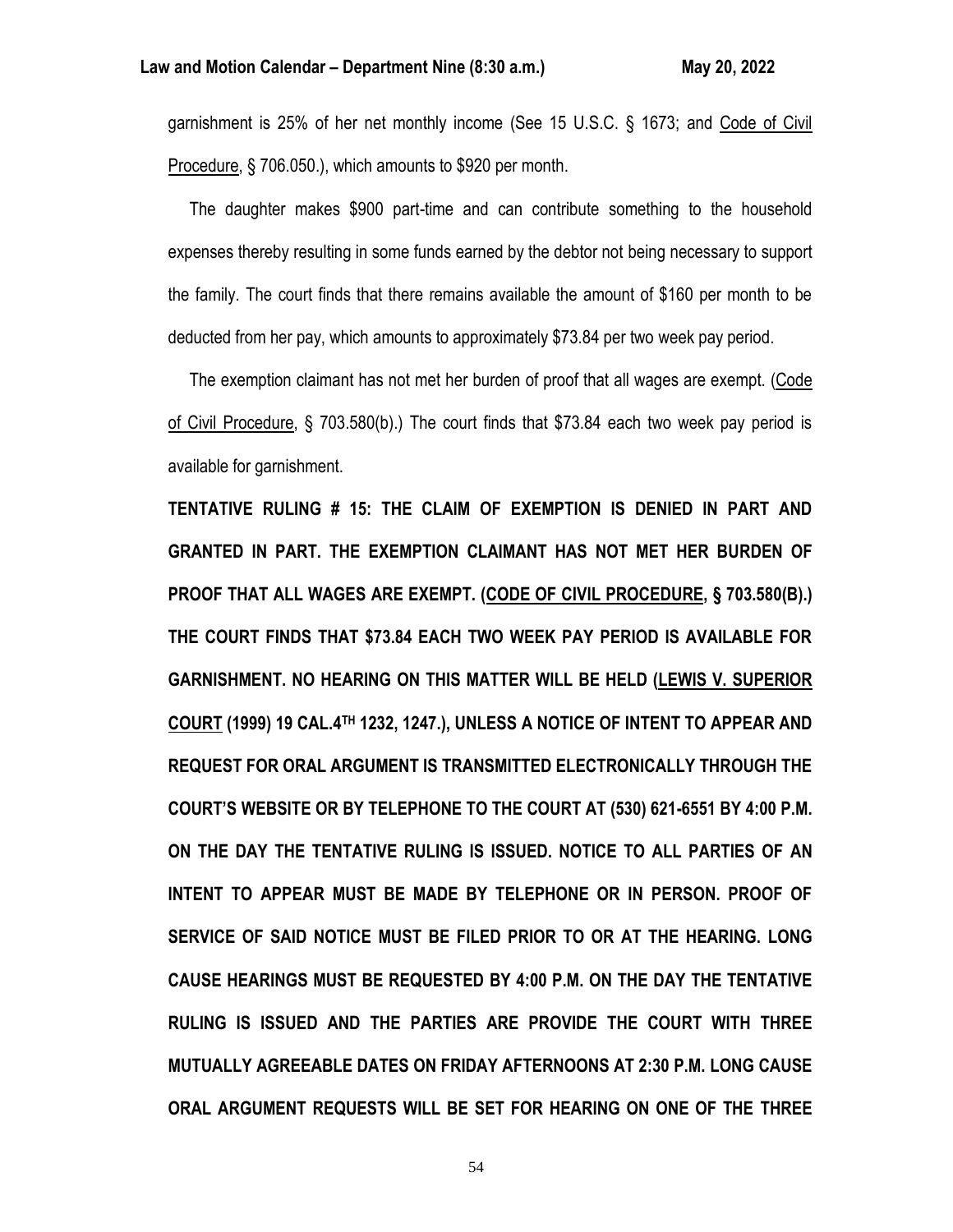garnishment is 25% of her net monthly income (See 15 U.S.C. § 1673; and Code of Civil Procedure, § 706.050.), which amounts to $920 per month.

The daughter makes $900 part-time and can contribute something to the household expenses thereby resulting in some funds earned by the debtor not being necessary to support the family. The court finds that there remains available the amount of $160 per month to be deducted from her pay, which amounts to approximately $73.84 per two week pay period.

The exemption claimant has not met her burden of proof that all wages are exempt. (Code of Civil Procedure, § 703.580(b).) The court finds that $73.84 each two week pay period is available for garnishment.

**TENTATIVE RULING # 15: THE CLAIM OF EXEMPTION IS DENIED IN PART AND GRANTED IN PART. THE EXEMPTION CLAIMANT HAS NOT MET HER BURDEN OF PROOF THAT ALL WAGES ARE EXEMPT. (CODE OF CIVIL PROCEDURE, § 703.580(B).) THE COURT FINDS THAT $73.84 EACH TWO WEEK PAY PERIOD IS AVAILABLE FOR GARNISHMENT. NO HEARING ON THIS MATTER WILL BE HELD (LEWIS V. SUPERIOR COURT (1999) 19 CAL.4TH 1232, 1247.), UNLESS A NOTICE OF INTENT TO APPEAR AND REQUEST FOR ORAL ARGUMENT IS TRANSMITTED ELECTRONICALLY THROUGH THE COURT'S WEBSITE OR BY TELEPHONE TO THE COURT AT (530) 621-6551 BY 4:00 P.M. ON THE DAY THE TENTATIVE RULING IS ISSUED. NOTICE TO ALL PARTIES OF AN INTENT TO APPEAR MUST BE MADE BY TELEPHONE OR IN PERSON. PROOF OF SERVICE OF SAID NOTICE MUST BE FILED PRIOR TO OR AT THE HEARING. LONG CAUSE HEARINGS MUST BE REQUESTED BY 4:00 P.M. ON THE DAY THE TENTATIVE RULING IS ISSUED AND THE PARTIES ARE PROVIDE THE COURT WITH THREE MUTUALLY AGREEABLE DATES ON FRIDAY AFTERNOONS AT 2:30 P.M. LONG CAUSE ORAL ARGUMENT REQUESTS WILL BE SET FOR HEARING ON ONE OF THE THREE**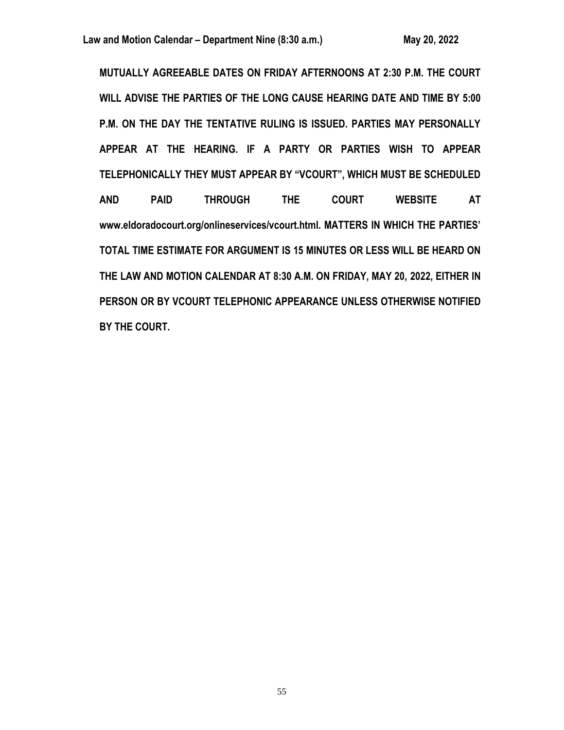**MUTUALLY AGREEABLE DATES ON FRIDAY AFTERNOONS AT 2:30 P.M. THE COURT WILL ADVISE THE PARTIES OF THE LONG CAUSE HEARING DATE AND TIME BY 5:00 P.M. ON THE DAY THE TENTATIVE RULING IS ISSUED. PARTIES MAY PERSONALLY APPEAR AT THE HEARING. IF A PARTY OR PARTIES WISH TO APPEAR TELEPHONICALLY THEY MUST APPEAR BY "VCOURT", WHICH MUST BE SCHEDULED AND PAID THROUGH THE COURT WEBSITE AT www.eldoradocourt.org/onlineservices/vcourt.html. MATTERS IN WHICH THE PARTIES' TOTAL TIME ESTIMATE FOR ARGUMENT IS 15 MINUTES OR LESS WILL BE HEARD ON THE LAW AND MOTION CALENDAR AT 8:30 A.M. ON FRIDAY, MAY 20, 2022, EITHER IN PERSON OR BY VCOURT TELEPHONIC APPEARANCE UNLESS OTHERWISE NOTIFIED BY THE COURT.**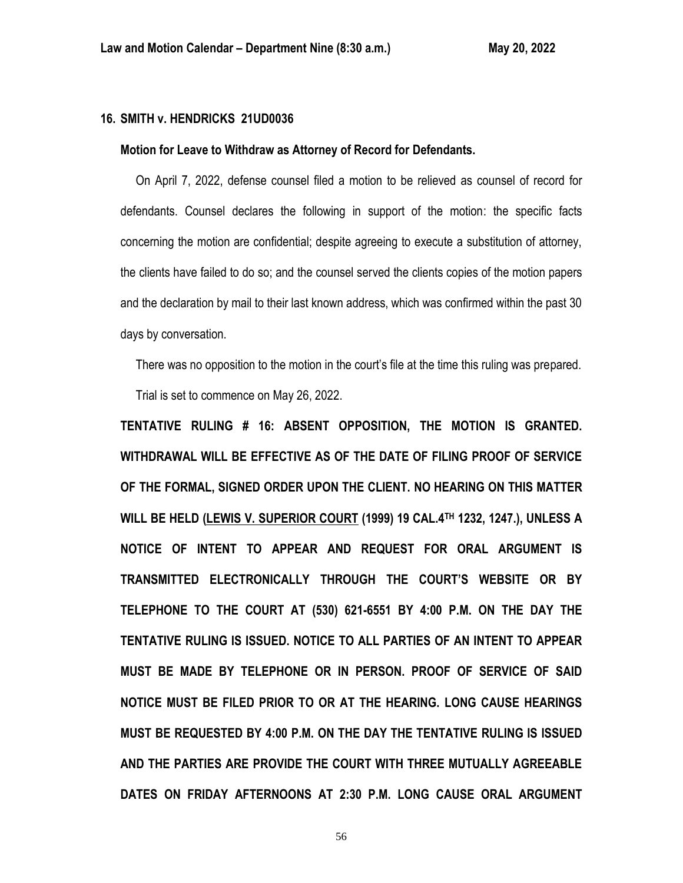**16. SMITH v. HENDRICKS 21UD0036**

**Motion for Leave to Withdraw as Attorney of Record for Defendants.**

On April 7, 2022, defense counsel filed a motion to be relieved as counsel of record for defendants. Counsel declares the following in support of the motion: the specific facts concerning the motion are confidential; despite agreeing to execute a substitution of attorney, the clients have failed to do so; and the counsel served the clients copies of the motion papers and the declaration by mail to their last known address, which was confirmed within the past 30 days by conversation.

There was no opposition to the motion in the court's file at the time this ruling was prepared.

Trial is set to commence on May 26, 2022.

**TENTATIVE RULING # 16: ABSENT OPPOSITION, THE MOTION IS GRANTED. WITHDRAWAL WILL BE EFFECTIVE AS OF THE DATE OF FILING PROOF OF SERVICE OF THE FORMAL, SIGNED ORDER UPON THE CLIENT. NO HEARING ON THIS MATTER WILL BE HELD (LEWIS V. SUPERIOR COURT (1999) 19 CAL.4TH 1232, 1247.), UNLESS A NOTICE OF INTENT TO APPEAR AND REQUEST FOR ORAL ARGUMENT IS TRANSMITTED ELECTRONICALLY THROUGH THE COURT'S WEBSITE OR BY TELEPHONE TO THE COURT AT (530) 621-6551 BY 4:00 P.M. ON THE DAY THE TENTATIVE RULING IS ISSUED. NOTICE TO ALL PARTIES OF AN INTENT TO APPEAR MUST BE MADE BY TELEPHONE OR IN PERSON. PROOF OF SERVICE OF SAID NOTICE MUST BE FILED PRIOR TO OR AT THE HEARING. LONG CAUSE HEARINGS MUST BE REQUESTED BY 4:00 P.M. ON THE DAY THE TENTATIVE RULING IS ISSUED AND THE PARTIES ARE PROVIDE THE COURT WITH THREE MUTUALLY AGREEABLE DATES ON FRIDAY AFTERNOONS AT 2:30 P.M. LONG CAUSE ORAL ARGUMENT**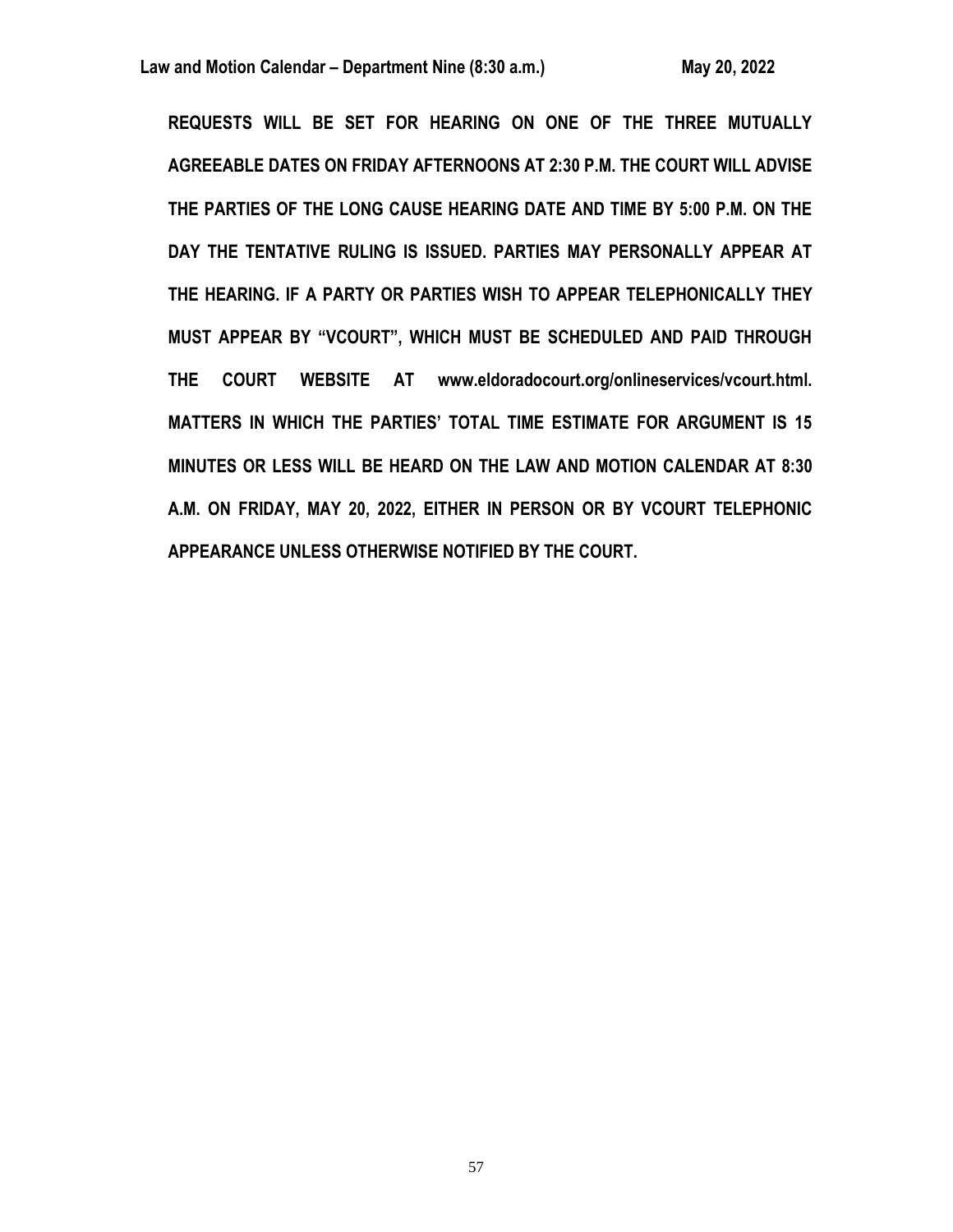**REQUESTS WILL BE SET FOR HEARING ON ONE OF THE THREE MUTUALLY AGREEABLE DATES ON FRIDAY AFTERNOONS AT 2:30 P.M. THE COURT WILL ADVISE THE PARTIES OF THE LONG CAUSE HEARING DATE AND TIME BY 5:00 P.M. ON THE DAY THE TENTATIVE RULING IS ISSUED. PARTIES MAY PERSONALLY APPEAR AT THE HEARING. IF A PARTY OR PARTIES WISH TO APPEAR TELEPHONICALLY THEY MUST APPEAR BY "VCOURT", WHICH MUST BE SCHEDULED AND PAID THROUGH THE COURT WEBSITE AT www.eldoradocourt.org/onlineservices/vcourt.html. MATTERS IN WHICH THE PARTIES' TOTAL TIME ESTIMATE FOR ARGUMENT IS 15 MINUTES OR LESS WILL BE HEARD ON THE LAW AND MOTION CALENDAR AT 8:30 A.M. ON FRIDAY, MAY 20, 2022, EITHER IN PERSON OR BY VCOURT TELEPHONIC APPEARANCE UNLESS OTHERWISE NOTIFIED BY THE COURT.**